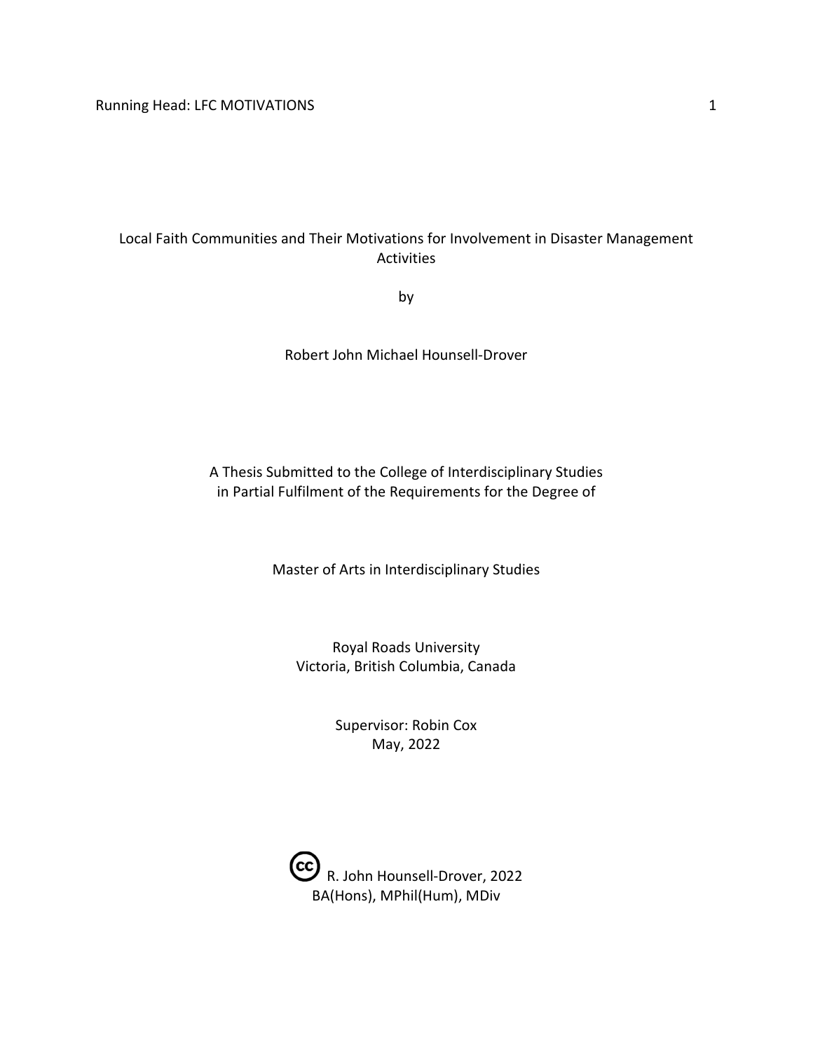# Local Faith Communities and Their Motivations for Involvement in Disaster Management Activities

by

Robert John Michael Hounsell-Drover

A Thesis Submitted to the College of Interdisciplinary Studies
in Partial Fulfilment of the Requirements for the Degree of

Master of Arts in Interdisciplinary Studies

Royal Roads University
Victoria, British Columbia, Canada

Supervisor: Robin Cox
May, 2022

(cc) R. John Hounsell-Drover, 2022
BA(Hons), MPhil(Hum), MDiv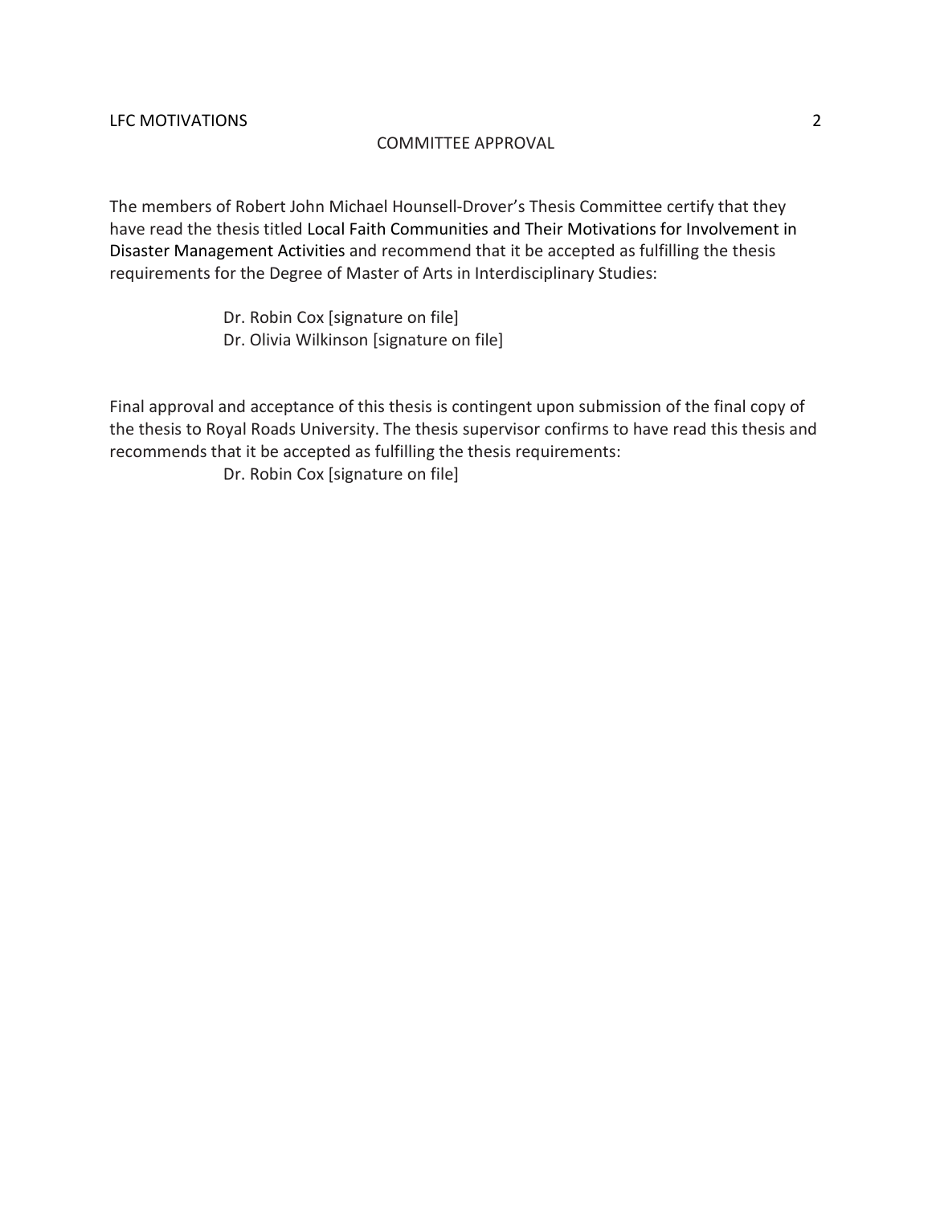## COMMITTEE APPROVAL

The members of Robert John Michael Hounsell-Drover's Thesis Committee certify that they have read the thesis titled Local Faith Communities and Their Motivations for Involvement in Disaster Management Activities and recommend that it be accepted as fulfilling the thesis requirements for the Degree of Master of Arts in Interdisciplinary Studies:

Dr. Robin Cox [signature on file]
Dr. Olivia Wilkinson [signature on file]

Final approval and acceptance of this thesis is contingent upon submission of the final copy of the thesis to Royal Roads University. The thesis supervisor confirms to have read this thesis and recommends that it be accepted as fulfilling the thesis requirements:

Dr. Robin Cox [signature on file]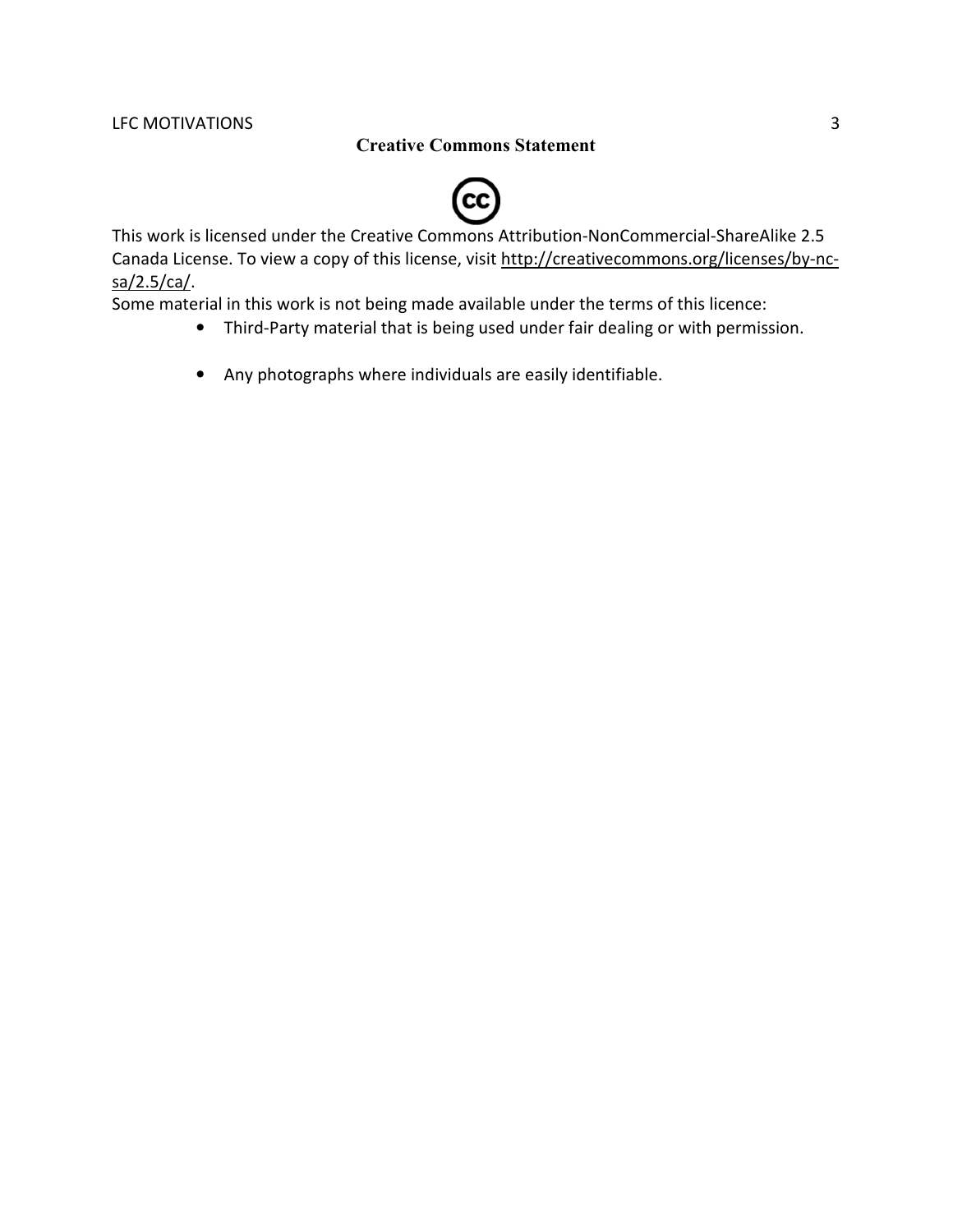## Creative Commons Statement

This work is licensed under the Creative Commons Attribution-NonCommercial-ShareAlike 2.5 Canada License. To view a copy of this license, visit http://creativecommons.org/licenses/by-nc-sa/2.5/ca/.

Some material in this work is not being made available under the terms of this licence:

- Third-Party material that is being used under fair dealing or with permission.
- Any photographs where individuals are easily identifiable.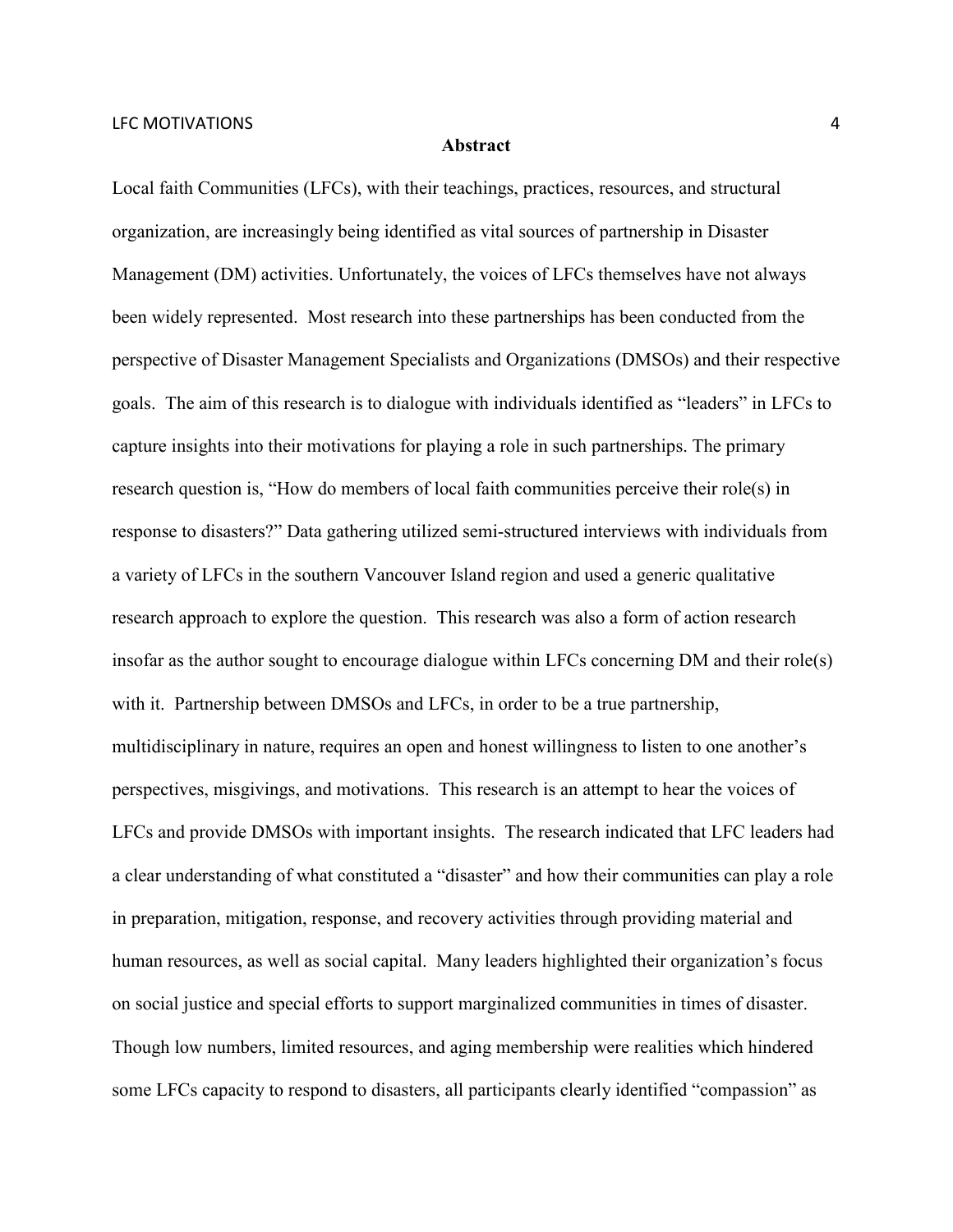# Abstract

Local faith Communities (LFCs), with their teachings, practices, resources, and structural organization, are increasingly being identified as vital sources of partnership in Disaster Management (DM) activities. Unfortunately, the voices of LFCs themselves have not always been widely represented. Most research into these partnerships has been conducted from the perspective of Disaster Management Specialists and Organizations (DMSOs) and their respective goals. The aim of this research is to dialogue with individuals identified as "leaders" in LFCs to capture insights into their motivations for playing a role in such partnerships. The primary research question is, "How do members of local faith communities perceive their role(s) in response to disasters?" Data gathering utilized semi-structured interviews with individuals from a variety of LFCs in the southern Vancouver Island region and used a generic qualitative research approach to explore the question. This research was also a form of action research insofar as the author sought to encourage dialogue within LFCs concerning DM and their role(s) with it. Partnership between DMSOs and LFCs, in order to be a true partnership, multidisciplinary in nature, requires an open and honest willingness to listen to one another's perspectives, misgivings, and motivations. This research is an attempt to hear the voices of LFCs and provide DMSOs with important insights. The research indicated that LFC leaders had a clear understanding of what constituted a "disaster" and how their communities can play a role in preparation, mitigation, response, and recovery activities through providing material and human resources, as well as social capital. Many leaders highlighted their organization's focus on social justice and special efforts to support marginalized communities in times of disaster. Though low numbers, limited resources, and aging membership were realities which hindered some LFCs capacity to respond to disasters, all participants clearly identified "compassion" as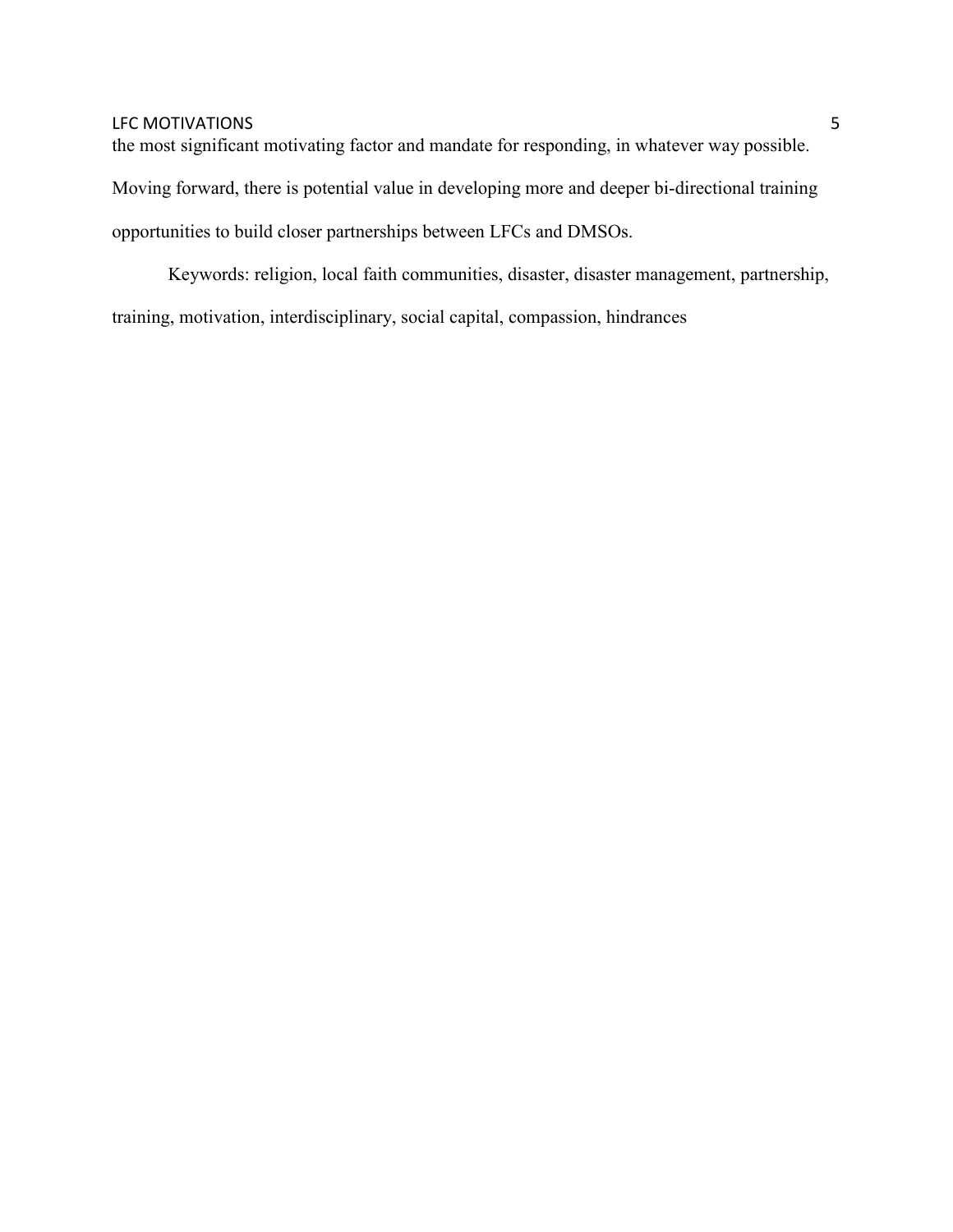the most significant motivating factor and mandate for responding, in whatever way possible. Moving forward, there is potential value in developing more and deeper bi-directional training opportunities to build closer partnerships between LFCs and DMSOs.

Keywords: religion, local faith communities, disaster, disaster management, partnership, training, motivation, interdisciplinary, social capital, compassion, hindrances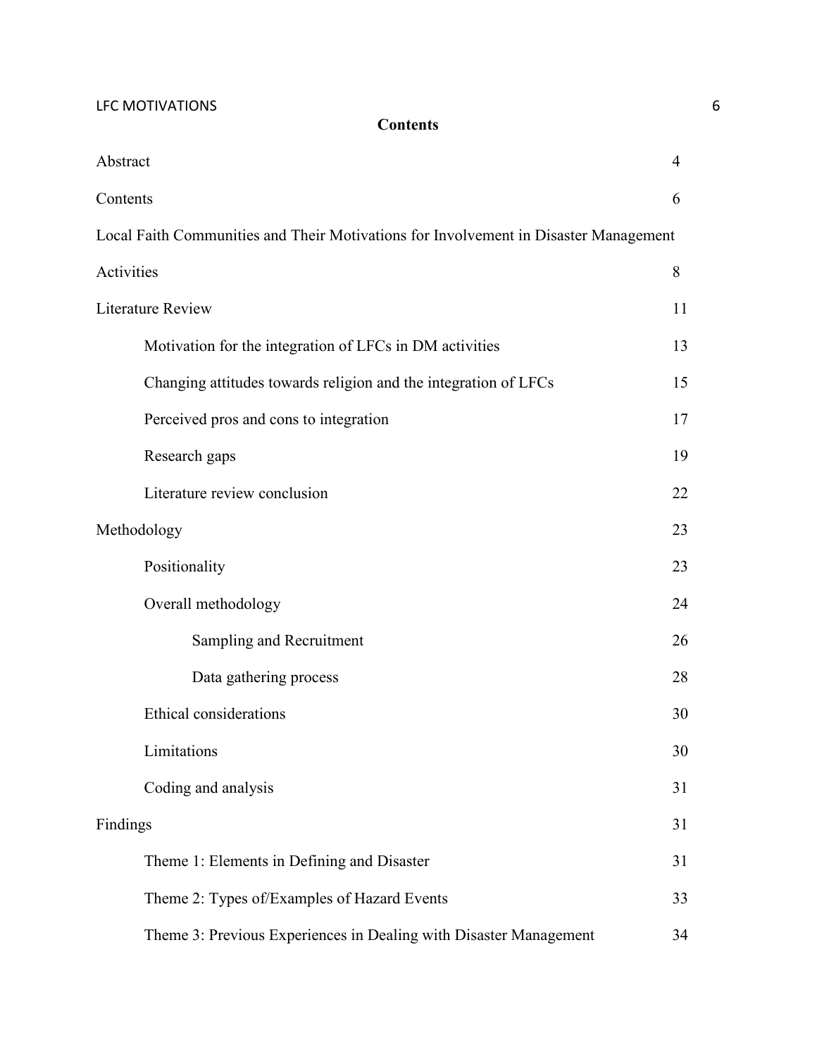# Contents

| | |
|---|---|
| Abstract | 4 |
| Contents | 6 |
| Local Faith Communities and Their Motivations for Involvement in Disaster Management Activities | 8 |
| Literature Review | 11 |
| Motivation for the integration of LFCs in DM activities | 13 |
| Changing attitudes towards religion and the integration of LFCs | 15 |
| Perceived pros and cons to integration | 17 |
| Research gaps | 19 |
| Literature review conclusion | 22 |
| Methodology | 23 |
| Positionality | 23 |
| Overall methodology | 24 |
| Sampling and Recruitment | 26 |
| Data gathering process | 28 |
| Ethical considerations | 30 |
| Limitations | 30 |
| Coding and analysis | 31 |
| Findings | 31 |
| Theme 1: Elements in Defining and Disaster | 31 |
| Theme 2: Types of/Examples of Hazard Events | 33 |
| Theme 3: Previous Experiences in Dealing with Disaster Management | 34 |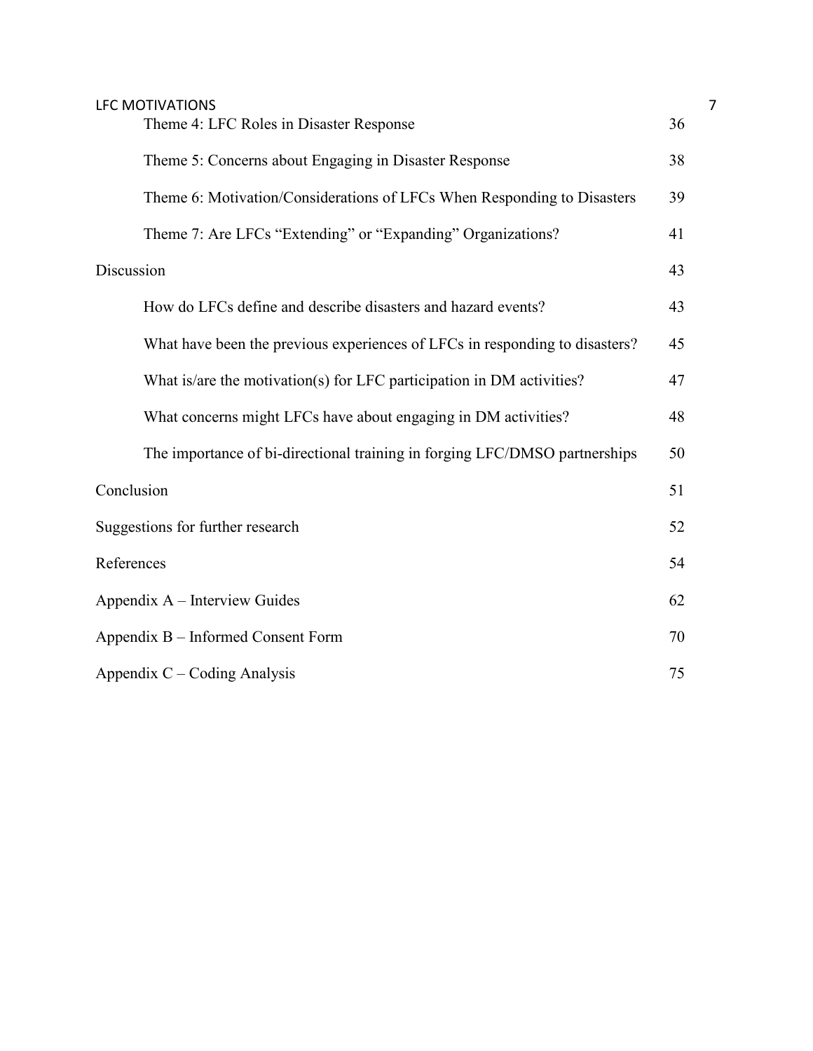Theme 4: LFC Roles in Disaster Response 36

Theme 5: Concerns about Engaging in Disaster Response 38

Theme 6: Motivation/Considerations of LFCs When Responding to Disasters 39

Theme 7: Are LFCs "Extending" or "Expanding" Organizations? 41

Discussion 43

How do LFCs define and describe disasters and hazard events? 43

What have been the previous experiences of LFCs in responding to disasters? 45

What is/are the motivation(s) for LFC participation in DM activities? 47

What concerns might LFCs have about engaging in DM activities? 48

The importance of bi-directional training in forging LFC/DMSO partnerships 50

Conclusion 51

Suggestions for further research 52

References 54

Appendix A – Interview Guides 62

Appendix B – Informed Consent Form 70

Appendix C – Coding Analysis 75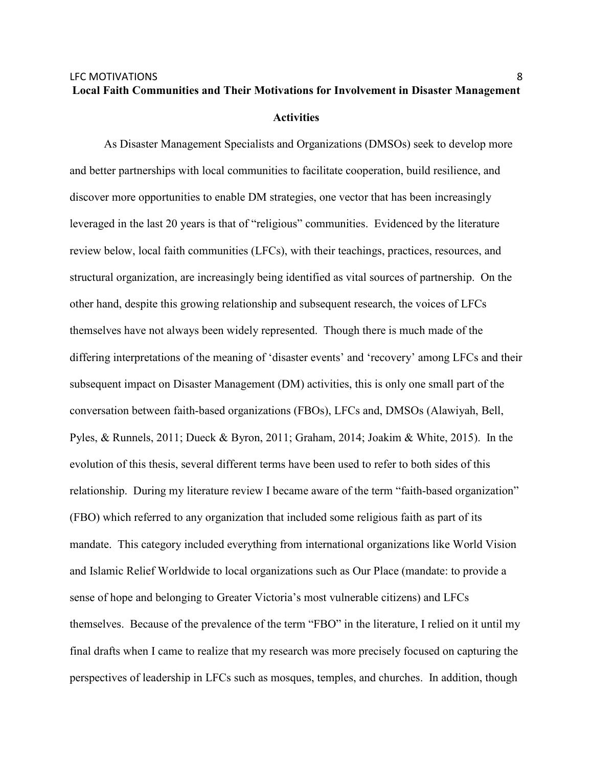# Local Faith Communities and Their Motivations for Involvement in Disaster Management Activities

As Disaster Management Specialists and Organizations (DMSOs) seek to develop more and better partnerships with local communities to facilitate cooperation, build resilience, and discover more opportunities to enable DM strategies, one vector that has been increasingly leveraged in the last 20 years is that of "religious" communities. Evidenced by the literature review below, local faith communities (LFCs), with their teachings, practices, resources, and structural organization, are increasingly being identified as vital sources of partnership. On the other hand, despite this growing relationship and subsequent research, the voices of LFCs themselves have not always been widely represented. Though there is much made of the differing interpretations of the meaning of 'disaster events' and 'recovery' among LFCs and their subsequent impact on Disaster Management (DM) activities, this is only one small part of the conversation between faith-based organizations (FBOs), LFCs and, DMSOs (Alawiyah, Bell, Pyles, & Runnels, 2011; Dueck & Byron, 2011; Graham, 2014; Joakim & White, 2015). In the evolution of this thesis, several different terms have been used to refer to both sides of this relationship. During my literature review I became aware of the term "faith-based organization" (FBO) which referred to any organization that included some religious faith as part of its mandate. This category included everything from international organizations like World Vision and Islamic Relief Worldwide to local organizations such as Our Place (mandate: to provide a sense of hope and belonging to Greater Victoria's most vulnerable citizens) and LFCs themselves. Because of the prevalence of the term "FBO" in the literature, I relied on it until my final drafts when I came to realize that my research was more precisely focused on capturing the perspectives of leadership in LFCs such as mosques, temples, and churches. In addition, though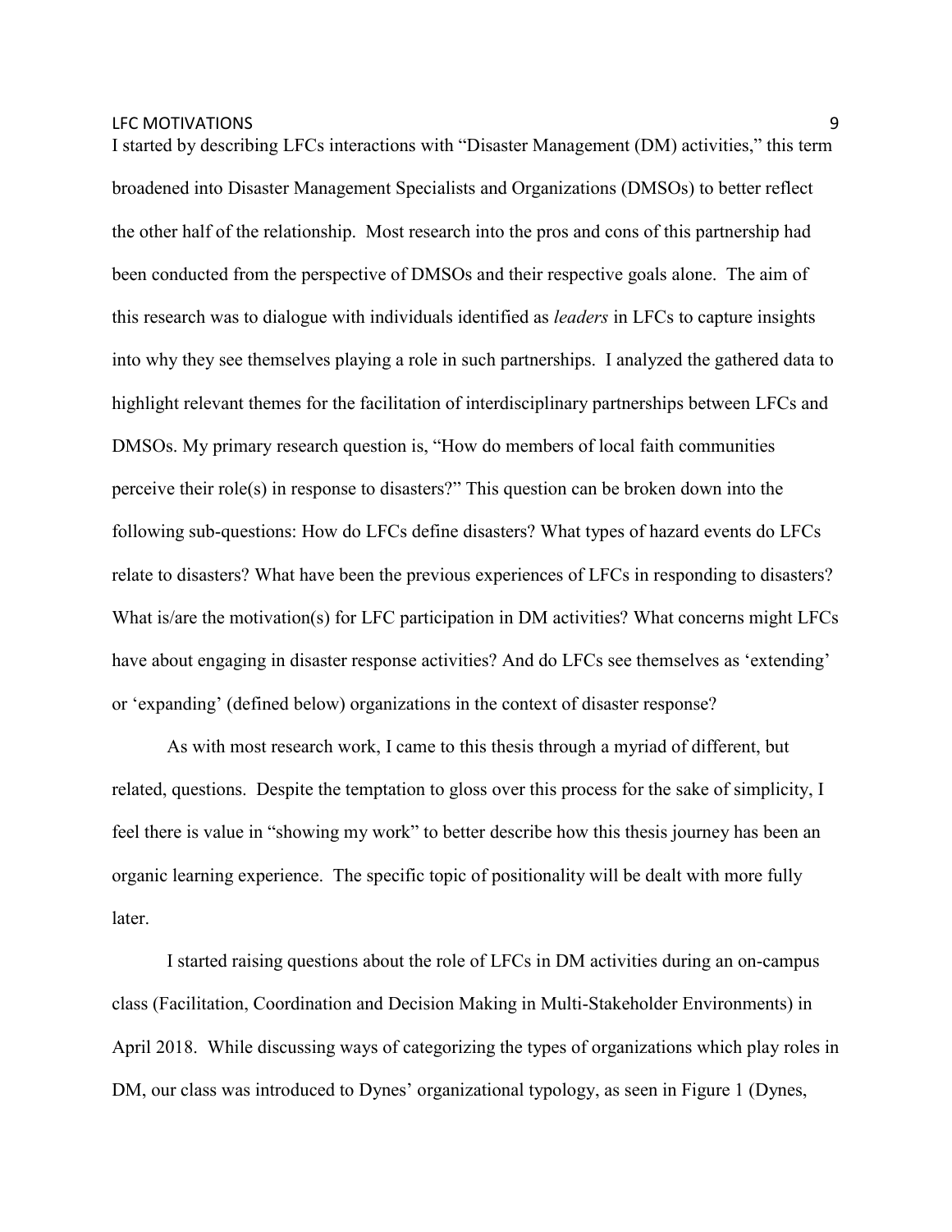I started by describing LFCs interactions with "Disaster Management (DM) activities," this term broadened into Disaster Management Specialists and Organizations (DMSOs) to better reflect the other half of the relationship. Most research into the pros and cons of this partnership had been conducted from the perspective of DMSOs and their respective goals alone. The aim of this research was to dialogue with individuals identified as *leaders* in LFCs to capture insights into why they see themselves playing a role in such partnerships. I analyzed the gathered data to highlight relevant themes for the facilitation of interdisciplinary partnerships between LFCs and DMSOs. My primary research question is, "How do members of local faith communities perceive their role(s) in response to disasters?" This question can be broken down into the following sub-questions: How do LFCs define disasters? What types of hazard events do LFCs relate to disasters? What have been the previous experiences of LFCs in responding to disasters? What is/are the motivation(s) for LFC participation in DM activities? What concerns might LFCs have about engaging in disaster response activities? And do LFCs see themselves as 'extending' or 'expanding' (defined below) organizations in the context of disaster response?

As with most research work, I came to this thesis through a myriad of different, but related, questions. Despite the temptation to gloss over this process for the sake of simplicity, I feel there is value in "showing my work" to better describe how this thesis journey has been an organic learning experience. The specific topic of positionality will be dealt with more fully later.

I started raising questions about the role of LFCs in DM activities during an on-campus class (Facilitation, Coordination and Decision Making in Multi-Stakeholder Environments) in April 2018. While discussing ways of categorizing the types of organizations which play roles in DM, our class was introduced to Dynes' organizational typology, as seen in Figure 1 (Dynes,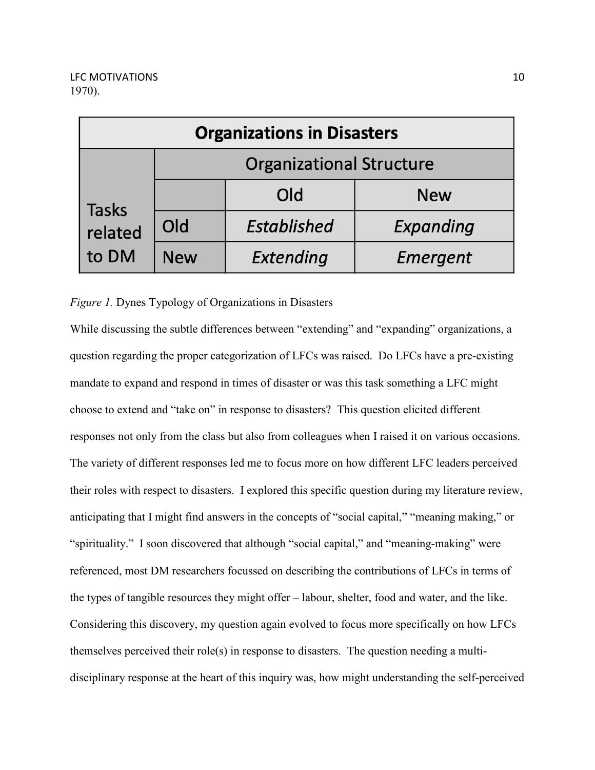1970).

| Organizations in Disasters | | | |
|---|---|---|---|
| Tasks related to DM | Organizational Structure | | |
| | | Old | New |
| | Old | *Established* | *Expanding* |
| | New | *Extending* | *Emergent* |

*Figure 1.* Dynes Typology of Organizations in Disasters

While discussing the subtle differences between "extending" and "expanding" organizations, a question regarding the proper categorization of LFCs was raised. Do LFCs have a pre-existing mandate to expand and respond in times of disaster or was this task something a LFC might choose to extend and "take on" in response to disasters? This question elicited different responses not only from the class but also from colleagues when I raised it on various occasions. The variety of different responses led me to focus more on how different LFC leaders perceived their roles with respect to disasters. I explored this specific question during my literature review, anticipating that I might find answers in the concepts of "social capital," "meaning making," or "spirituality." I soon discovered that although "social capital," and "meaning-making" were referenced, most DM researchers focussed on describing the contributions of LFCs in terms of the types of tangible resources they might offer – labour, shelter, food and water, and the like. Considering this discovery, my question again evolved to focus more specifically on how LFCs themselves perceived their role(s) in response to disasters. The question needing a multi-disciplinary response at the heart of this inquiry was, how might understanding the self-perceived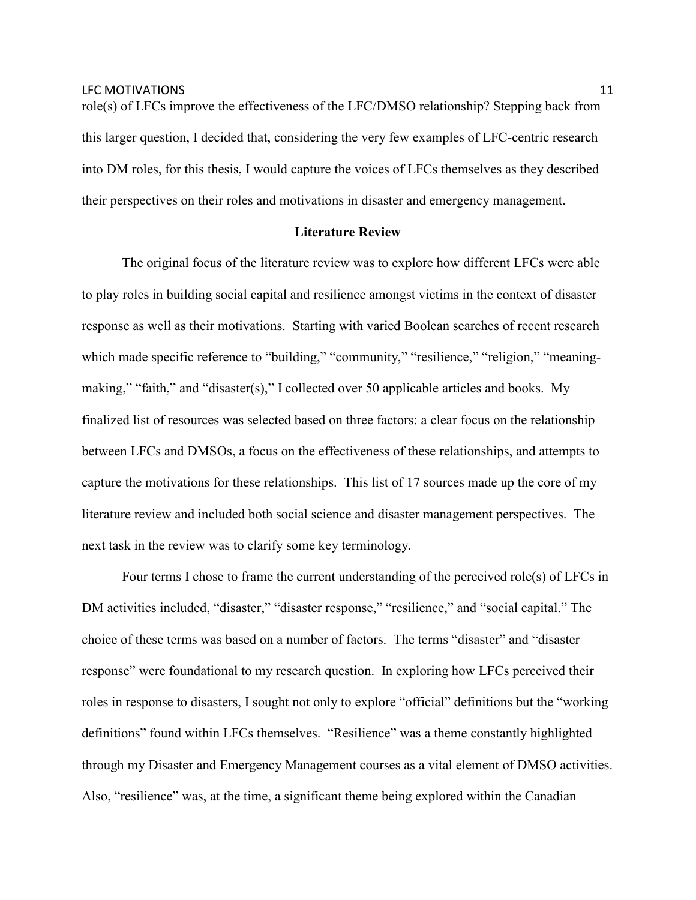role(s) of LFCs improve the effectiveness of the LFC/DMSO relationship? Stepping back from this larger question, I decided that, considering the very few examples of LFC-centric research into DM roles, for this thesis, I would capture the voices of LFCs themselves as they described their perspectives on their roles and motivations in disaster and emergency management.

## Literature Review

The original focus of the literature review was to explore how different LFCs were able to play roles in building social capital and resilience amongst victims in the context of disaster response as well as their motivations. Starting with varied Boolean searches of recent research which made specific reference to "building," "community," "resilience," "religion," "meaning-making," "faith," and "disaster(s)," I collected over 50 applicable articles and books. My finalized list of resources was selected based on three factors: a clear focus on the relationship between LFCs and DMSOs, a focus on the effectiveness of these relationships, and attempts to capture the motivations for these relationships. This list of 17 sources made up the core of my literature review and included both social science and disaster management perspectives. The next task in the review was to clarify some key terminology.

Four terms I chose to frame the current understanding of the perceived role(s) of LFCs in DM activities included, "disaster," "disaster response," "resilience," and "social capital." The choice of these terms was based on a number of factors. The terms "disaster" and "disaster response" were foundational to my research question. In exploring how LFCs perceived their roles in response to disasters, I sought not only to explore "official" definitions but the "working definitions" found within LFCs themselves. "Resilience" was a theme constantly highlighted through my Disaster and Emergency Management courses as a vital element of DMSO activities. Also, "resilience" was, at the time, a significant theme being explored within the Canadian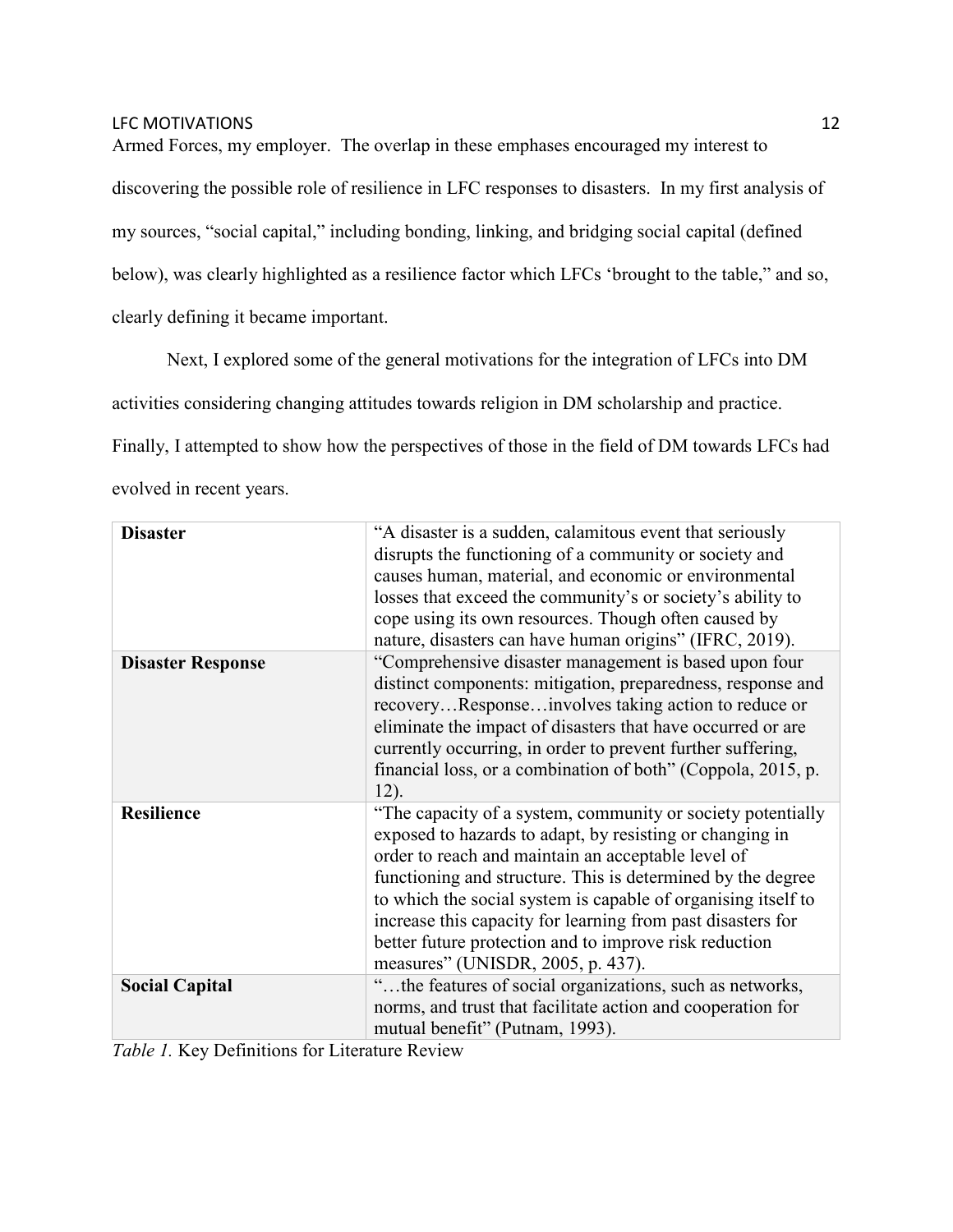Armed Forces, my employer. The overlap in these emphases encouraged my interest to discovering the possible role of resilience in LFC responses to disasters. In my first analysis of my sources, "social capital," including bonding, linking, and bridging social capital (defined below), was clearly highlighted as a resilience factor which LFCs 'brought to the table," and so, clearly defining it became important.

Next, I explored some of the general motivations for the integration of LFCs into DM activities considering changing attitudes towards religion in DM scholarship and practice. Finally, I attempted to show how the perspectives of those in the field of DM towards LFCs had evolved in recent years.

| | |
|---|---|
| **Disaster** | "A disaster is a sudden, calamitous event that seriously disrupts the functioning of a community or society and causes human, material, and economic or environmental losses that exceed the community's or society's ability to cope using its own resources. Though often caused by nature, disasters can have human origins" (IFRC, 2019). |
| **Disaster Response** | "Comprehensive disaster management is based upon four distinct components: mitigation, preparedness, response and recovery…Response…involves taking action to reduce or eliminate the impact of disasters that have occurred or are currently occurring, in order to prevent further suffering, financial loss, or a combination of both" (Coppola, 2015, p. 12). |
| **Resilience** | "The capacity of a system, community or society potentially exposed to hazards to adapt, by resisting or changing in order to reach and maintain an acceptable level of functioning and structure. This is determined by the degree to which the social system is capable of organising itself to increase this capacity for learning from past disasters for better future protection and to improve risk reduction measures" (UNISDR, 2005, p. 437). |
| **Social Capital** | "…the features of social organizations, such as networks, norms, and trust that facilitate action and cooperation for mutual benefit" (Putnam, 1993). |

*Table 1.* Key Definitions for Literature Review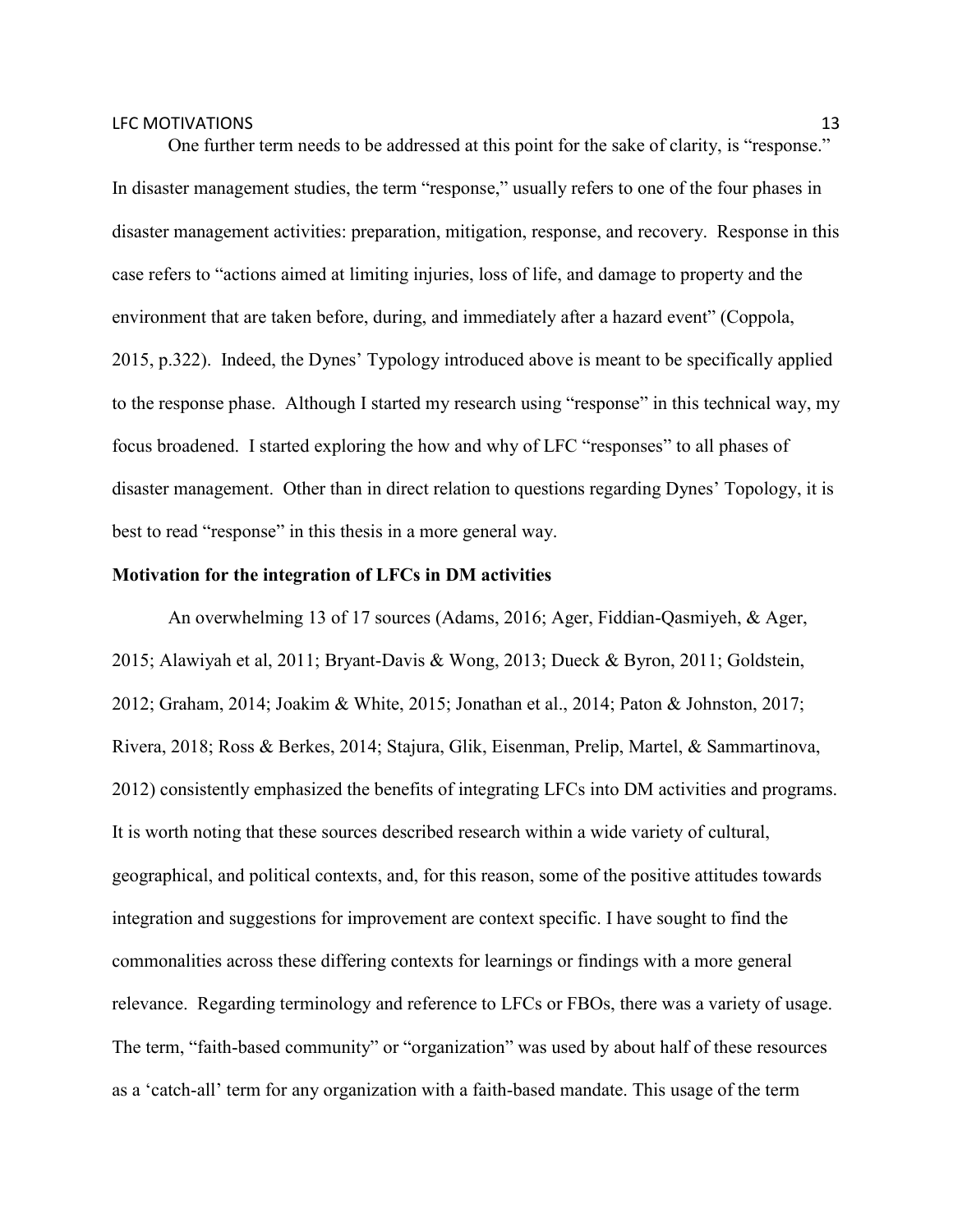One further term needs to be addressed at this point for the sake of clarity, is "response." In disaster management studies, the term "response," usually refers to one of the four phases in disaster management activities: preparation, mitigation, response, and recovery. Response in this case refers to "actions aimed at limiting injuries, loss of life, and damage to property and the environment that are taken before, during, and immediately after a hazard event" (Coppola, 2015, p.322). Indeed, the Dynes' Typology introduced above is meant to be specifically applied to the response phase. Although I started my research using "response" in this technical way, my focus broadened. I started exploring the how and why of LFC "responses" to all phases of disaster management. Other than in direct relation to questions regarding Dynes' Topology, it is best to read "response" in this thesis in a more general way.

**Motivation for the integration of LFCs in DM activities**

An overwhelming 13 of 17 sources (Adams, 2016; Ager, Fiddian-Qasmiyeh, & Ager, 2015; Alawiyah et al, 2011; Bryant-Davis & Wong, 2013; Dueck & Byron, 2011; Goldstein, 2012; Graham, 2014; Joakim & White, 2015; Jonathan et al., 2014; Paton & Johnston, 2017; Rivera, 2018; Ross & Berkes, 2014; Stajura, Glik, Eisenman, Prelip, Martel, & Sammartinova, 2012) consistently emphasized the benefits of integrating LFCs into DM activities and programs. It is worth noting that these sources described research within a wide variety of cultural, geographical, and political contexts, and, for this reason, some of the positive attitudes towards integration and suggestions for improvement are context specific. I have sought to find the commonalities across these differing contexts for learnings or findings with a more general relevance. Regarding terminology and reference to LFCs or FBOs, there was a variety of usage. The term, "faith-based community" or "organization" was used by about half of these resources as a 'catch-all' term for any organization with a faith-based mandate. This usage of the term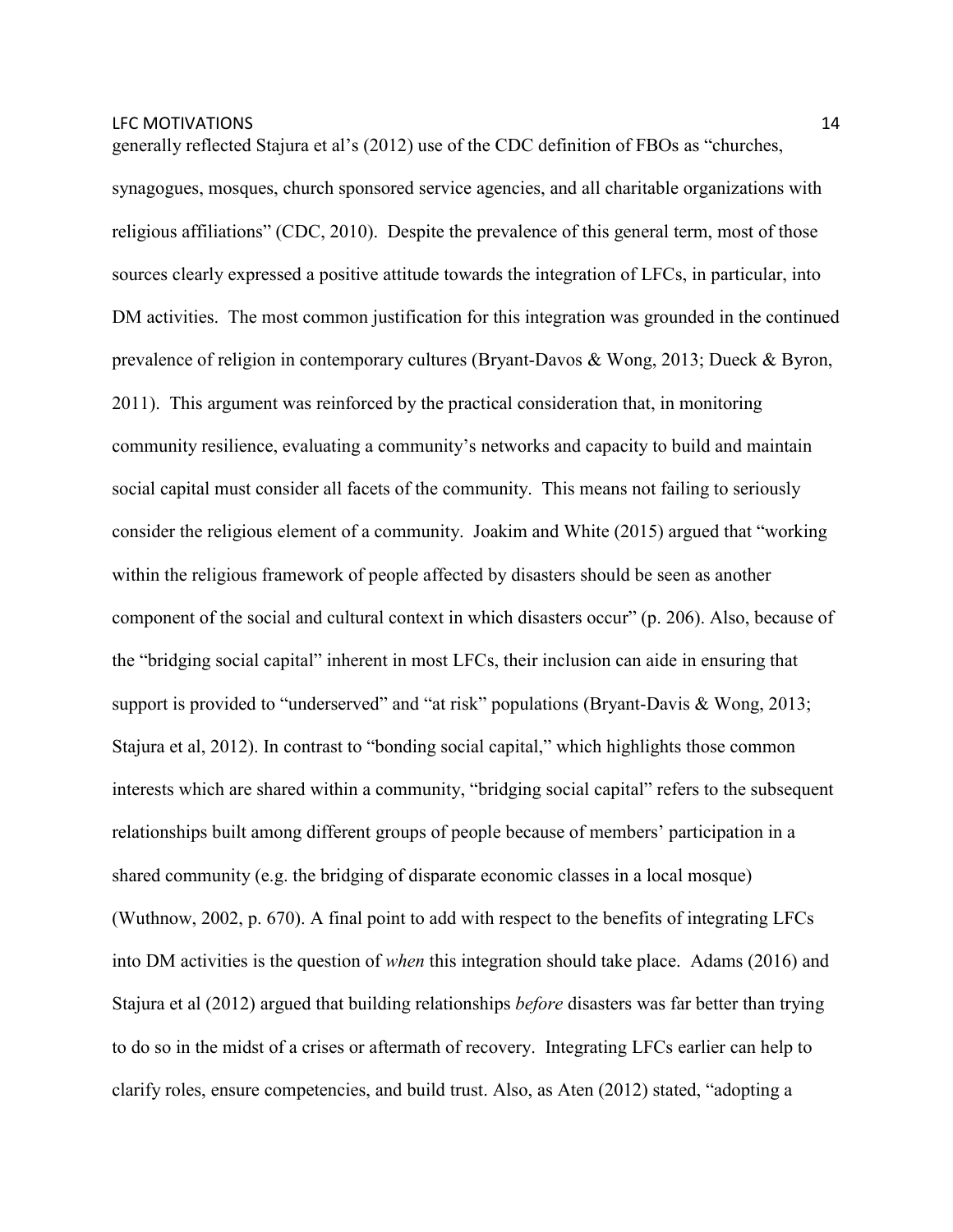generally reflected Stajura et al's (2012) use of the CDC definition of FBOs as "churches, synagogues, mosques, church sponsored service agencies, and all charitable organizations with religious affiliations" (CDC, 2010). Despite the prevalence of this general term, most of those sources clearly expressed a positive attitude towards the integration of LFCs, in particular, into DM activities. The most common justification for this integration was grounded in the continued prevalence of religion in contemporary cultures (Bryant-Davos & Wong, 2013; Dueck & Byron, 2011). This argument was reinforced by the practical consideration that, in monitoring community resilience, evaluating a community's networks and capacity to build and maintain social capital must consider all facets of the community. This means not failing to seriously consider the religious element of a community. Joakim and White (2015) argued that "working within the religious framework of people affected by disasters should be seen as another component of the social and cultural context in which disasters occur" (p. 206). Also, because of the "bridging social capital" inherent in most LFCs, their inclusion can aide in ensuring that support is provided to "underserved" and "at risk" populations (Bryant-Davis & Wong, 2013; Stajura et al, 2012). In contrast to "bonding social capital," which highlights those common interests which are shared within a community, "bridging social capital" refers to the subsequent relationships built among different groups of people because of members' participation in a shared community (e.g. the bridging of disparate economic classes in a local mosque) (Wuthnow, 2002, p. 670). A final point to add with respect to the benefits of integrating LFCs into DM activities is the question of *when* this integration should take place. Adams (2016) and Stajura et al (2012) argued that building relationships *before* disasters was far better than trying to do so in the midst of a crises or aftermath of recovery. Integrating LFCs earlier can help to clarify roles, ensure competencies, and build trust. Also, as Aten (2012) stated, "adopting a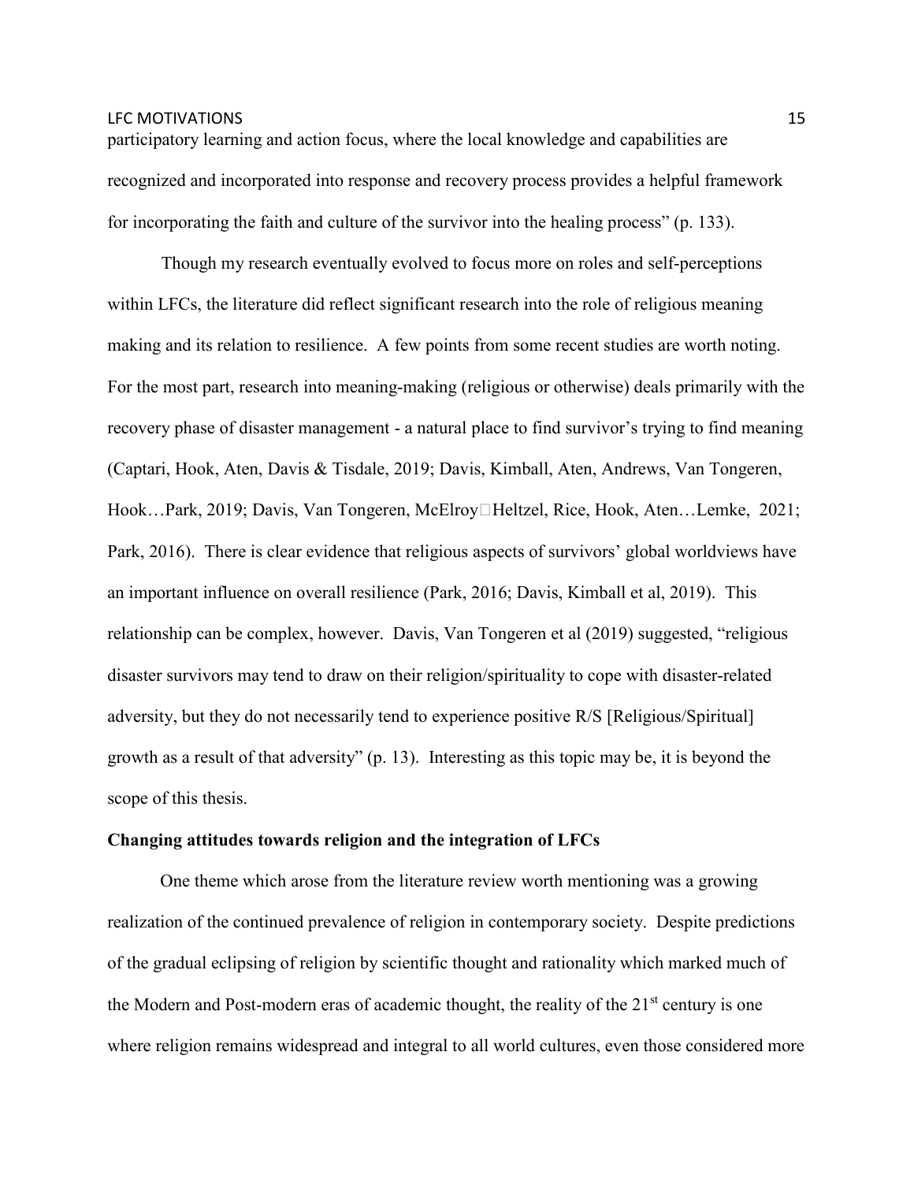participatory learning and action focus, where the local knowledge and capabilities are recognized and incorporated into response and recovery process provides a helpful framework for incorporating the faith and culture of the survivor into the healing process" (p. 133).

Though my research eventually evolved to focus more on roles and self-perceptions within LFCs, the literature did reflect significant research into the role of religious meaning making and its relation to resilience. A few points from some recent studies are worth noting. For the most part, research into meaning-making (religious or otherwise) deals primarily with the recovery phase of disaster management - a natural place to find survivor's trying to find meaning (Captari, Hook, Aten, Davis & Tisdale, 2019; Davis, Kimball, Aten, Andrews, Van Tongeren, Hook…Park, 2019; Davis, Van Tongeren, McElroy□Heltzel, Rice, Hook, Aten…Lemke, 2021; Park, 2016). There is clear evidence that religious aspects of survivors' global worldviews have an important influence on overall resilience (Park, 2016; Davis, Kimball et al, 2019). This relationship can be complex, however. Davis, Van Tongeren et al (2019) suggested, "religious disaster survivors may tend to draw on their religion/spirituality to cope with disaster-related adversity, but they do not necessarily tend to experience positive R/S [Religious/Spiritual] growth as a result of that adversity" (p. 13). Interesting as this topic may be, it is beyond the scope of this thesis.

**Changing attitudes towards religion and the integration of LFCs**

One theme which arose from the literature review worth mentioning was a growing realization of the continued prevalence of religion in contemporary society. Despite predictions of the gradual eclipsing of religion by scientific thought and rationality which marked much of the Modern and Post-modern eras of academic thought, the reality of the 21st century is one where religion remains widespread and integral to all world cultures, even those considered more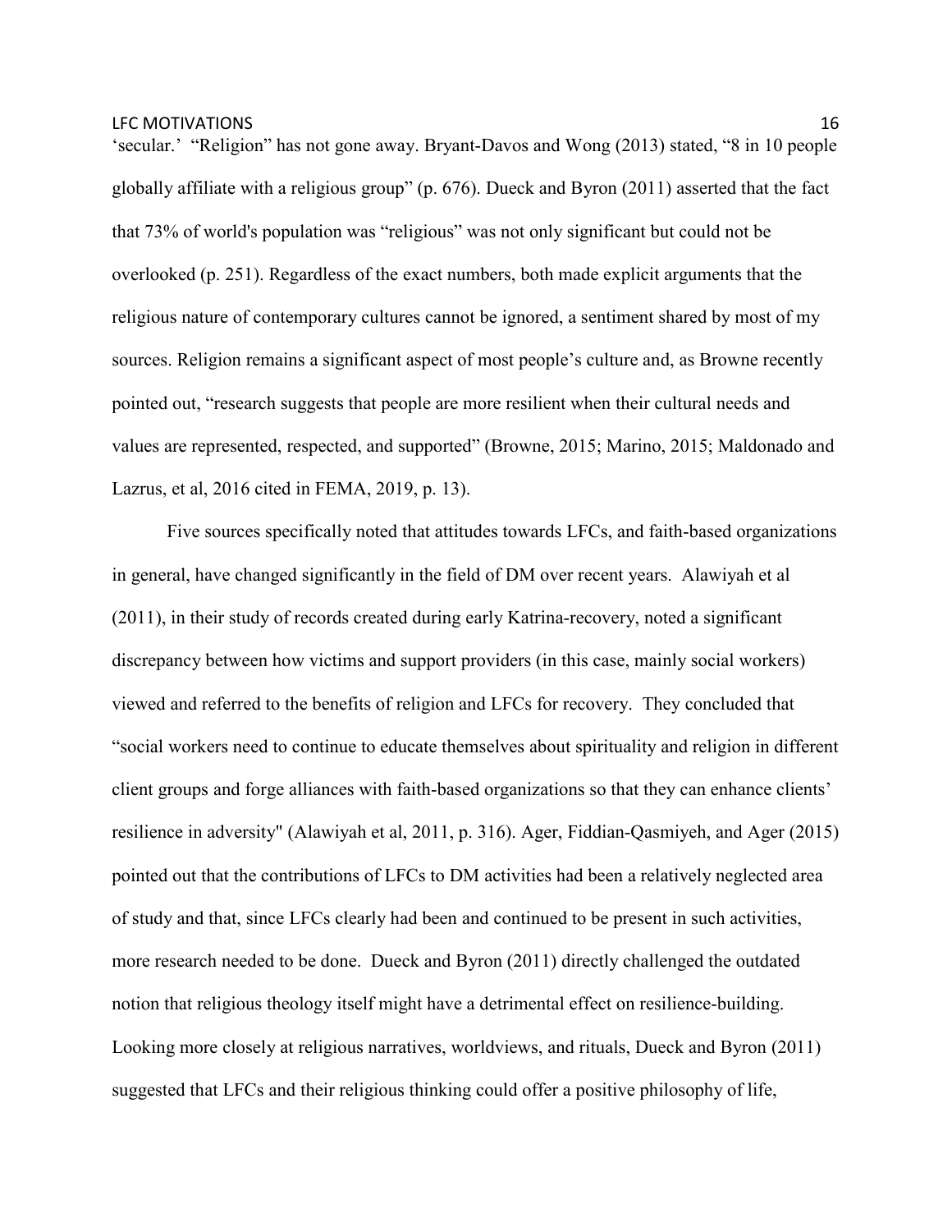'secular.' "Religion" has not gone away. Bryant-Davos and Wong (2013) stated, "8 in 10 people globally affiliate with a religious group" (p. 676). Dueck and Byron (2011) asserted that the fact that 73% of world's population was "religious" was not only significant but could not be overlooked (p. 251). Regardless of the exact numbers, both made explicit arguments that the religious nature of contemporary cultures cannot be ignored, a sentiment shared by most of my sources. Religion remains a significant aspect of most people's culture and, as Browne recently pointed out, "research suggests that people are more resilient when their cultural needs and values are represented, respected, and supported" (Browne, 2015; Marino, 2015; Maldonado and Lazrus, et al, 2016 cited in FEMA, 2019, p. 13).

Five sources specifically noted that attitudes towards LFCs, and faith-based organizations in general, have changed significantly in the field of DM over recent years. Alawiyah et al (2011), in their study of records created during early Katrina-recovery, noted a significant discrepancy between how victims and support providers (in this case, mainly social workers) viewed and referred to the benefits of religion and LFCs for recovery. They concluded that "social workers need to continue to educate themselves about spirituality and religion in different client groups and forge alliances with faith-based organizations so that they can enhance clients' resilience in adversity" (Alawiyah et al, 2011, p. 316). Ager, Fiddian-Qasmiyeh, and Ager (2015) pointed out that the contributions of LFCs to DM activities had been a relatively neglected area of study and that, since LFCs clearly had been and continued to be present in such activities, more research needed to be done. Dueck and Byron (2011) directly challenged the outdated notion that religious theology itself might have a detrimental effect on resilience-building. Looking more closely at religious narratives, worldviews, and rituals, Dueck and Byron (2011) suggested that LFCs and their religious thinking could offer a positive philosophy of life,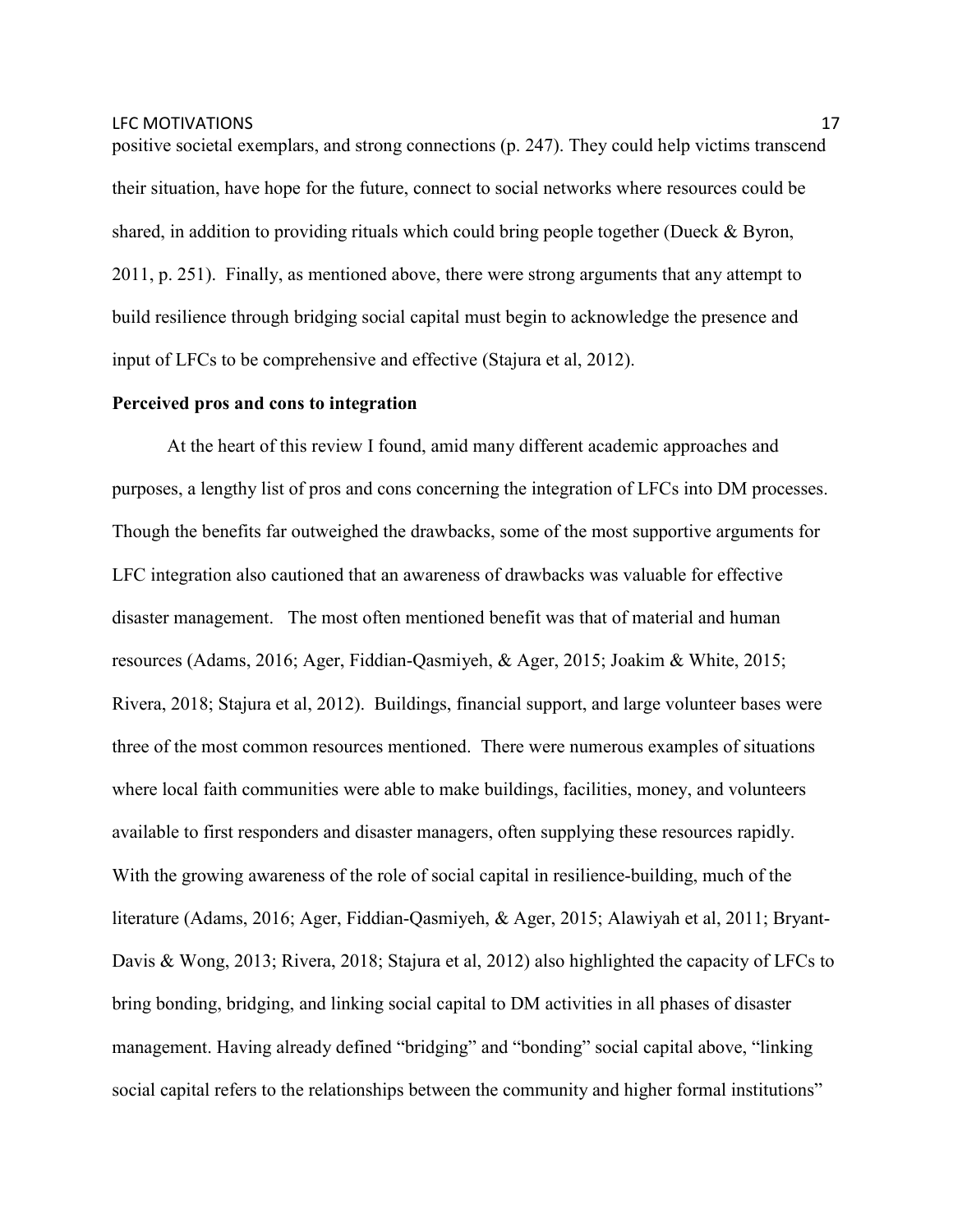positive societal exemplars, and strong connections (p. 247). They could help victims transcend their situation, have hope for the future, connect to social networks where resources could be shared, in addition to providing rituals which could bring people together (Dueck & Byron, 2011, p. 251). Finally, as mentioned above, there were strong arguments that any attempt to build resilience through bridging social capital must begin to acknowledge the presence and input of LFCs to be comprehensive and effective (Stajura et al, 2012).

**Perceived pros and cons to integration**

At the heart of this review I found, amid many different academic approaches and purposes, a lengthy list of pros and cons concerning the integration of LFCs into DM processes. Though the benefits far outweighed the drawbacks, some of the most supportive arguments for LFC integration also cautioned that an awareness of drawbacks was valuable for effective disaster management. The most often mentioned benefit was that of material and human resources (Adams, 2016; Ager, Fiddian-Qasmiyeh, & Ager, 2015; Joakim & White, 2015; Rivera, 2018; Stajura et al, 2012). Buildings, financial support, and large volunteer bases were three of the most common resources mentioned. There were numerous examples of situations where local faith communities were able to make buildings, facilities, money, and volunteers available to first responders and disaster managers, often supplying these resources rapidly. With the growing awareness of the role of social capital in resilience-building, much of the literature (Adams, 2016; Ager, Fiddian-Qasmiyeh, & Ager, 2015; Alawiyah et al, 2011; Bryant-Davis & Wong, 2013; Rivera, 2018; Stajura et al, 2012) also highlighted the capacity of LFCs to bring bonding, bridging, and linking social capital to DM activities in all phases of disaster management. Having already defined "bridging" and "bonding" social capital above, "linking social capital refers to the relationships between the community and higher formal institutions"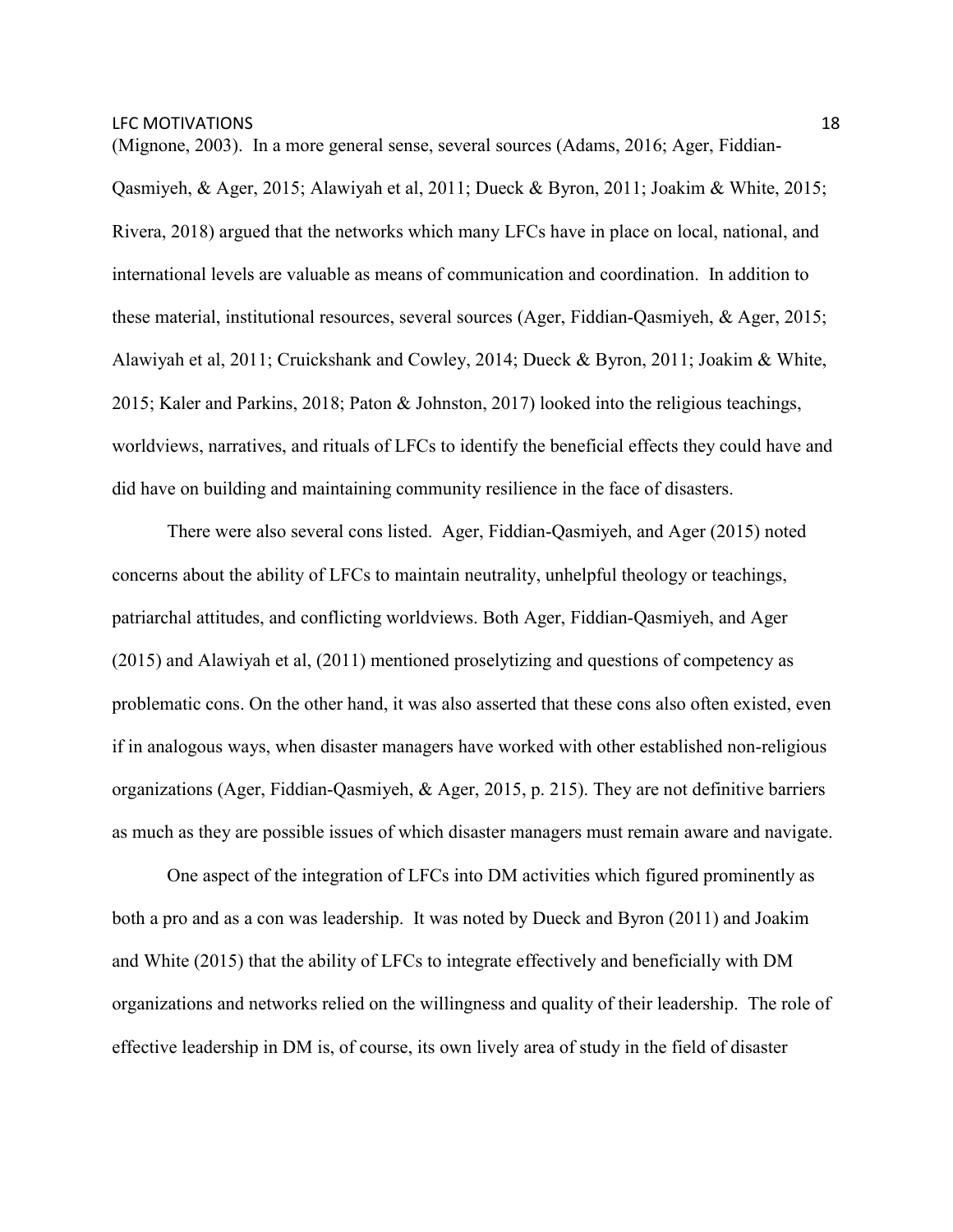(Mignone, 2003). In a more general sense, several sources (Adams, 2016; Ager, Fiddian-Qasmiyeh, & Ager, 2015; Alawiyah et al, 2011; Dueck & Byron, 2011; Joakim & White, 2015; Rivera, 2018) argued that the networks which many LFCs have in place on local, national, and international levels are valuable as means of communication and coordination. In addition to these material, institutional resources, several sources (Ager, Fiddian-Qasmiyeh, & Ager, 2015; Alawiyah et al, 2011; Cruickshank and Cowley, 2014; Dueck & Byron, 2011; Joakim & White, 2015; Kaler and Parkins, 2018; Paton & Johnston, 2017) looked into the religious teachings, worldviews, narratives, and rituals of LFCs to identify the beneficial effects they could have and did have on building and maintaining community resilience in the face of disasters.

There were also several cons listed. Ager, Fiddian-Qasmiyeh, and Ager (2015) noted concerns about the ability of LFCs to maintain neutrality, unhelpful theology or teachings, patriarchal attitudes, and conflicting worldviews. Both Ager, Fiddian-Qasmiyeh, and Ager (2015) and Alawiyah et al, (2011) mentioned proselytizing and questions of competency as problematic cons. On the other hand, it was also asserted that these cons also often existed, even if in analogous ways, when disaster managers have worked with other established non-religious organizations (Ager, Fiddian-Qasmiyeh, & Ager, 2015, p. 215). They are not definitive barriers as much as they are possible issues of which disaster managers must remain aware and navigate.

One aspect of the integration of LFCs into DM activities which figured prominently as both a pro and as a con was leadership. It was noted by Dueck and Byron (2011) and Joakim and White (2015) that the ability of LFCs to integrate effectively and beneficially with DM organizations and networks relied on the willingness and quality of their leadership. The role of effective leadership in DM is, of course, its own lively area of study in the field of disaster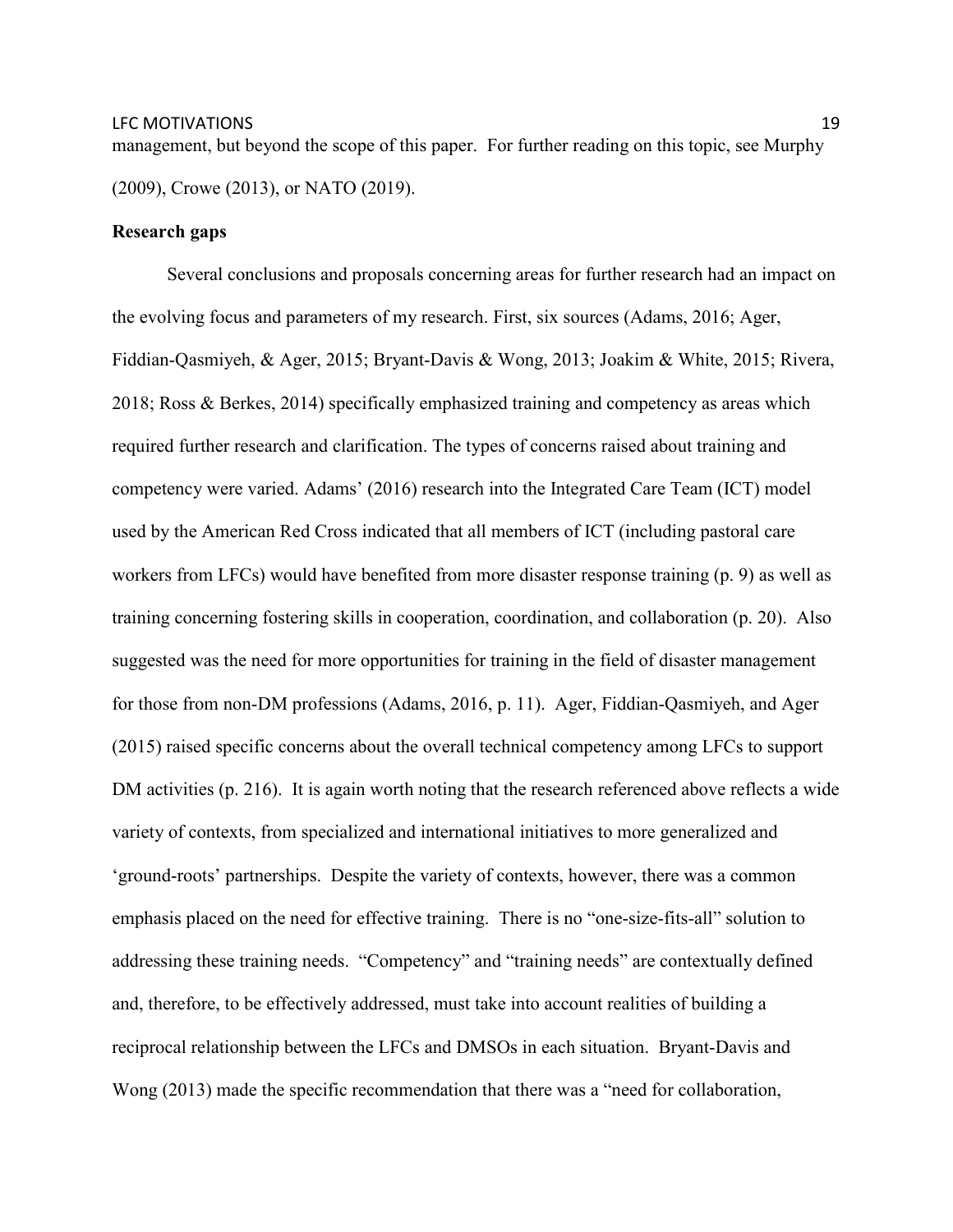management, but beyond the scope of this paper. For further reading on this topic, see Murphy (2009), Crowe (2013), or NATO (2019).

### Research gaps

Several conclusions and proposals concerning areas for further research had an impact on the evolving focus and parameters of my research. First, six sources (Adams, 2016; Ager, Fiddian-Qasmiyeh, & Ager, 2015; Bryant-Davis & Wong, 2013; Joakim & White, 2015; Rivera, 2018; Ross & Berkes, 2014) specifically emphasized training and competency as areas which required further research and clarification. The types of concerns raised about training and competency were varied. Adams' (2016) research into the Integrated Care Team (ICT) model used by the American Red Cross indicated that all members of ICT (including pastoral care workers from LFCs) would have benefited from more disaster response training (p. 9) as well as training concerning fostering skills in cooperation, coordination, and collaboration (p. 20). Also suggested was the need for more opportunities for training in the field of disaster management for those from non-DM professions (Adams, 2016, p. 11). Ager, Fiddian-Qasmiyeh, and Ager (2015) raised specific concerns about the overall technical competency among LFCs to support DM activities (p. 216). It is again worth noting that the research referenced above reflects a wide variety of contexts, from specialized and international initiatives to more generalized and 'ground-roots' partnerships. Despite the variety of contexts, however, there was a common emphasis placed on the need for effective training. There is no "one-size-fits-all" solution to addressing these training needs. "Competency" and "training needs" are contextually defined and, therefore, to be effectively addressed, must take into account realities of building a reciprocal relationship between the LFCs and DMSOs in each situation. Bryant-Davis and Wong (2013) made the specific recommendation that there was a "need for collaboration,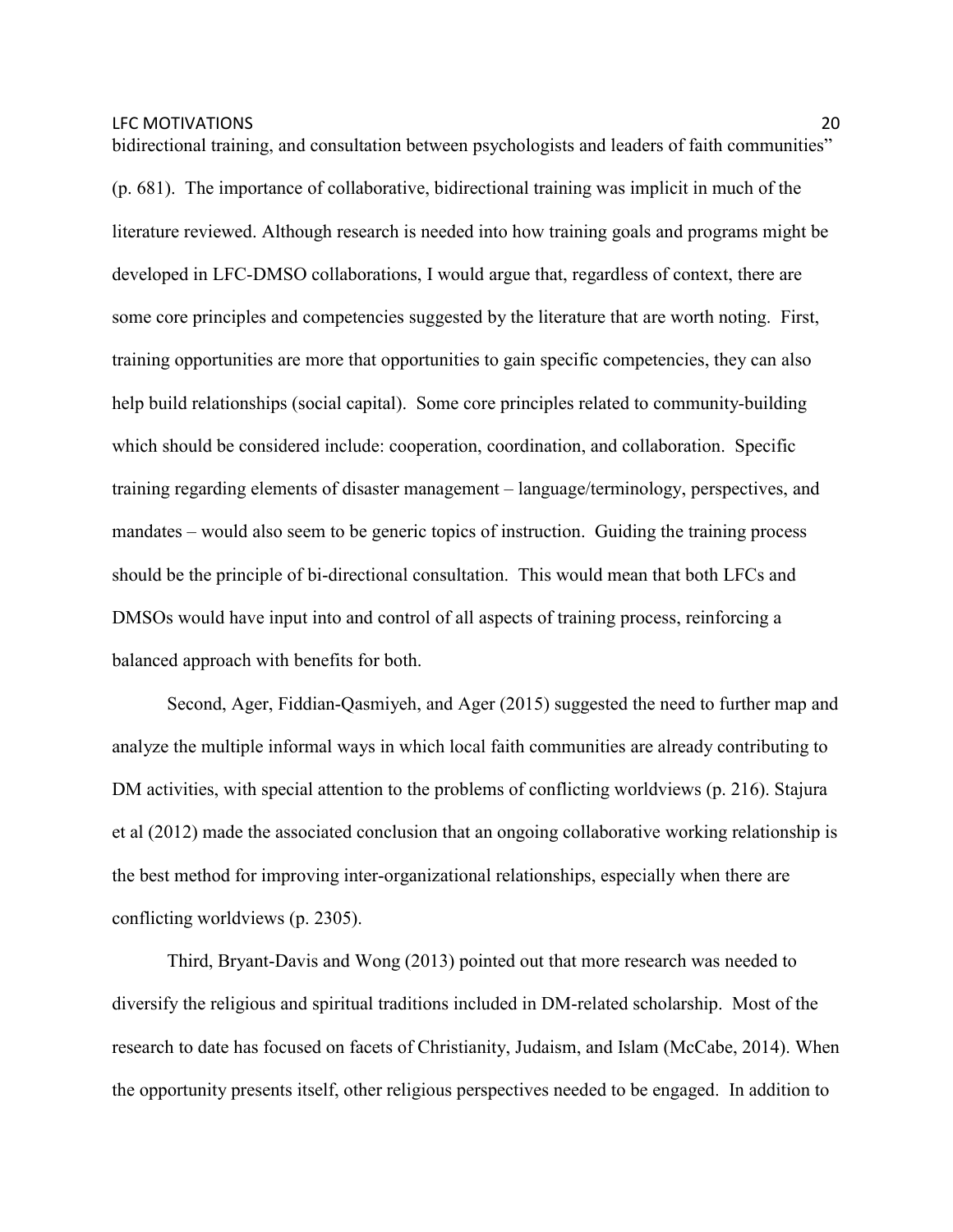bidirectional training, and consultation between psychologists and leaders of faith communities" (p. 681). The importance of collaborative, bidirectional training was implicit in much of the literature reviewed. Although research is needed into how training goals and programs might be developed in LFC-DMSO collaborations, I would argue that, regardless of context, there are some core principles and competencies suggested by the literature that are worth noting. First, training opportunities are more that opportunities to gain specific competencies, they can also help build relationships (social capital). Some core principles related to community-building which should be considered include: cooperation, coordination, and collaboration. Specific training regarding elements of disaster management – language/terminology, perspectives, and mandates – would also seem to be generic topics of instruction. Guiding the training process should be the principle of bi-directional consultation. This would mean that both LFCs and DMSOs would have input into and control of all aspects of training process, reinforcing a balanced approach with benefits for both.

Second, Ager, Fiddian-Qasmiyeh, and Ager (2015) suggested the need to further map and analyze the multiple informal ways in which local faith communities are already contributing to DM activities, with special attention to the problems of conflicting worldviews (p. 216). Stajura et al (2012) made the associated conclusion that an ongoing collaborative working relationship is the best method for improving inter-organizational relationships, especially when there are conflicting worldviews (p. 2305).

Third, Bryant-Davis and Wong (2013) pointed out that more research was needed to diversify the religious and spiritual traditions included in DM-related scholarship. Most of the research to date has focused on facets of Christianity, Judaism, and Islam (McCabe, 2014). When the opportunity presents itself, other religious perspectives needed to be engaged. In addition to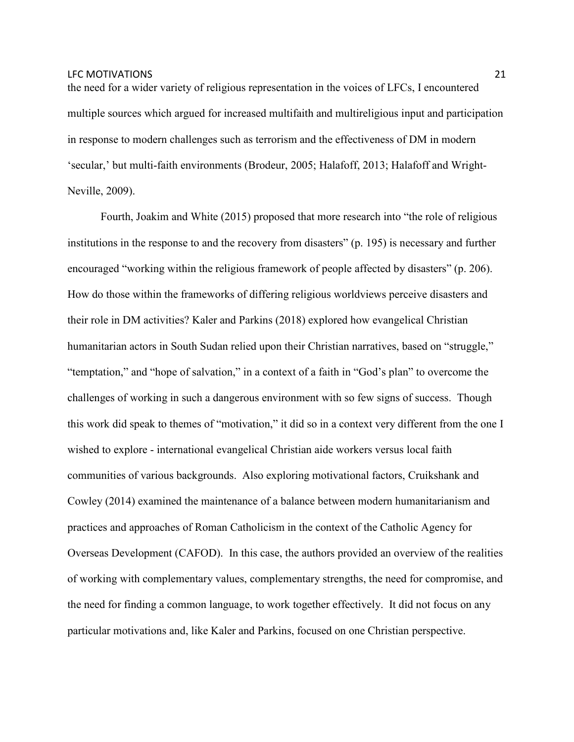the need for a wider variety of religious representation in the voices of LFCs, I encountered multiple sources which argued for increased multifaith and multireligious input and participation in response to modern challenges such as terrorism and the effectiveness of DM in modern 'secular,' but multi-faith environments (Brodeur, 2005; Halafoff, 2013; Halafoff and Wright-Neville, 2009).

Fourth, Joakim and White (2015) proposed that more research into "the role of religious institutions in the response to and the recovery from disasters" (p. 195) is necessary and further encouraged "working within the religious framework of people affected by disasters" (p. 206). How do those within the frameworks of differing religious worldviews perceive disasters and their role in DM activities? Kaler and Parkins (2018) explored how evangelical Christian humanitarian actors in South Sudan relied upon their Christian narratives, based on "struggle," "temptation," and "hope of salvation," in a context of a faith in "God's plan" to overcome the challenges of working in such a dangerous environment with so few signs of success. Though this work did speak to themes of "motivation," it did so in a context very different from the one I wished to explore - international evangelical Christian aide workers versus local faith communities of various backgrounds. Also exploring motivational factors, Cruikshank and Cowley (2014) examined the maintenance of a balance between modern humanitarianism and practices and approaches of Roman Catholicism in the context of the Catholic Agency for Overseas Development (CAFOD). In this case, the authors provided an overview of the realities of working with complementary values, complementary strengths, the need for compromise, and the need for finding a common language, to work together effectively. It did not focus on any particular motivations and, like Kaler and Parkins, focused on one Christian perspective.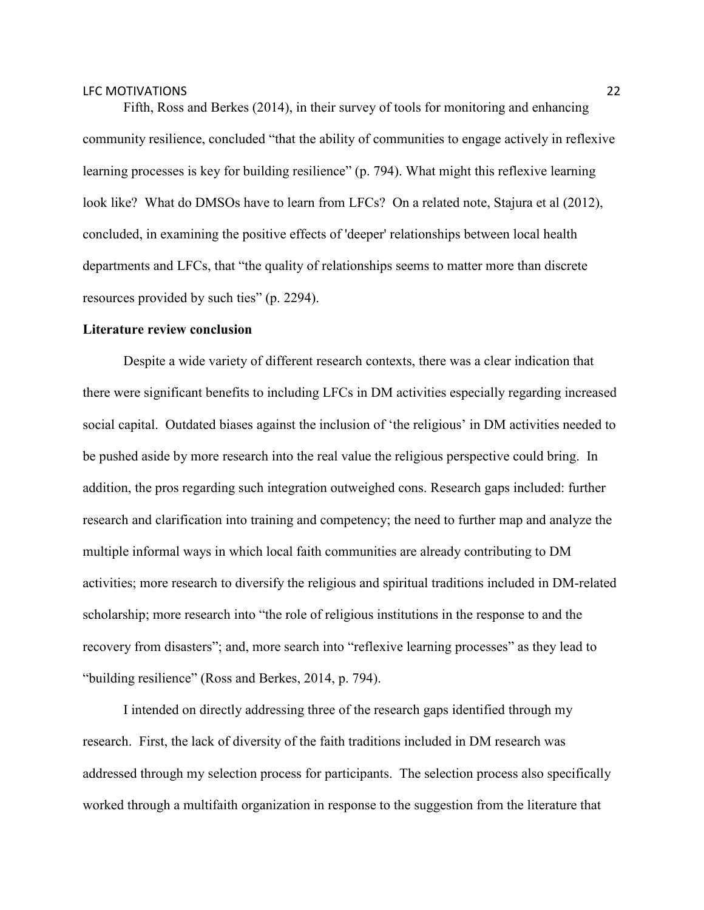Fifth, Ross and Berkes (2014), in their survey of tools for monitoring and enhancing community resilience, concluded "that the ability of communities to engage actively in reflexive learning processes is key for building resilience" (p. 794). What might this reflexive learning look like? What do DMSOs have to learn from LFCs? On a related note, Stajura et al (2012), concluded, in examining the positive effects of 'deeper' relationships between local health departments and LFCs, that "the quality of relationships seems to matter more than discrete resources provided by such ties" (p. 2294).

**Literature review conclusion**

Despite a wide variety of different research contexts, there was a clear indication that there were significant benefits to including LFCs in DM activities especially regarding increased social capital. Outdated biases against the inclusion of 'the religious' in DM activities needed to be pushed aside by more research into the real value the religious perspective could bring. In addition, the pros regarding such integration outweighed cons. Research gaps included: further research and clarification into training and competency; the need to further map and analyze the multiple informal ways in which local faith communities are already contributing to DM activities; more research to diversify the religious and spiritual traditions included in DM-related scholarship; more research into "the role of religious institutions in the response to and the recovery from disasters"; and, more search into "reflexive learning processes" as they lead to "building resilience" (Ross and Berkes, 2014, p. 794).

I intended on directly addressing three of the research gaps identified through my research. First, the lack of diversity of the faith traditions included in DM research was addressed through my selection process for participants. The selection process also specifically worked through a multifaith organization in response to the suggestion from the literature that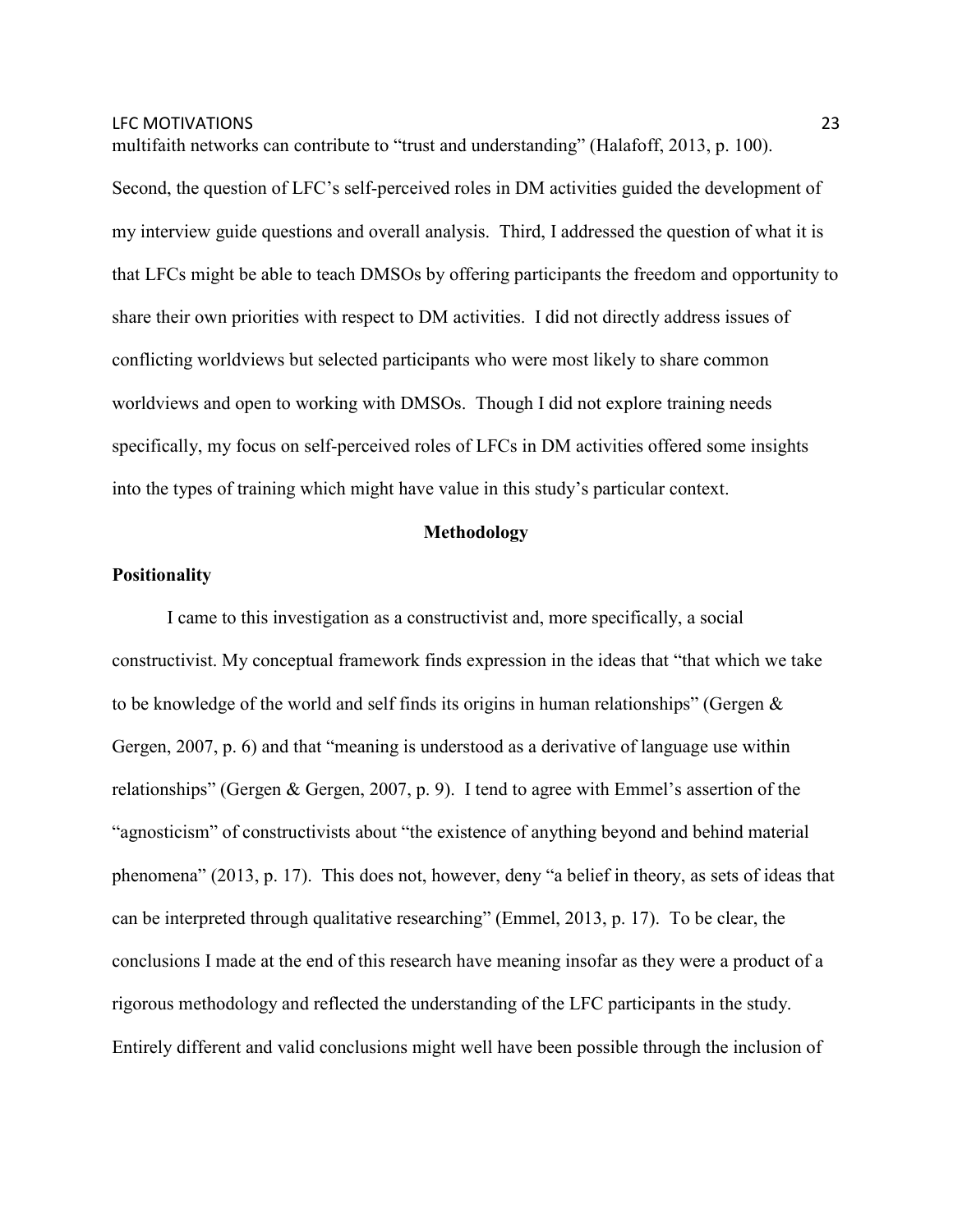multifaith networks can contribute to "trust and understanding" (Halafoff, 2013, p. 100). Second, the question of LFC's self-perceived roles in DM activities guided the development of my interview guide questions and overall analysis. Third, I addressed the question of what it is that LFCs might be able to teach DMSOs by offering participants the freedom and opportunity to share their own priorities with respect to DM activities. I did not directly address issues of conflicting worldviews but selected participants who were most likely to share common worldviews and open to working with DMSOs. Though I did not explore training needs specifically, my focus on self-perceived roles of LFCs in DM activities offered some insights into the types of training which might have value in this study's particular context.

## Methodology

### Positionality

I came to this investigation as a constructivist and, more specifically, a social constructivist. My conceptual framework finds expression in the ideas that "that which we take to be knowledge of the world and self finds its origins in human relationships" (Gergen & Gergen, 2007, p. 6) and that "meaning is understood as a derivative of language use within relationships" (Gergen & Gergen, 2007, p. 9). I tend to agree with Emmel's assertion of the "agnosticism" of constructivists about "the existence of anything beyond and behind material phenomena" (2013, p. 17). This does not, however, deny "a belief in theory, as sets of ideas that can be interpreted through qualitative researching" (Emmel, 2013, p. 17). To be clear, the conclusions I made at the end of this research have meaning insofar as they were a product of a rigorous methodology and reflected the understanding of the LFC participants in the study. Entirely different and valid conclusions might well have been possible through the inclusion of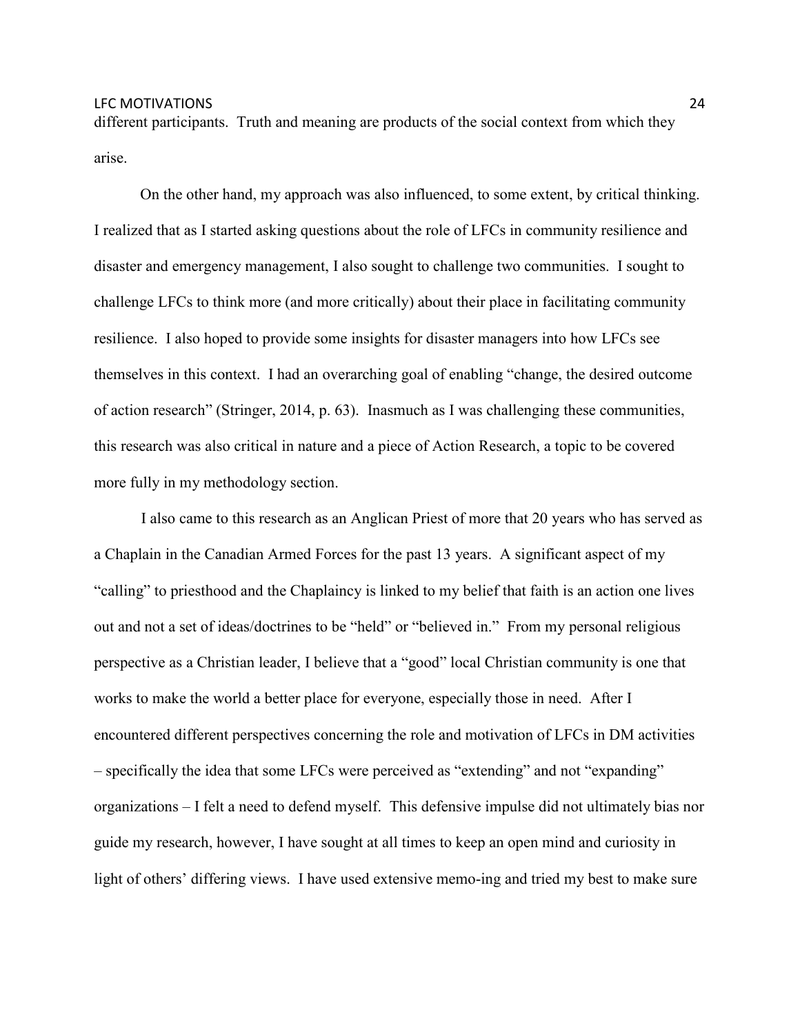different participants. Truth and meaning are products of the social context from which they arise.

On the other hand, my approach was also influenced, to some extent, by critical thinking. I realized that as I started asking questions about the role of LFCs in community resilience and disaster and emergency management, I also sought to challenge two communities. I sought to challenge LFCs to think more (and more critically) about their place in facilitating community resilience. I also hoped to provide some insights for disaster managers into how LFCs see themselves in this context. I had an overarching goal of enabling "change, the desired outcome of action research" (Stringer, 2014, p. 63). Inasmuch as I was challenging these communities, this research was also critical in nature and a piece of Action Research, a topic to be covered more fully in my methodology section.

I also came to this research as an Anglican Priest of more that 20 years who has served as a Chaplain in the Canadian Armed Forces for the past 13 years. A significant aspect of my "calling" to priesthood and the Chaplaincy is linked to my belief that faith is an action one lives out and not a set of ideas/doctrines to be "held" or "believed in." From my personal religious perspective as a Christian leader, I believe that a "good" local Christian community is one that works to make the world a better place for everyone, especially those in need. After I encountered different perspectives concerning the role and motivation of LFCs in DM activities – specifically the idea that some LFCs were perceived as "extending" and not "expanding" organizations – I felt a need to defend myself. This defensive impulse did not ultimately bias nor guide my research, however, I have sought at all times to keep an open mind and curiosity in light of others' differing views. I have used extensive memo-ing and tried my best to make sure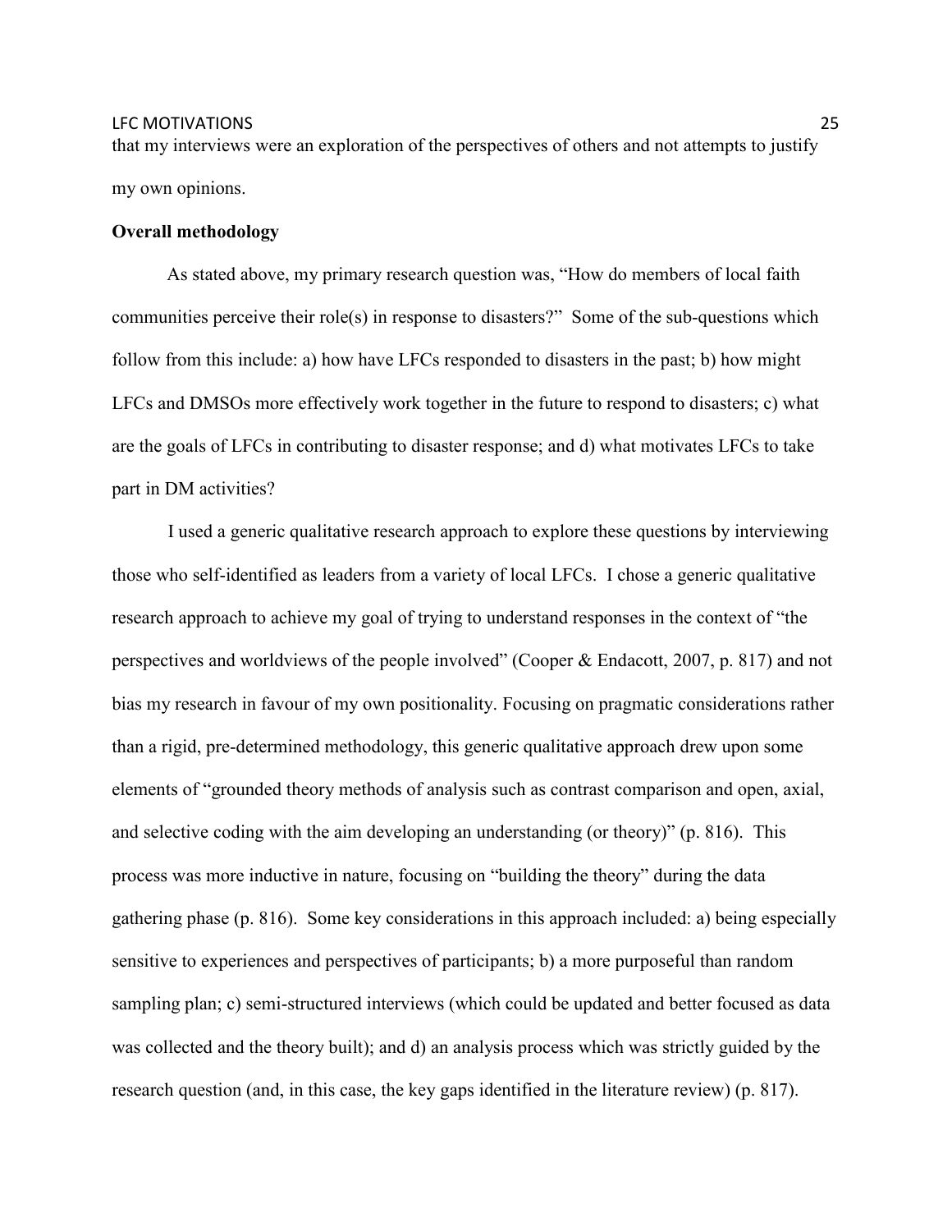that my interviews were an exploration of the perspectives of others and not attempts to justify my own opinions.

**Overall methodology**

As stated above, my primary research question was, "How do members of local faith communities perceive their role(s) in response to disasters?" Some of the sub-questions which follow from this include: a) how have LFCs responded to disasters in the past; b) how might LFCs and DMSOs more effectively work together in the future to respond to disasters; c) what are the goals of LFCs in contributing to disaster response; and d) what motivates LFCs to take part in DM activities?

I used a generic qualitative research approach to explore these questions by interviewing those who self-identified as leaders from a variety of local LFCs. I chose a generic qualitative research approach to achieve my goal of trying to understand responses in the context of "the perspectives and worldviews of the people involved" (Cooper & Endacott, 2007, p. 817) and not bias my research in favour of my own positionality. Focusing on pragmatic considerations rather than a rigid, pre-determined methodology, this generic qualitative approach drew upon some elements of "grounded theory methods of analysis such as contrast comparison and open, axial, and selective coding with the aim developing an understanding (or theory)" (p. 816). This process was more inductive in nature, focusing on "building the theory" during the data gathering phase (p. 816). Some key considerations in this approach included: a) being especially sensitive to experiences and perspectives of participants; b) a more purposeful than random sampling plan; c) semi-structured interviews (which could be updated and better focused as data was collected and the theory built); and d) an analysis process which was strictly guided by the research question (and, in this case, the key gaps identified in the literature review) (p. 817).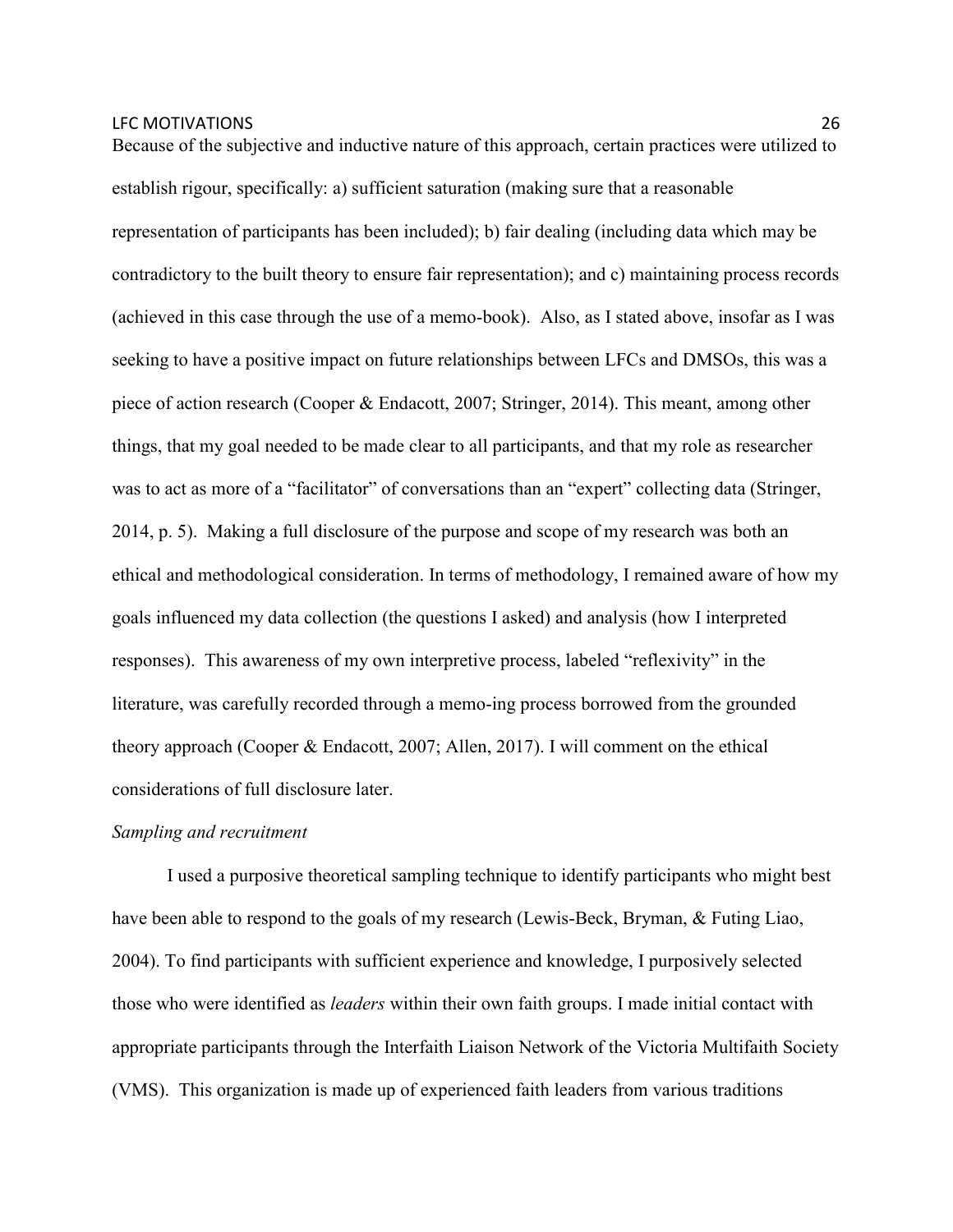Because of the subjective and inductive nature of this approach, certain practices were utilized to establish rigour, specifically: a) sufficient saturation (making sure that a reasonable representation of participants has been included); b) fair dealing (including data which may be contradictory to the built theory to ensure fair representation); and c) maintaining process records (achieved in this case through the use of a memo-book). Also, as I stated above, insofar as I was seeking to have a positive impact on future relationships between LFCs and DMSOs, this was a piece of action research (Cooper & Endacott, 2007; Stringer, 2014). This meant, among other things, that my goal needed to be made clear to all participants, and that my role as researcher was to act as more of a "facilitator" of conversations than an "expert" collecting data (Stringer, 2014, p. 5). Making a full disclosure of the purpose and scope of my research was both an ethical and methodological consideration. In terms of methodology, I remained aware of how my goals influenced my data collection (the questions I asked) and analysis (how I interpreted responses). This awareness of my own interpretive process, labeled "reflexivity" in the literature, was carefully recorded through a memo-ing process borrowed from the grounded theory approach (Cooper & Endacott, 2007; Allen, 2017). I will comment on the ethical considerations of full disclosure later.

*Sampling and recruitment*

I used a purposive theoretical sampling technique to identify participants who might best have been able to respond to the goals of my research (Lewis-Beck, Bryman, & Futing Liao, 2004). To find participants with sufficient experience and knowledge, I purposively selected those who were identified as *leaders* within their own faith groups. I made initial contact with appropriate participants through the Interfaith Liaison Network of the Victoria Multifaith Society (VMS). This organization is made up of experienced faith leaders from various traditions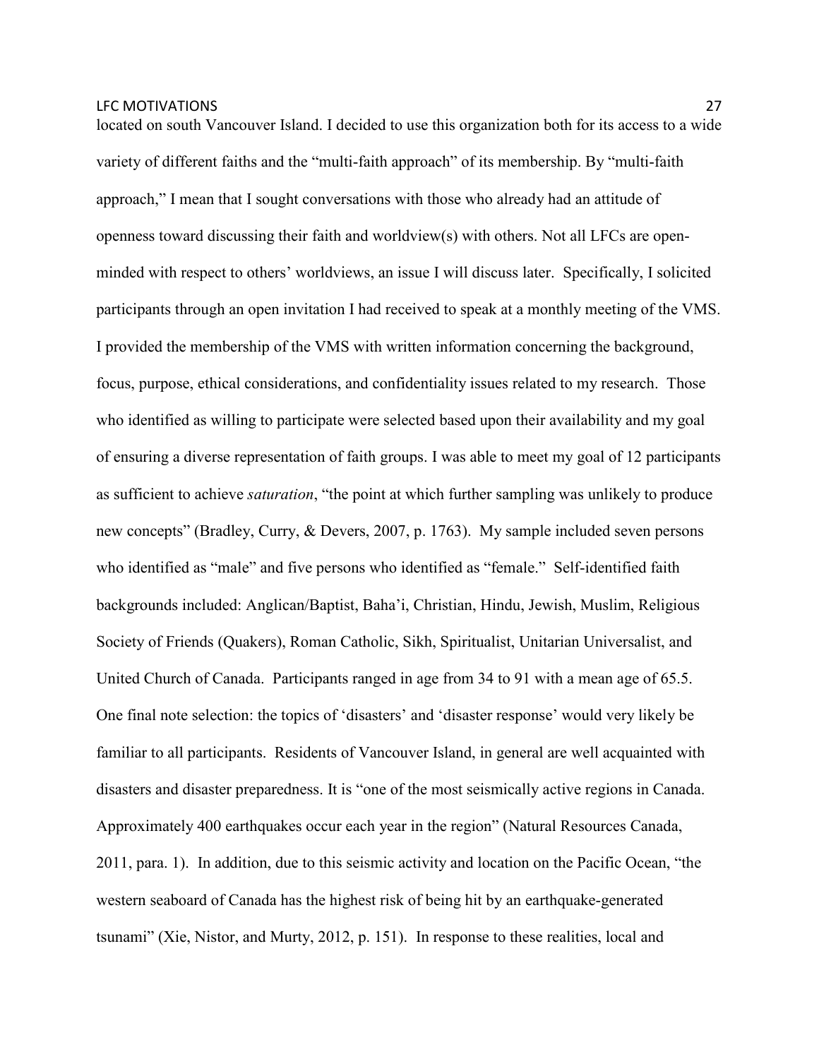located on south Vancouver Island. I decided to use this organization both for its access to a wide variety of different faiths and the "multi-faith approach" of its membership. By "multi-faith approach," I mean that I sought conversations with those who already had an attitude of openness toward discussing their faith and worldview(s) with others. Not all LFCs are open-minded with respect to others' worldviews, an issue I will discuss later. Specifically, I solicited participants through an open invitation I had received to speak at a monthly meeting of the VMS. I provided the membership of the VMS with written information concerning the background, focus, purpose, ethical considerations, and confidentiality issues related to my research. Those who identified as willing to participate were selected based upon their availability and my goal of ensuring a diverse representation of faith groups. I was able to meet my goal of 12 participants as sufficient to achieve *saturation*, "the point at which further sampling was unlikely to produce new concepts" (Bradley, Curry, & Devers, 2007, p. 1763). My sample included seven persons who identified as "male" and five persons who identified as "female." Self-identified faith backgrounds included: Anglican/Baptist, Baha'i, Christian, Hindu, Jewish, Muslim, Religious Society of Friends (Quakers), Roman Catholic, Sikh, Spiritualist, Unitarian Universalist, and United Church of Canada. Participants ranged in age from 34 to 91 with a mean age of 65.5. One final note selection: the topics of 'disasters' and 'disaster response' would very likely be familiar to all participants. Residents of Vancouver Island, in general are well acquainted with disasters and disaster preparedness. It is "one of the most seismically active regions in Canada. Approximately 400 earthquakes occur each year in the region" (Natural Resources Canada, 2011, para. 1). In addition, due to this seismic activity and location on the Pacific Ocean, "the western seaboard of Canada has the highest risk of being hit by an earthquake-generated tsunami" (Xie, Nistor, and Murty, 2012, p. 151). In response to these realities, local and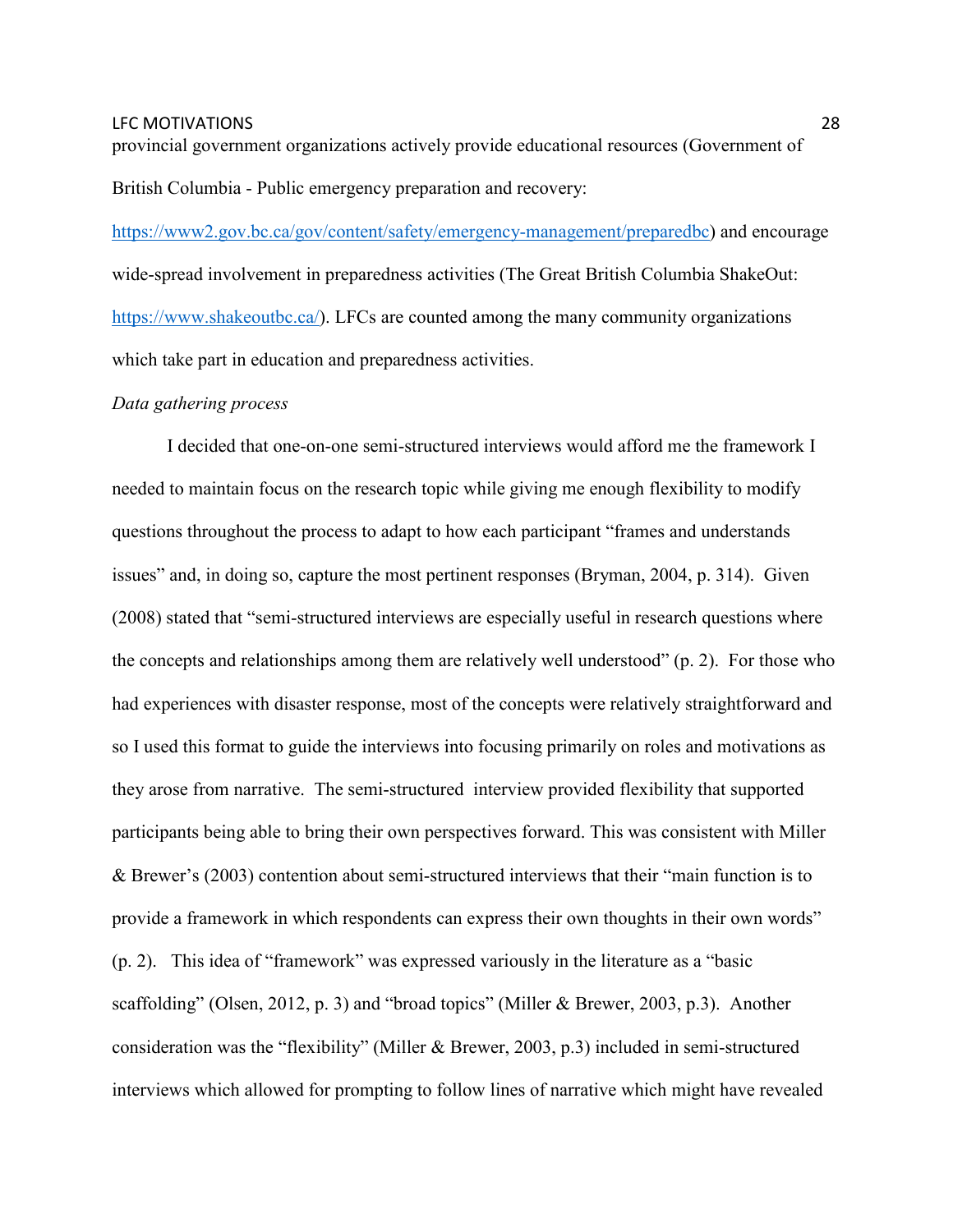provincial government organizations actively provide educational resources (Government of British Columbia - Public emergency preparation and recovery: https://www2.gov.bc.ca/gov/content/safety/emergency-management/preparedbc) and encourage wide-spread involvement in preparedness activities (The Great British Columbia ShakeOut: https://www.shakeoutbc.ca/). LFCs are counted among the many community organizations which take part in education and preparedness activities.

*Data gathering process*

I decided that one-on-one semi-structured interviews would afford me the framework I needed to maintain focus on the research topic while giving me enough flexibility to modify questions throughout the process to adapt to how each participant "frames and understands issues" and, in doing so, capture the most pertinent responses (Bryman, 2004, p. 314). Given (2008) stated that "semi-structured interviews are especially useful in research questions where the concepts and relationships among them are relatively well understood" (p. 2). For those who had experiences with disaster response, most of the concepts were relatively straightforward and so I used this format to guide the interviews into focusing primarily on roles and motivations as they arose from narrative. The semi-structured interview provided flexibility that supported participants being able to bring their own perspectives forward. This was consistent with Miller & Brewer's (2003) contention about semi-structured interviews that their "main function is to provide a framework in which respondents can express their own thoughts in their own words" (p. 2). This idea of "framework" was expressed variously in the literature as a "basic scaffolding" (Olsen, 2012, p. 3) and "broad topics" (Miller & Brewer, 2003, p.3). Another consideration was the "flexibility" (Miller & Brewer, 2003, p.3) included in semi-structured interviews which allowed for prompting to follow lines of narrative which might have revealed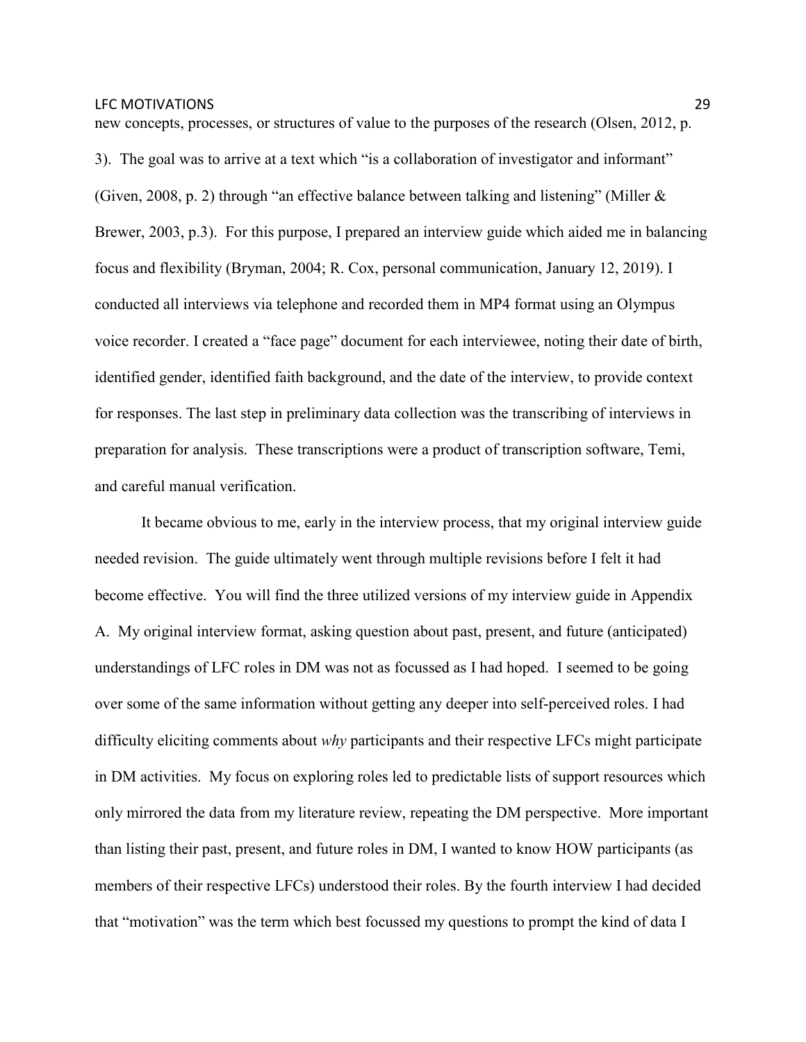new concepts, processes, or structures of value to the purposes of the research (Olsen, 2012, p. 3). The goal was to arrive at a text which "is a collaboration of investigator and informant" (Given, 2008, p. 2) through "an effective balance between talking and listening" (Miller & Brewer, 2003, p.3). For this purpose, I prepared an interview guide which aided me in balancing focus and flexibility (Bryman, 2004; R. Cox, personal communication, January 12, 2019). I conducted all interviews via telephone and recorded them in MP4 format using an Olympus voice recorder. I created a "face page" document for each interviewee, noting their date of birth, identified gender, identified faith background, and the date of the interview, to provide context for responses. The last step in preliminary data collection was the transcribing of interviews in preparation for analysis. These transcriptions were a product of transcription software, Temi, and careful manual verification.

It became obvious to me, early in the interview process, that my original interview guide needed revision. The guide ultimately went through multiple revisions before I felt it had become effective. You will find the three utilized versions of my interview guide in Appendix A. My original interview format, asking question about past, present, and future (anticipated) understandings of LFC roles in DM was not as focussed as I had hoped. I seemed to be going over some of the same information without getting any deeper into self-perceived roles. I had difficulty eliciting comments about *why* participants and their respective LFCs might participate in DM activities. My focus on exploring roles led to predictable lists of support resources which only mirrored the data from my literature review, repeating the DM perspective. More important than listing their past, present, and future roles in DM, I wanted to know HOW participants (as members of their respective LFCs) understood their roles. By the fourth interview I had decided that "motivation" was the term which best focussed my questions to prompt the kind of data I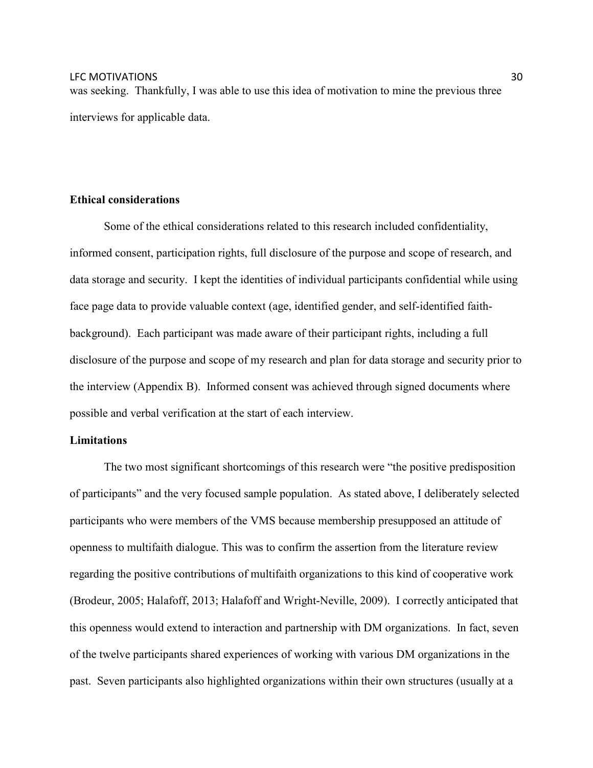was seeking. Thankfully, I was able to use this idea of motivation to mine the previous three interviews for applicable data.

### Ethical considerations

Some of the ethical considerations related to this research included confidentiality, informed consent, participation rights, full disclosure of the purpose and scope of research, and data storage and security. I kept the identities of individual participants confidential while using face page data to provide valuable context (age, identified gender, and self-identified faith-background). Each participant was made aware of their participant rights, including a full disclosure of the purpose and scope of my research and plan for data storage and security prior to the interview (Appendix B). Informed consent was achieved through signed documents where possible and verbal verification at the start of each interview.

### Limitations

The two most significant shortcomings of this research were "the positive predisposition of participants" and the very focused sample population. As stated above, I deliberately selected participants who were members of the VMS because membership presupposed an attitude of openness to multifaith dialogue. This was to confirm the assertion from the literature review regarding the positive contributions of multifaith organizations to this kind of cooperative work (Brodeur, 2005; Halafoff, 2013; Halafoff and Wright-Neville, 2009). I correctly anticipated that this openness would extend to interaction and partnership with DM organizations. In fact, seven of the twelve participants shared experiences of working with various DM organizations in the past. Seven participants also highlighted organizations within their own structures (usually at a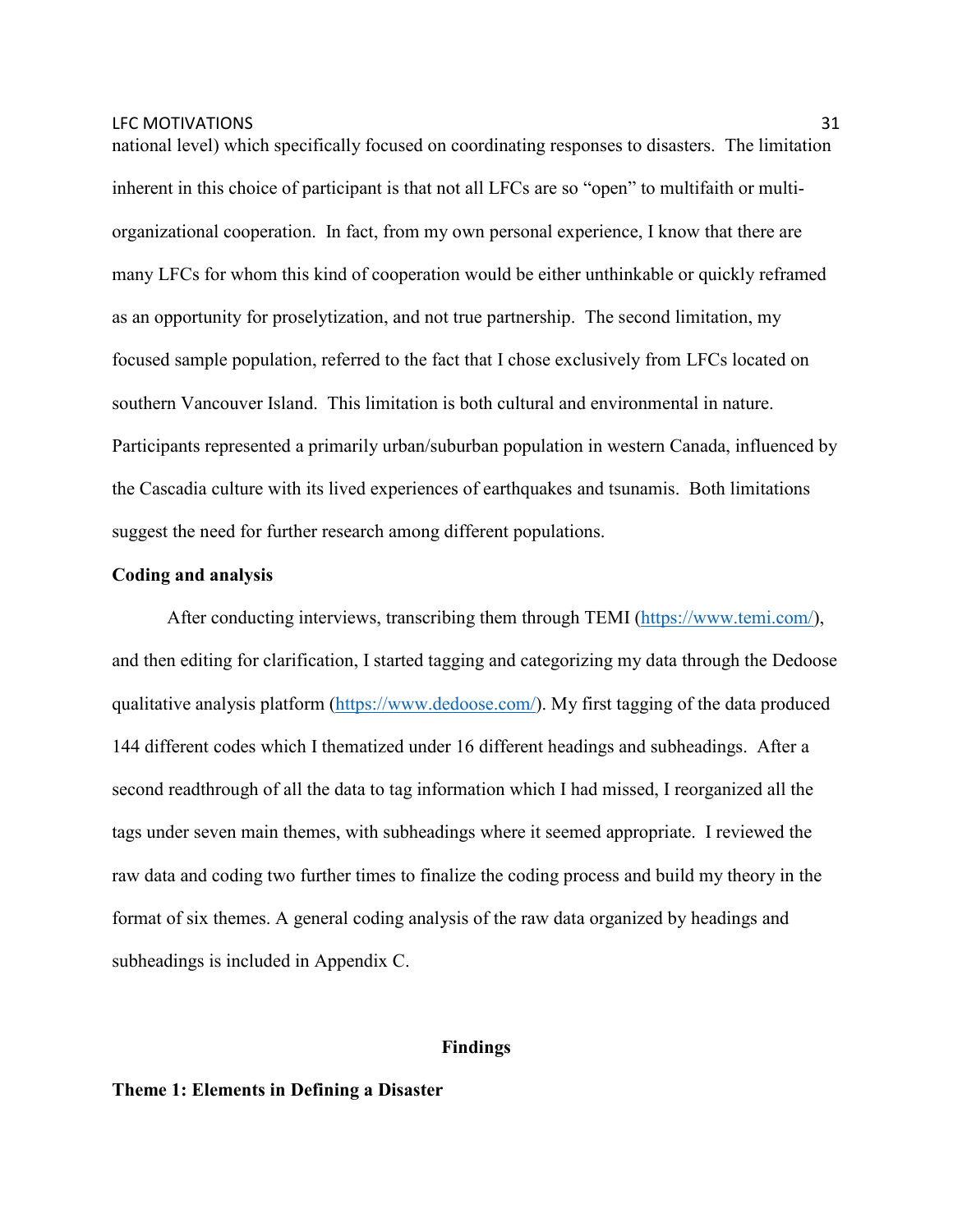national level) which specifically focused on coordinating responses to disasters. The limitation inherent in this choice of participant is that not all LFCs are so "open" to multifaith or multi-organizational cooperation. In fact, from my own personal experience, I know that there are many LFCs for whom this kind of cooperation would be either unthinkable or quickly reframed as an opportunity for proselytization, and not true partnership. The second limitation, my focused sample population, referred to the fact that I chose exclusively from LFCs located on southern Vancouver Island. This limitation is both cultural and environmental in nature. Participants represented a primarily urban/suburban population in western Canada, influenced by the Cascadia culture with its lived experiences of earthquakes and tsunamis. Both limitations suggest the need for further research among different populations.

**Coding and analysis**

After conducting interviews, transcribing them through TEMI (https://www.temi.com/), and then editing for clarification, I started tagging and categorizing my data through the Dedoose qualitative analysis platform (https://www.dedoose.com/). My first tagging of the data produced 144 different codes which I thematized under 16 different headings and subheadings. After a second readthrough of all the data to tag information which I had missed, I reorganized all the tags under seven main themes, with subheadings where it seemed appropriate. I reviewed the raw data and coding two further times to finalize the coding process and build my theory in the format of six themes. A general coding analysis of the raw data organized by headings and subheadings is included in Appendix C.

## Findings

**Theme 1: Elements in Defining a Disaster**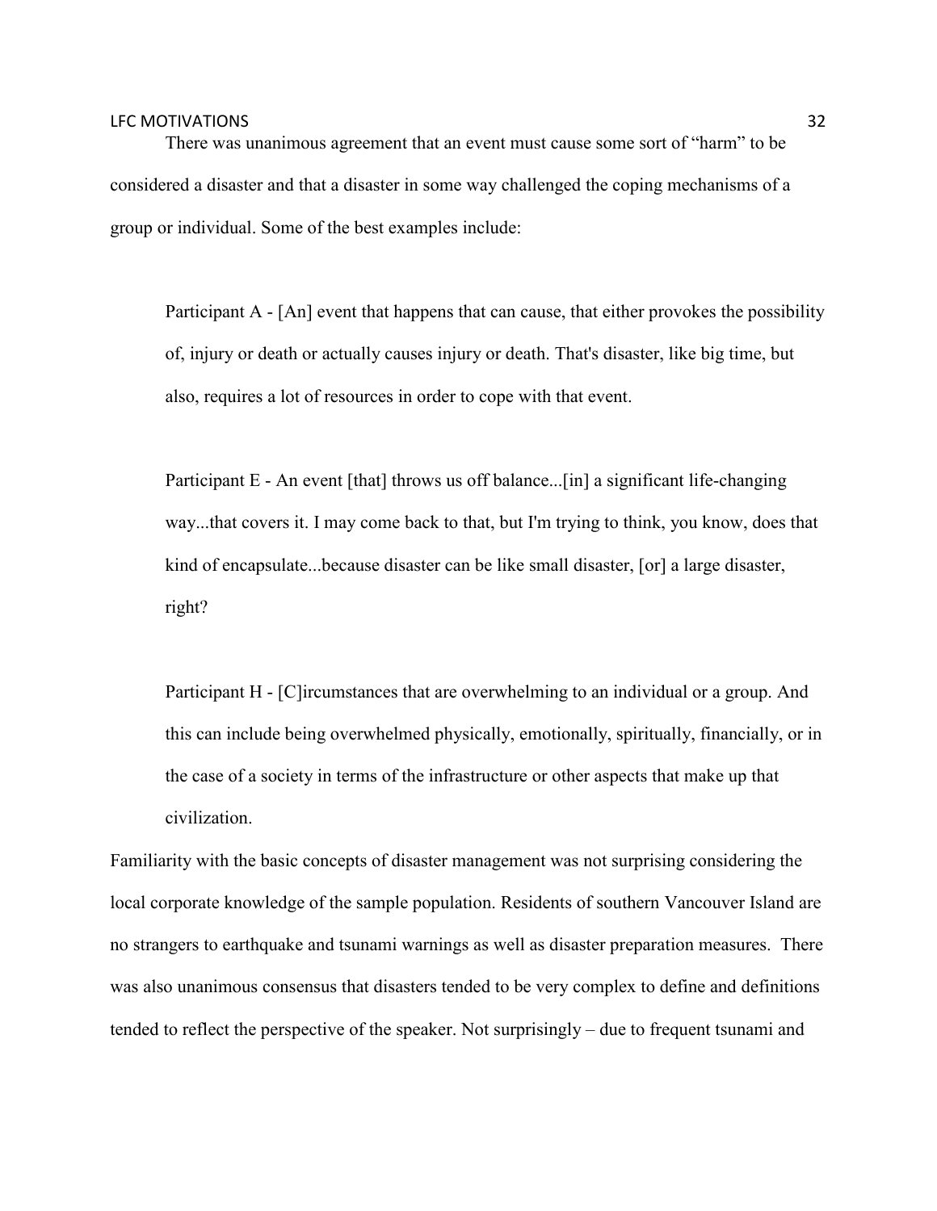There was unanimous agreement that an event must cause some sort of "harm" to be considered a disaster and that a disaster in some way challenged the coping mechanisms of a group or individual. Some of the best examples include:

> Participant A - [An] event that happens that can cause, that either provokes the possibility of, injury or death or actually causes injury or death. That's disaster, like big time, but also, requires a lot of resources in order to cope with that event.

> Participant E - An event [that] throws us off balance...[in] a significant life-changing way...that covers it. I may come back to that, but I'm trying to think, you know, does that kind of encapsulate...because disaster can be like small disaster, [or] a large disaster, right?

> Participant H - [C]ircumstances that are overwhelming to an individual or a group. And this can include being overwhelmed physically, emotionally, spiritually, financially, or in the case of a society in terms of the infrastructure or other aspects that make up that civilization.

Familiarity with the basic concepts of disaster management was not surprising considering the local corporate knowledge of the sample population. Residents of southern Vancouver Island are no strangers to earthquake and tsunami warnings as well as disaster preparation measures. There was also unanimous consensus that disasters tended to be very complex to define and definitions tended to reflect the perspective of the speaker. Not surprisingly – due to frequent tsunami and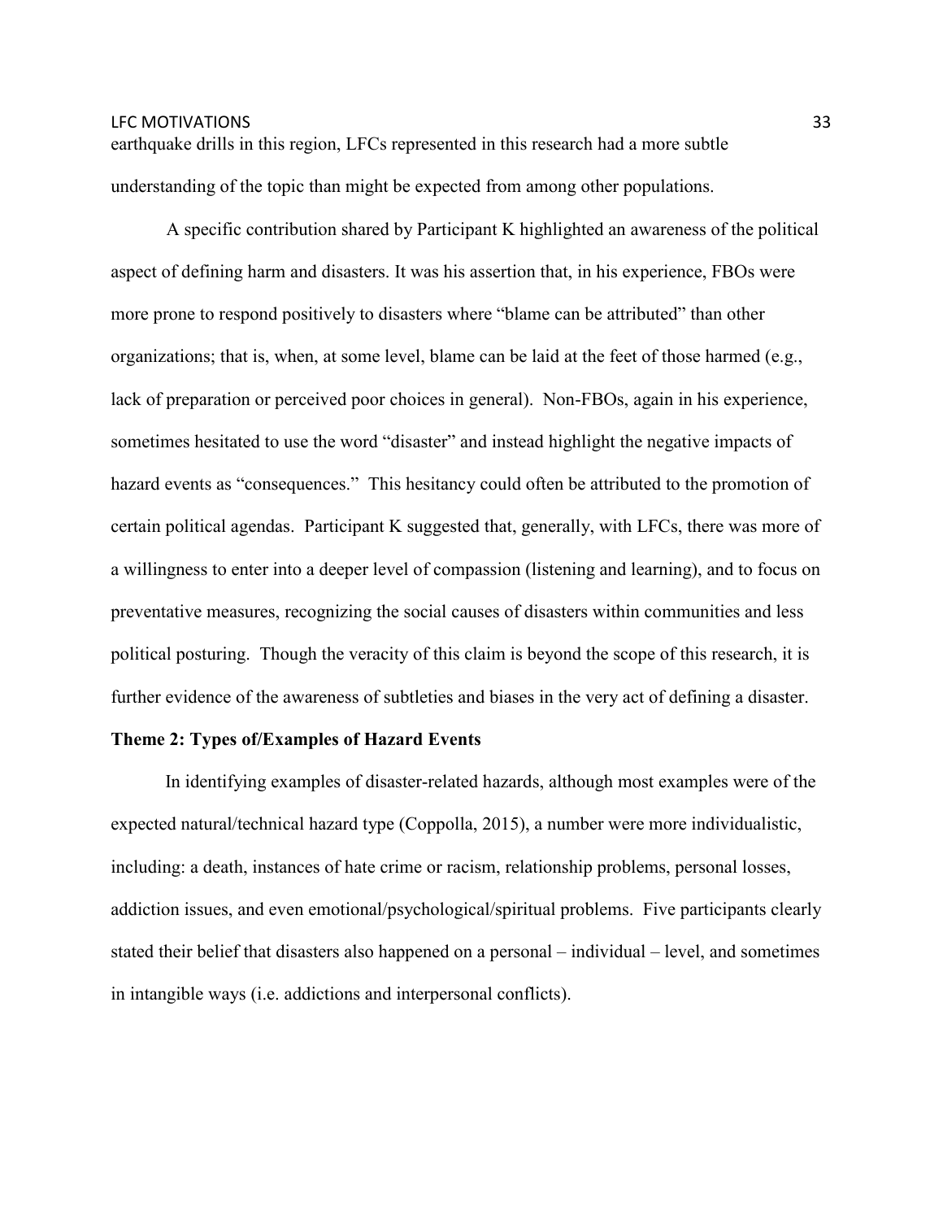earthquake drills in this region, LFCs represented in this research had a more subtle understanding of the topic than might be expected from among other populations.

A specific contribution shared by Participant K highlighted an awareness of the political aspect of defining harm and disasters. It was his assertion that, in his experience, FBOs were more prone to respond positively to disasters where "blame can be attributed" than other organizations; that is, when, at some level, blame can be laid at the feet of those harmed (e.g., lack of preparation or perceived poor choices in general). Non-FBOs, again in his experience, sometimes hesitated to use the word "disaster" and instead highlight the negative impacts of hazard events as "consequences." This hesitancy could often be attributed to the promotion of certain political agendas. Participant K suggested that, generally, with LFCs, there was more of a willingness to enter into a deeper level of compassion (listening and learning), and to focus on preventative measures, recognizing the social causes of disasters within communities and less political posturing. Though the veracity of this claim is beyond the scope of this research, it is further evidence of the awareness of subtleties and biases in the very act of defining a disaster.

**Theme 2: Types of/Examples of Hazard Events**

In identifying examples of disaster-related hazards, although most examples were of the expected natural/technical hazard type (Coppolla, 2015), a number were more individualistic, including: a death, instances of hate crime or racism, relationship problems, personal losses, addiction issues, and even emotional/psychological/spiritual problems. Five participants clearly stated their belief that disasters also happened on a personal – individual – level, and sometimes in intangible ways (i.e. addictions and interpersonal conflicts).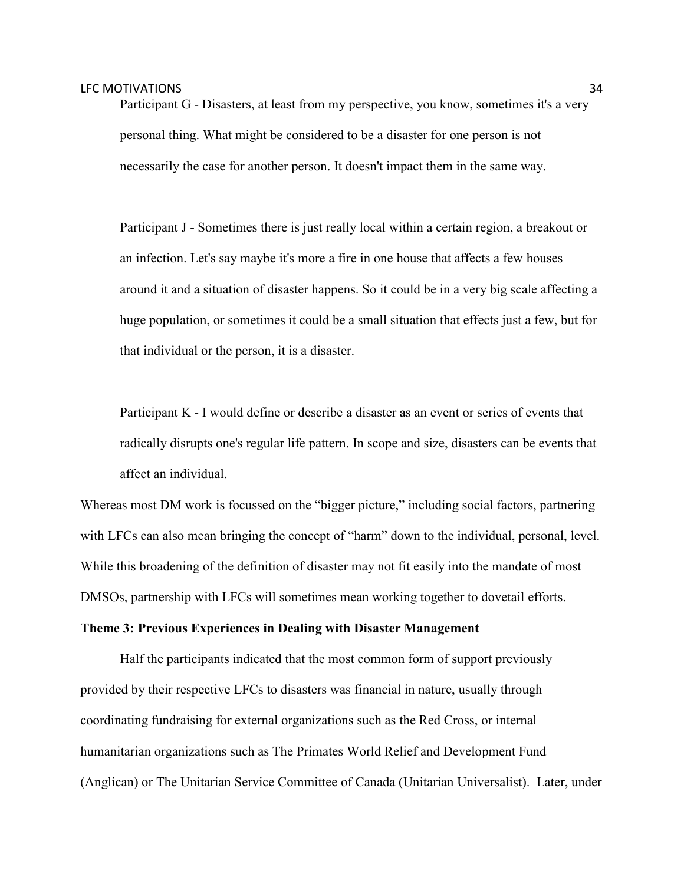Participant G - Disasters, at least from my perspective, you know, sometimes it's a very personal thing. What might be considered to be a disaster for one person is not necessarily the case for another person. It doesn't impact them in the same way.

Participant J - Sometimes there is just really local within a certain region, a breakout or an infection. Let's say maybe it's more a fire in one house that affects a few houses around it and a situation of disaster happens. So it could be in a very big scale affecting a huge population, or sometimes it could be a small situation that effects just a few, but for that individual or the person, it is a disaster.

Participant K - I would define or describe a disaster as an event or series of events that radically disrupts one's regular life pattern. In scope and size, disasters can be events that affect an individual.

Whereas most DM work is focussed on the "bigger picture," including social factors, partnering with LFCs can also mean bringing the concept of "harm" down to the individual, personal, level. While this broadening of the definition of disaster may not fit easily into the mandate of most DMSOs, partnership with LFCs will sometimes mean working together to dovetail efforts.

**Theme 3: Previous Experiences in Dealing with Disaster Management**

Half the participants indicated that the most common form of support previously provided by their respective LFCs to disasters was financial in nature, usually through coordinating fundraising for external organizations such as the Red Cross, or internal humanitarian organizations such as The Primates World Relief and Development Fund (Anglican) or The Unitarian Service Committee of Canada (Unitarian Universalist). Later, under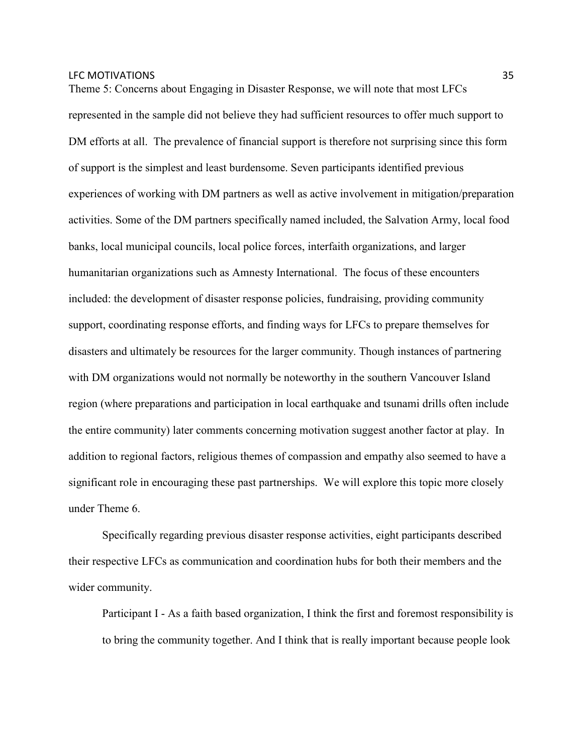Theme 5: Concerns about Engaging in Disaster Response, we will note that most LFCs represented in the sample did not believe they had sufficient resources to offer much support to DM efforts at all. The prevalence of financial support is therefore not surprising since this form of support is the simplest and least burdensome. Seven participants identified previous experiences of working with DM partners as well as active involvement in mitigation/preparation activities. Some of the DM partners specifically named included, the Salvation Army, local food banks, local municipal councils, local police forces, interfaith organizations, and larger humanitarian organizations such as Amnesty International. The focus of these encounters included: the development of disaster response policies, fundraising, providing community support, coordinating response efforts, and finding ways for LFCs to prepare themselves for disasters and ultimately be resources for the larger community. Though instances of partnering with DM organizations would not normally be noteworthy in the southern Vancouver Island region (where preparations and participation in local earthquake and tsunami drills often include the entire community) later comments concerning motivation suggest another factor at play. In addition to regional factors, religious themes of compassion and empathy also seemed to have a significant role in encouraging these past partnerships. We will explore this topic more closely under Theme 6.

Specifically regarding previous disaster response activities, eight participants described their respective LFCs as communication and coordination hubs for both their members and the wider community.

> Participant I - As a faith based organization, I think the first and foremost responsibility is to bring the community together. And I think that is really important because people look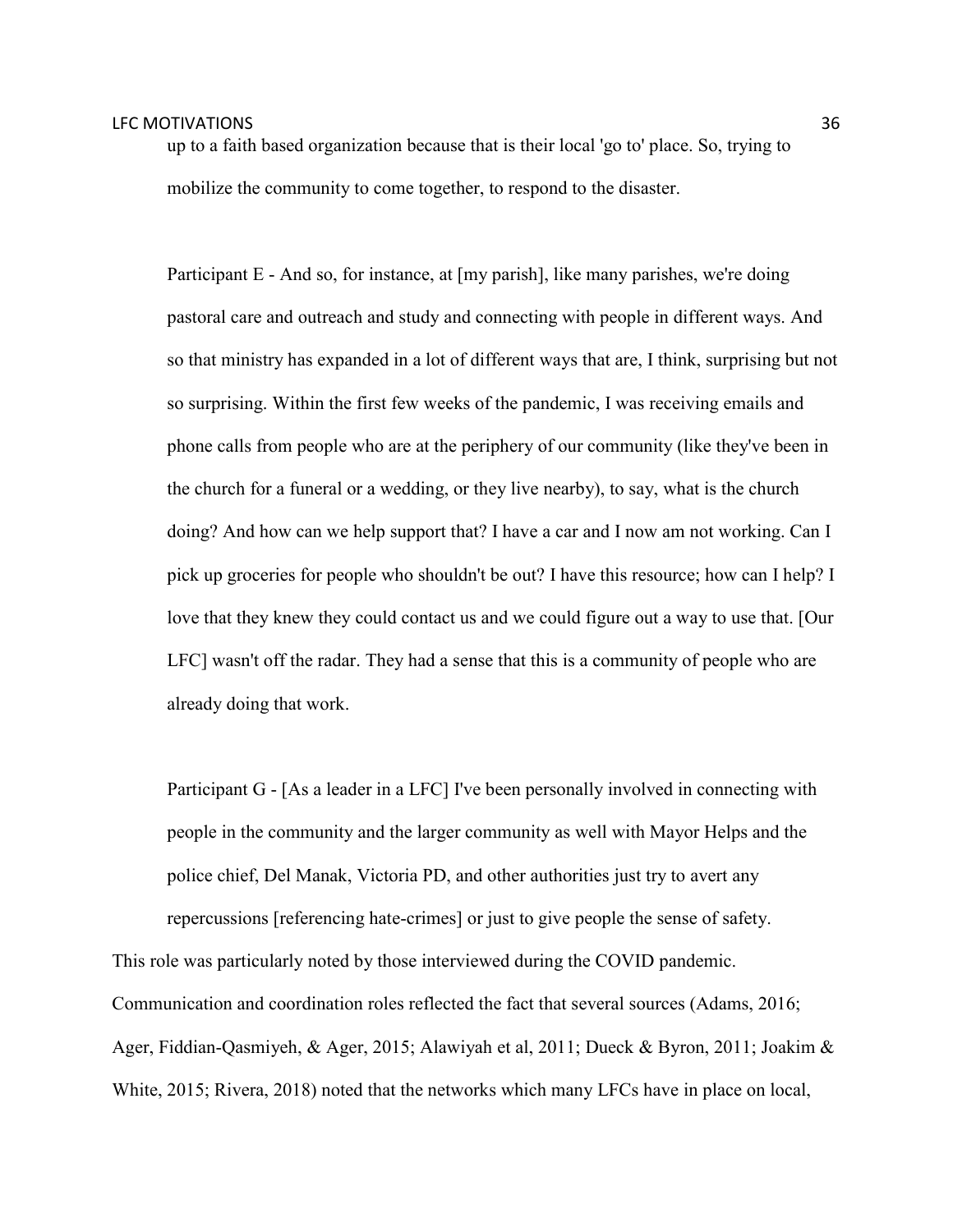up to a faith based organization because that is their local 'go to' place. So, trying to mobilize the community to come together, to respond to the disaster.

> Participant E - And so, for instance, at [my parish], like many parishes, we're doing pastoral care and outreach and study and connecting with people in different ways. And so that ministry has expanded in a lot of different ways that are, I think, surprising but not so surprising. Within the first few weeks of the pandemic, I was receiving emails and phone calls from people who are at the periphery of our community (like they've been in the church for a funeral or a wedding, or they live nearby), to say, what is the church doing? And how can we help support that? I have a car and I now am not working. Can I pick up groceries for people who shouldn't be out? I have this resource; how can I help? I love that they knew they could contact us and we could figure out a way to use that. [Our LFC] wasn't off the radar. They had a sense that this is a community of people who are already doing that work.

> Participant G - [As a leader in a LFC] I've been personally involved in connecting with people in the community and the larger community as well with Mayor Helps and the police chief, Del Manak, Victoria PD, and other authorities just try to avert any repercussions [referencing hate-crimes] or just to give people the sense of safety.

This role was particularly noted by those interviewed during the COVID pandemic. Communication and coordination roles reflected the fact that several sources (Adams, 2016; Ager, Fiddian-Qasmiyeh, & Ager, 2015; Alawiyah et al, 2011; Dueck & Byron, 2011; Joakim & White, 2015; Rivera, 2018) noted that the networks which many LFCs have in place on local,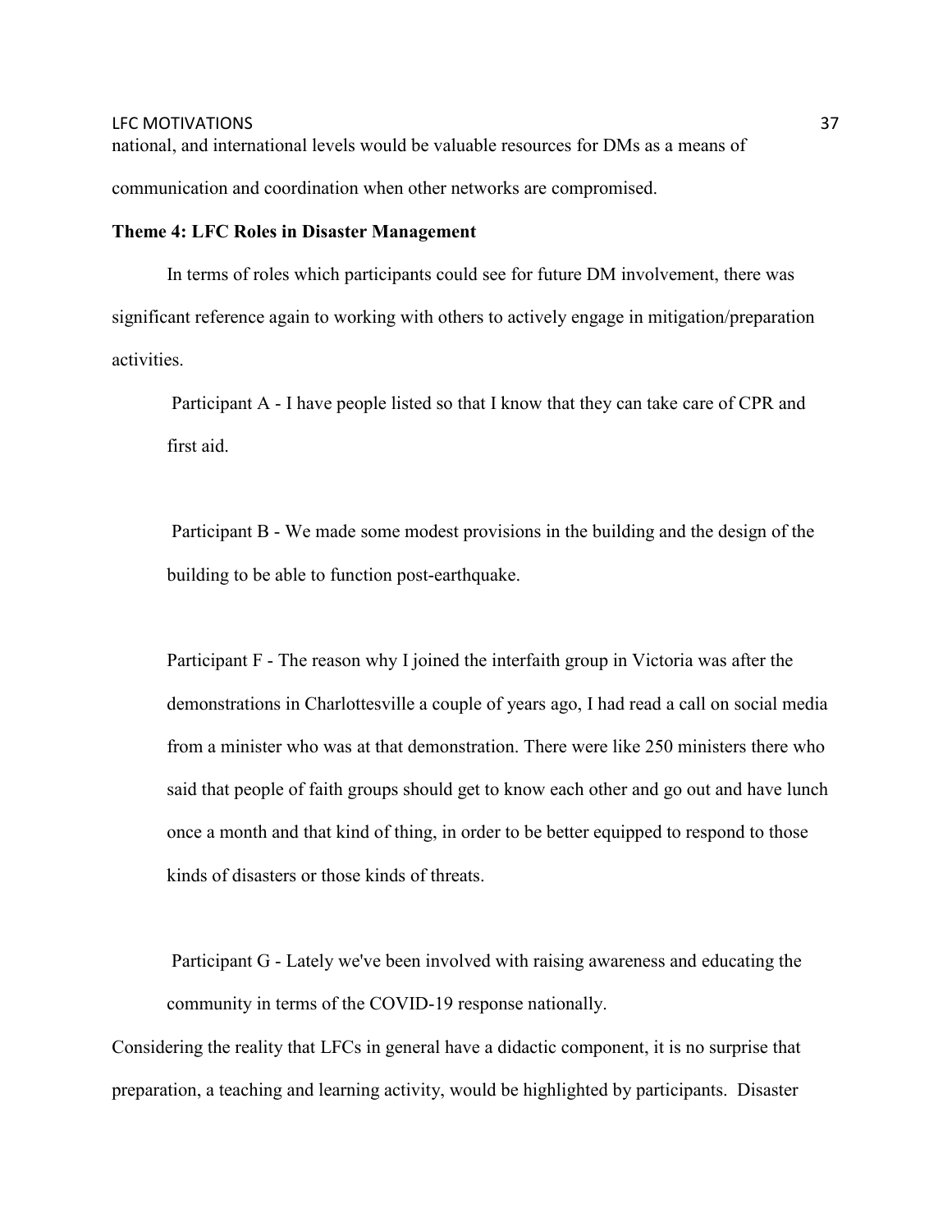national, and international levels would be valuable resources for DMs as a means of communication and coordination when other networks are compromised.

**Theme 4: LFC Roles in Disaster Management**

In terms of roles which participants could see for future DM involvement, there was significant reference again to working with others to actively engage in mitigation/preparation activities.

> Participant A - I have people listed so that I know that they can take care of CPR and first aid.

> Participant B - We made some modest provisions in the building and the design of the building to be able to function post-earthquake.

> Participant F - The reason why I joined the interfaith group in Victoria was after the demonstrations in Charlottesville a couple of years ago, I had read a call on social media from a minister who was at that demonstration. There were like 250 ministers there who said that people of faith groups should get to know each other and go out and have lunch once a month and that kind of thing, in order to be better equipped to respond to those kinds of disasters or those kinds of threats.

> Participant G - Lately we've been involved with raising awareness and educating the community in terms of the COVID-19 response nationally.

Considering the reality that LFCs in general have a didactic component, it is no surprise that preparation, a teaching and learning activity, would be highlighted by participants. Disaster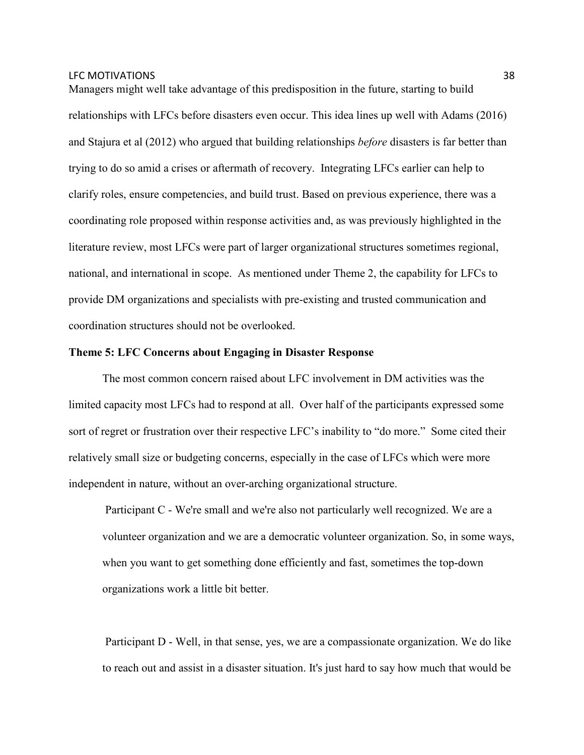Managers might well take advantage of this predisposition in the future, starting to build relationships with LFCs before disasters even occur. This idea lines up well with Adams (2016) and Stajura et al (2012) who argued that building relationships *before* disasters is far better than trying to do so amid a crises or aftermath of recovery. Integrating LFCs earlier can help to clarify roles, ensure competencies, and build trust. Based on previous experience, there was a coordinating role proposed within response activities and, as was previously highlighted in the literature review, most LFCs were part of larger organizational structures sometimes regional, national, and international in scope. As mentioned under Theme 2, the capability for LFCs to provide DM organizations and specialists with pre-existing and trusted communication and coordination structures should not be overlooked.

**Theme 5: LFC Concerns about Engaging in Disaster Response**

The most common concern raised about LFC involvement in DM activities was the limited capacity most LFCs had to respond at all. Over half of the participants expressed some sort of regret or frustration over their respective LFC's inability to "do more." Some cited their relatively small size or budgeting concerns, especially in the case of LFCs which were more independent in nature, without an over-arching organizational structure.

> Participant C - We're small and we're also not particularly well recognized. We are a volunteer organization and we are a democratic volunteer organization. So, in some ways, when you want to get something done efficiently and fast, sometimes the top-down organizations work a little bit better.

> Participant D - Well, in that sense, yes, we are a compassionate organization. We do like to reach out and assist in a disaster situation. It's just hard to say how much that would be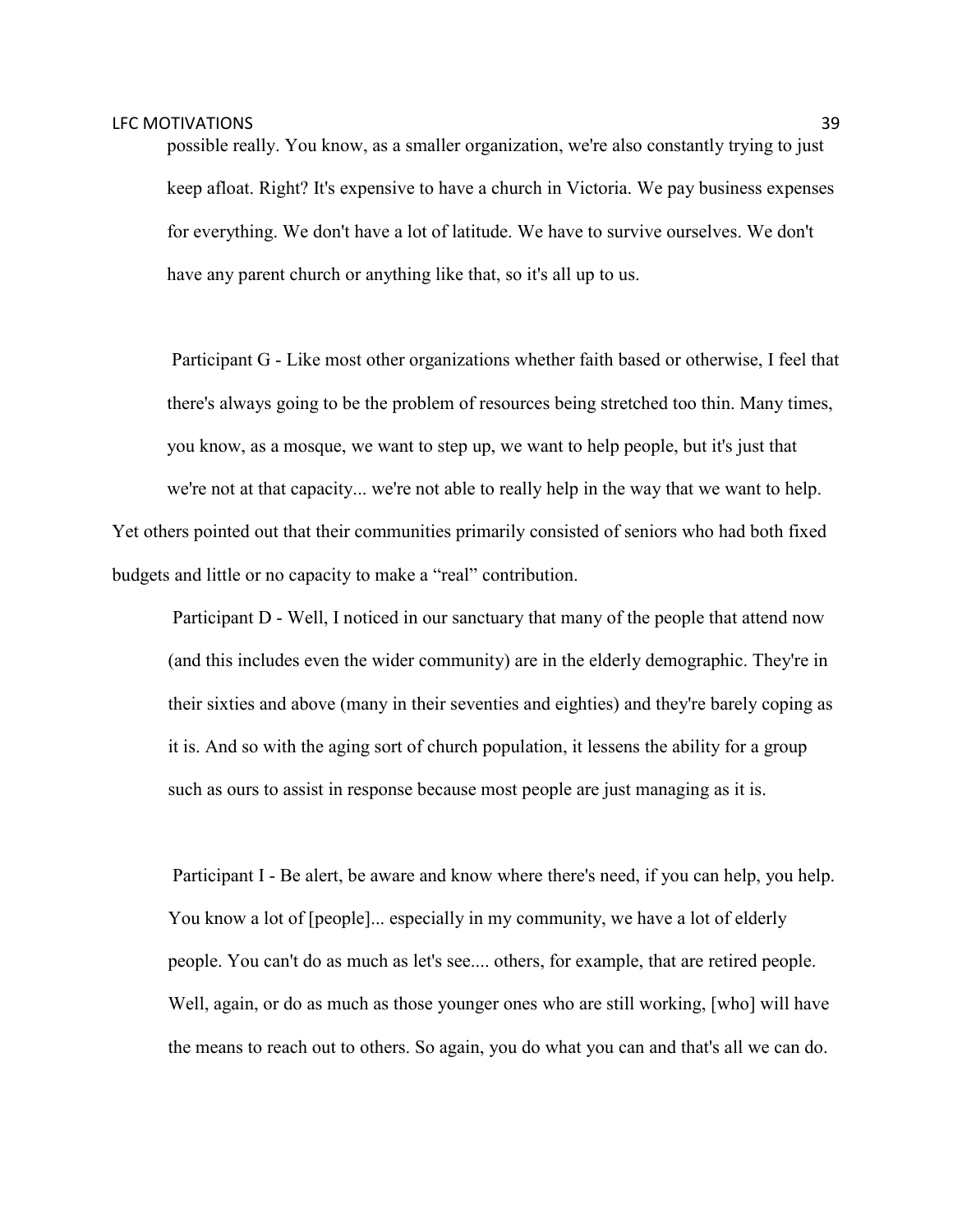possible really. You know, as a smaller organization, we're also constantly trying to just keep afloat. Right? It's expensive to have a church in Victoria. We pay business expenses for everything. We don't have a lot of latitude. We have to survive ourselves. We don't have any parent church or anything like that, so it's all up to us.

> Participant G - Like most other organizations whether faith based or otherwise, I feel that there's always going to be the problem of resources being stretched too thin. Many times, you know, as a mosque, we want to step up, we want to help people, but it's just that we're not at that capacity... we're not able to really help in the way that we want to help.

Yet others pointed out that their communities primarily consisted of seniors who had both fixed budgets and little or no capacity to make a "real" contribution.

> Participant D - Well, I noticed in our sanctuary that many of the people that attend now (and this includes even the wider community) are in the elderly demographic. They're in their sixties and above (many in their seventies and eighties) and they're barely coping as it is. And so with the aging sort of church population, it lessens the ability for a group such as ours to assist in response because most people are just managing as it is.

> Participant I - Be alert, be aware and know where there's need, if you can help, you help. You know a lot of [people]... especially in my community, we have a lot of elderly people. You can't do as much as let's see.... others, for example, that are retired people. Well, again, or do as much as those younger ones who are still working, [who] will have the means to reach out to others. So again, you do what you can and that's all we can do.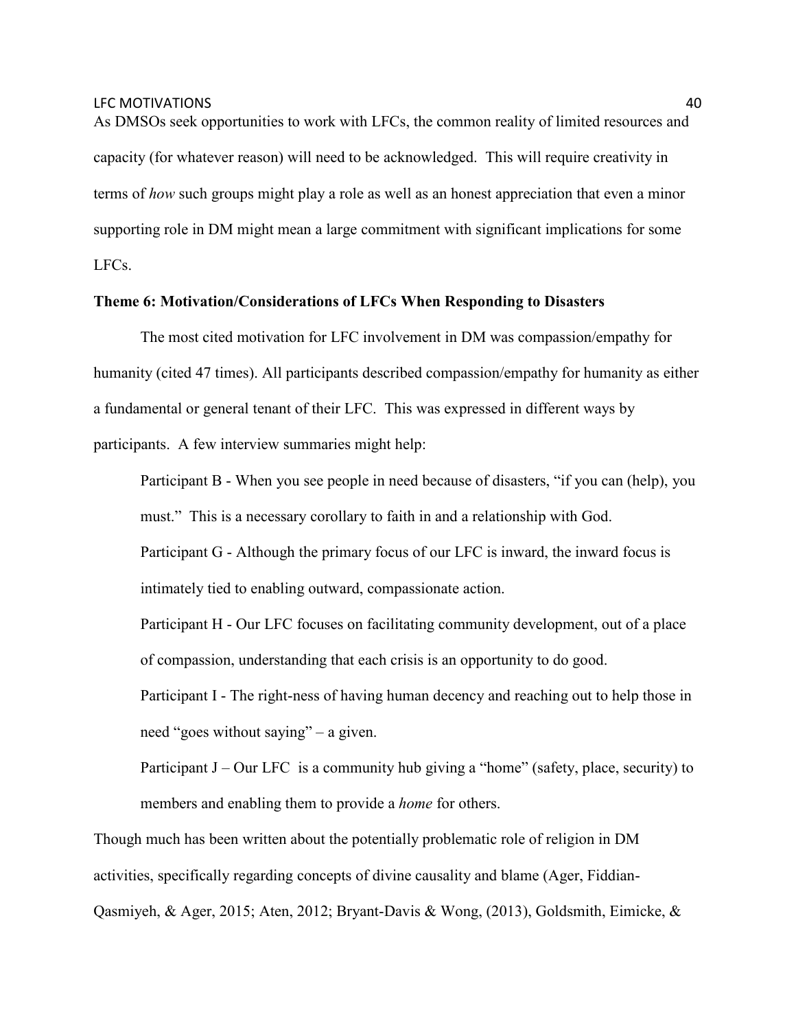As DMSOs seek opportunities to work with LFCs, the common reality of limited resources and capacity (for whatever reason) will need to be acknowledged. This will require creativity in terms of *how* such groups might play a role as well as an honest appreciation that even a minor supporting role in DM might mean a large commitment with significant implications for some LFCs.

**Theme 6: Motivation/Considerations of LFCs When Responding to Disasters**

The most cited motivation for LFC involvement in DM was compassion/empathy for humanity (cited 47 times). All participants described compassion/empathy for humanity as either a fundamental or general tenant of their LFC. This was expressed in different ways by participants. A few interview summaries might help:

> Participant B - When you see people in need because of disasters, "if you can (help), you must." This is a necessary corollary to faith in and a relationship with God.
>
> Participant G - Although the primary focus of our LFC is inward, the inward focus is intimately tied to enabling outward, compassionate action.
>
> Participant H - Our LFC focuses on facilitating community development, out of a place of compassion, understanding that each crisis is an opportunity to do good.
>
> Participant I - The right-ness of having human decency and reaching out to help those in need "goes without saying" – a given.
>
> Participant J – Our LFC is a community hub giving a "home" (safety, place, security) to members and enabling them to provide a *home* for others.

Though much has been written about the potentially problematic role of religion in DM activities, specifically regarding concepts of divine causality and blame (Ager, Fiddian-Qasmiyeh, & Ager, 2015; Aten, 2012; Bryant-Davis & Wong, (2013), Goldsmith, Eimicke, &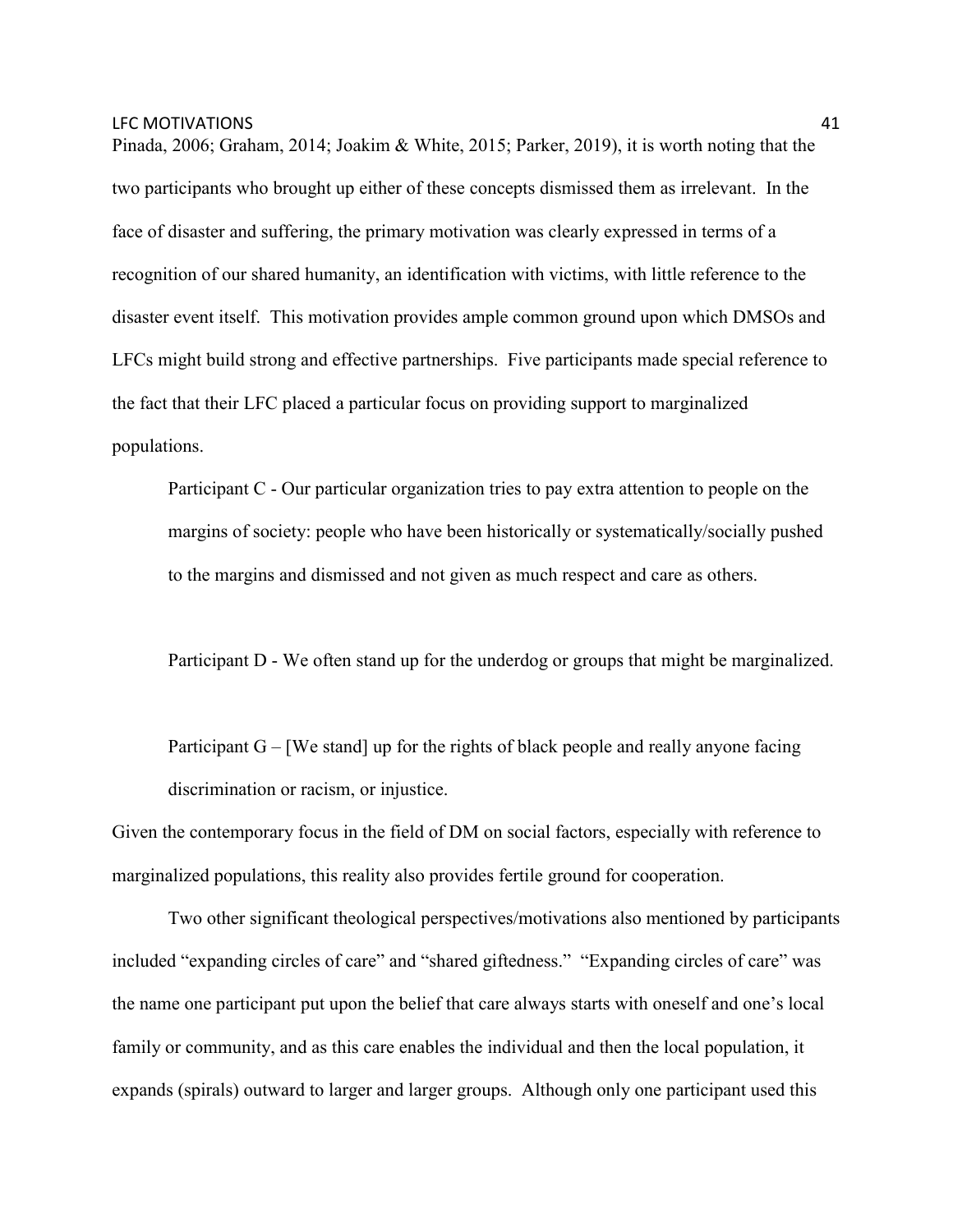Pinada, 2006; Graham, 2014; Joakim & White, 2015; Parker, 2019), it is worth noting that the two participants who brought up either of these concepts dismissed them as irrelevant. In the face of disaster and suffering, the primary motivation was clearly expressed in terms of a recognition of our shared humanity, an identification with victims, with little reference to the disaster event itself. This motivation provides ample common ground upon which DMSOs and LFCs might build strong and effective partnerships. Five participants made special reference to the fact that their LFC placed a particular focus on providing support to marginalized populations.

> Participant C - Our particular organization tries to pay extra attention to people on the margins of society: people who have been historically or systematically/socially pushed to the margins and dismissed and not given as much respect and care as others.
>
> Participant D - We often stand up for the underdog or groups that might be marginalized.
>
> Participant G – [We stand] up for the rights of black people and really anyone facing discrimination or racism, or injustice.

Given the contemporary focus in the field of DM on social factors, especially with reference to marginalized populations, this reality also provides fertile ground for cooperation.

Two other significant theological perspectives/motivations also mentioned by participants included "expanding circles of care" and "shared giftedness." "Expanding circles of care" was the name one participant put upon the belief that care always starts with oneself and one's local family or community, and as this care enables the individual and then the local population, it expands (spirals) outward to larger and larger groups. Although only one participant used this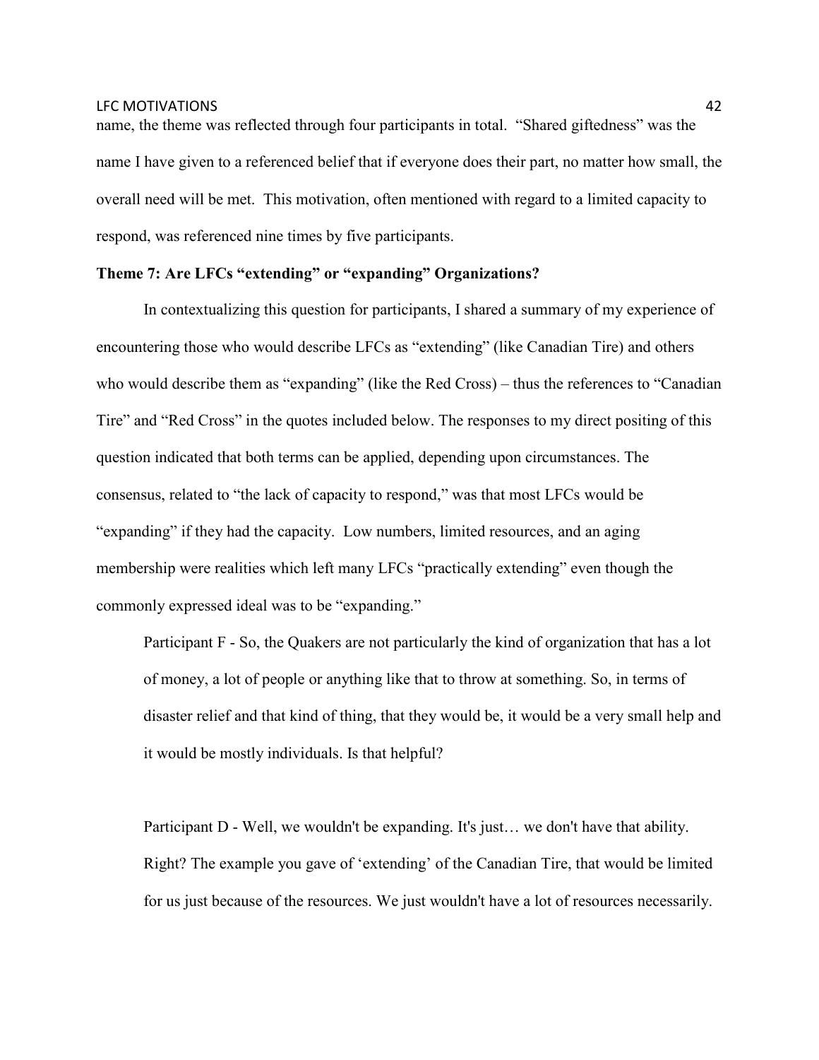name, the theme was reflected through four participants in total. "Shared giftedness" was the name I have given to a referenced belief that if everyone does their part, no matter how small, the overall need will be met. This motivation, often mentioned with regard to a limited capacity to respond, was referenced nine times by five participants.

**Theme 7: Are LFCs "extending" or "expanding" Organizations?**

In contextualizing this question for participants, I shared a summary of my experience of encountering those who would describe LFCs as "extending" (like Canadian Tire) and others who would describe them as "expanding" (like the Red Cross) – thus the references to "Canadian Tire" and "Red Cross" in the quotes included below. The responses to my direct positing of this question indicated that both terms can be applied, depending upon circumstances. The consensus, related to "the lack of capacity to respond," was that most LFCs would be "expanding" if they had the capacity. Low numbers, limited resources, and an aging membership were realities which left many LFCs "practically extending" even though the commonly expressed ideal was to be "expanding."

> Participant F - So, the Quakers are not particularly the kind of organization that has a lot of money, a lot of people or anything like that to throw at something. So, in terms of disaster relief and that kind of thing, that they would be, it would be a very small help and it would be mostly individuals. Is that helpful?

> Participant D - Well, we wouldn't be expanding. It's just… we don't have that ability. Right? The example you gave of 'extending' of the Canadian Tire, that would be limited for us just because of the resources. We just wouldn't have a lot of resources necessarily.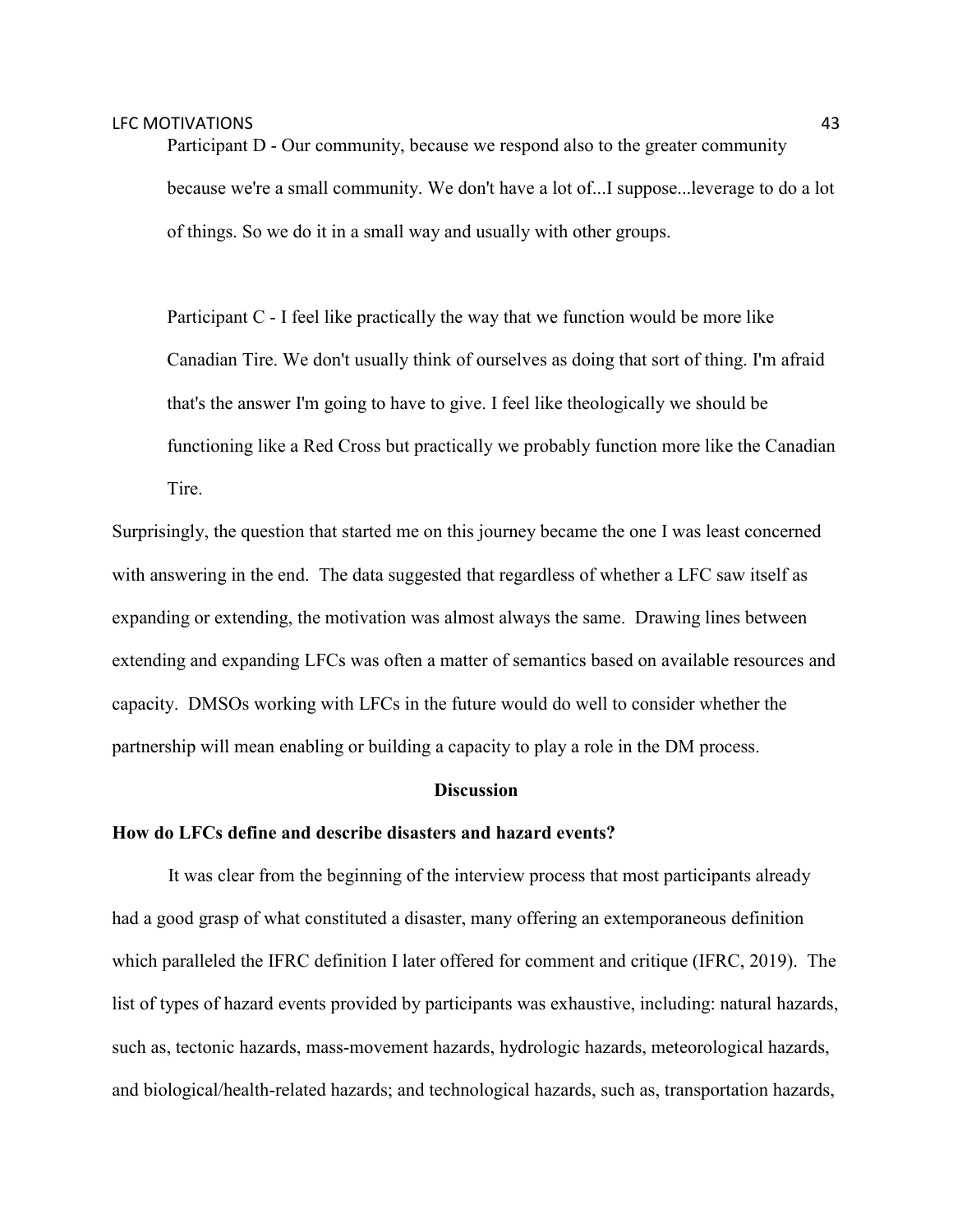Participant D - Our community, because we respond also to the greater community because we're a small community. We don't have a lot of...I suppose...leverage to do a lot of things. So we do it in a small way and usually with other groups.

Participant C - I feel like practically the way that we function would be more like Canadian Tire. We don't usually think of ourselves as doing that sort of thing. I'm afraid that's the answer I'm going to have to give. I feel like theologically we should be functioning like a Red Cross but practically we probably function more like the Canadian Tire.

Surprisingly, the question that started me on this journey became the one I was least concerned with answering in the end. The data suggested that regardless of whether a LFC saw itself as expanding or extending, the motivation was almost always the same. Drawing lines between extending and expanding LFCs was often a matter of semantics based on available resources and capacity. DMSOs working with LFCs in the future would do well to consider whether the partnership will mean enabling or building a capacity to play a role in the DM process.

## Discussion

### How do LFCs define and describe disasters and hazard events?

It was clear from the beginning of the interview process that most participants already had a good grasp of what constituted a disaster, many offering an extemporaneous definition which paralleled the IFRC definition I later offered for comment and critique (IFRC, 2019). The list of types of hazard events provided by participants was exhaustive, including: natural hazards, such as, tectonic hazards, mass-movement hazards, hydrologic hazards, meteorological hazards, and biological/health-related hazards; and technological hazards, such as, transportation hazards,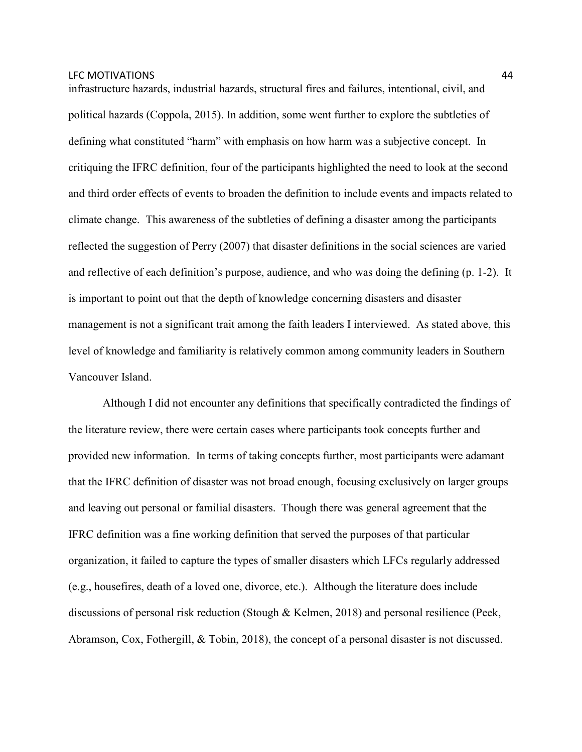infrastructure hazards, industrial hazards, structural fires and failures, intentional, civil, and political hazards (Coppola, 2015). In addition, some went further to explore the subtleties of defining what constituted "harm" with emphasis on how harm was a subjective concept. In critiquing the IFRC definition, four of the participants highlighted the need to look at the second and third order effects of events to broaden the definition to include events and impacts related to climate change. This awareness of the subtleties of defining a disaster among the participants reflected the suggestion of Perry (2007) that disaster definitions in the social sciences are varied and reflective of each definition's purpose, audience, and who was doing the defining (p. 1-2). It is important to point out that the depth of knowledge concerning disasters and disaster management is not a significant trait among the faith leaders I interviewed. As stated above, this level of knowledge and familiarity is relatively common among community leaders in Southern Vancouver Island.

Although I did not encounter any definitions that specifically contradicted the findings of the literature review, there were certain cases where participants took concepts further and provided new information. In terms of taking concepts further, most participants were adamant that the IFRC definition of disaster was not broad enough, focusing exclusively on larger groups and leaving out personal or familial disasters. Though there was general agreement that the IFRC definition was a fine working definition that served the purposes of that particular organization, it failed to capture the types of smaller disasters which LFCs regularly addressed (e.g., housefires, death of a loved one, divorce, etc.). Although the literature does include discussions of personal risk reduction (Stough & Kelmen, 2018) and personal resilience (Peek, Abramson, Cox, Fothergill, & Tobin, 2018), the concept of a personal disaster is not discussed.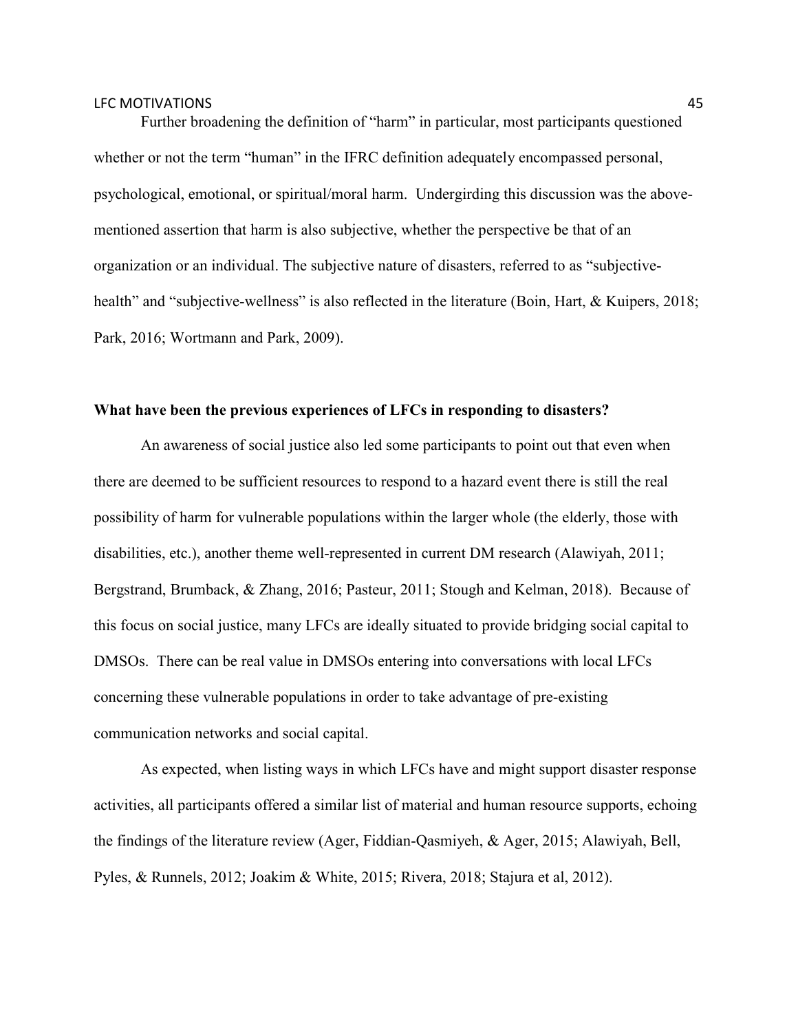Further broadening the definition of "harm" in particular, most participants questioned whether or not the term "human" in the IFRC definition adequately encompassed personal, psychological, emotional, or spiritual/moral harm. Undergirding this discussion was the above-mentioned assertion that harm is also subjective, whether the perspective be that of an organization or an individual. The subjective nature of disasters, referred to as "subjective-health" and "subjective-wellness" is also reflected in the literature (Boin, Hart, & Kuipers, 2018; Park, 2016; Wortmann and Park, 2009).

**What have been the previous experiences of LFCs in responding to disasters?**

An awareness of social justice also led some participants to point out that even when there are deemed to be sufficient resources to respond to a hazard event there is still the real possibility of harm for vulnerable populations within the larger whole (the elderly, those with disabilities, etc.), another theme well-represented in current DM research (Alawiyah, 2011; Bergstrand, Brumback, & Zhang, 2016; Pasteur, 2011; Stough and Kelman, 2018). Because of this focus on social justice, many LFCs are ideally situated to provide bridging social capital to DMSOs. There can be real value in DMSOs entering into conversations with local LFCs concerning these vulnerable populations in order to take advantage of pre-existing communication networks and social capital.

As expected, when listing ways in which LFCs have and might support disaster response activities, all participants offered a similar list of material and human resource supports, echoing the findings of the literature review (Ager, Fiddian-Qasmiyeh, & Ager, 2015; Alawiyah, Bell, Pyles, & Runnels, 2012; Joakim & White, 2015; Rivera, 2018; Stajura et al, 2012).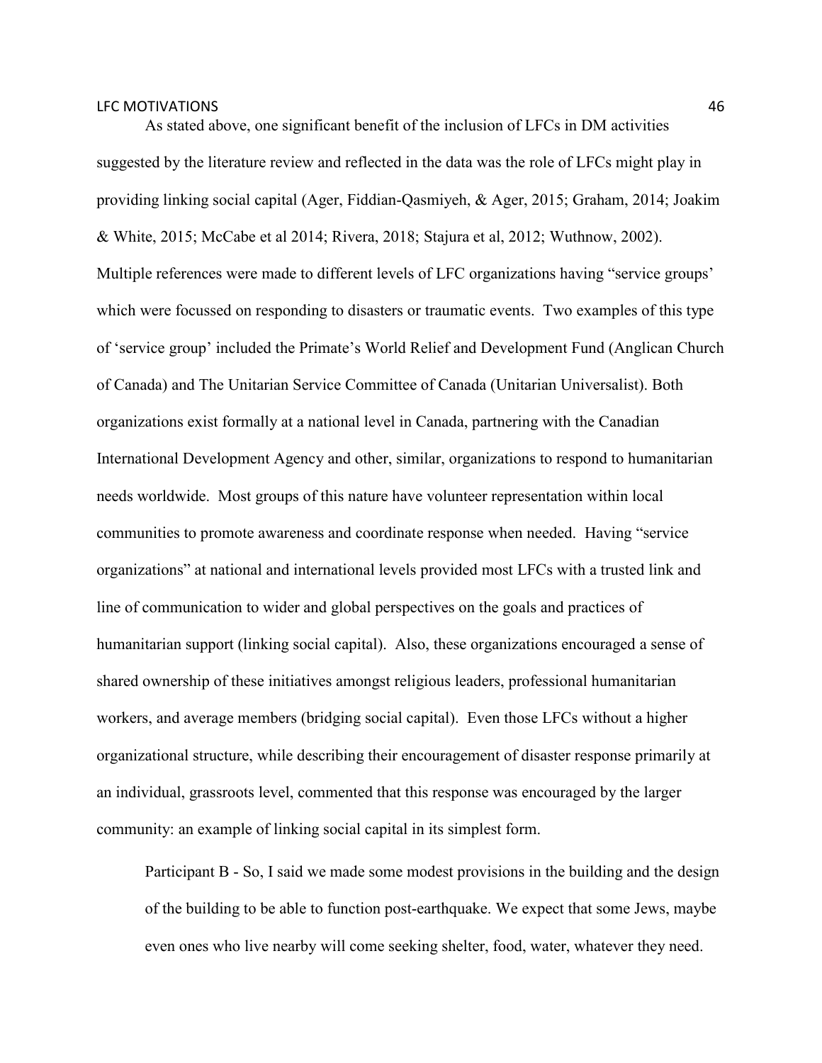As stated above, one significant benefit of the inclusion of LFCs in DM activities suggested by the literature review and reflected in the data was the role of LFCs might play in providing linking social capital (Ager, Fiddian-Qasmiyeh, & Ager, 2015; Graham, 2014; Joakim & White, 2015; McCabe et al 2014; Rivera, 2018; Stajura et al, 2012; Wuthnow, 2002). Multiple references were made to different levels of LFC organizations having "service groups' which were focussed on responding to disasters or traumatic events. Two examples of this type of 'service group' included the Primate's World Relief and Development Fund (Anglican Church of Canada) and The Unitarian Service Committee of Canada (Unitarian Universalist). Both organizations exist formally at a national level in Canada, partnering with the Canadian International Development Agency and other, similar, organizations to respond to humanitarian needs worldwide. Most groups of this nature have volunteer representation within local communities to promote awareness and coordinate response when needed. Having "service organizations" at national and international levels provided most LFCs with a trusted link and line of communication to wider and global perspectives on the goals and practices of humanitarian support (linking social capital). Also, these organizations encouraged a sense of shared ownership of these initiatives amongst religious leaders, professional humanitarian workers, and average members (bridging social capital). Even those LFCs without a higher organizational structure, while describing their encouragement of disaster response primarily at an individual, grassroots level, commented that this response was encouraged by the larger community: an example of linking social capital in its simplest form.

> Participant B - So, I said we made some modest provisions in the building and the design of the building to be able to function post-earthquake. We expect that some Jews, maybe even ones who live nearby will come seeking shelter, food, water, whatever they need.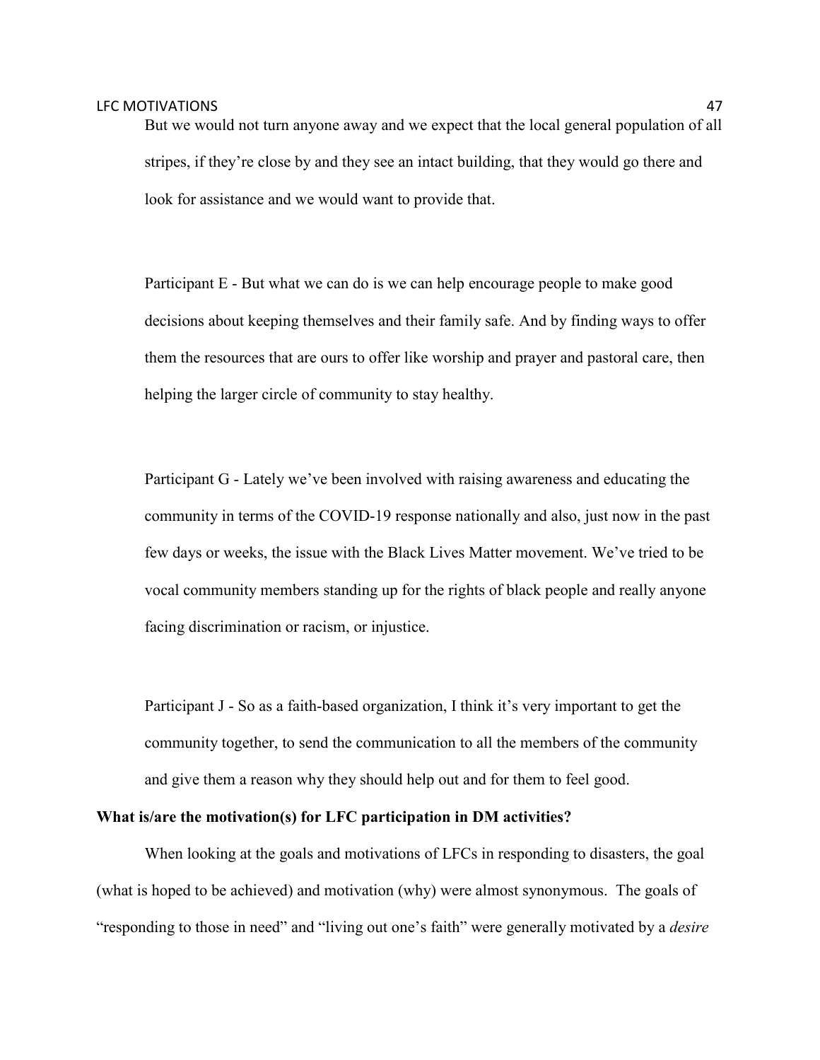But we would not turn anyone away and we expect that the local general population of all stripes, if they're close by and they see an intact building, that they would go there and look for assistance and we would want to provide that.

Participant E - But what we can do is we can help encourage people to make good decisions about keeping themselves and their family safe. And by finding ways to offer them the resources that are ours to offer like worship and prayer and pastoral care, then helping the larger circle of community to stay healthy.

Participant G - Lately we've been involved with raising awareness and educating the community in terms of the COVID-19 response nationally and also, just now in the past few days or weeks, the issue with the Black Lives Matter movement. We've tried to be vocal community members standing up for the rights of black people and really anyone facing discrimination or racism, or injustice.

Participant J - So as a faith-based organization, I think it's very important to get the community together, to send the communication to all the members of the community and give them a reason why they should help out and for them to feel good.

**What is/are the motivation(s) for LFC participation in DM activities?**

When looking at the goals and motivations of LFCs in responding to disasters, the goal (what is hoped to be achieved) and motivation (why) were almost synonymous. The goals of "responding to those in need" and "living out one's faith" were generally motivated by a *desire*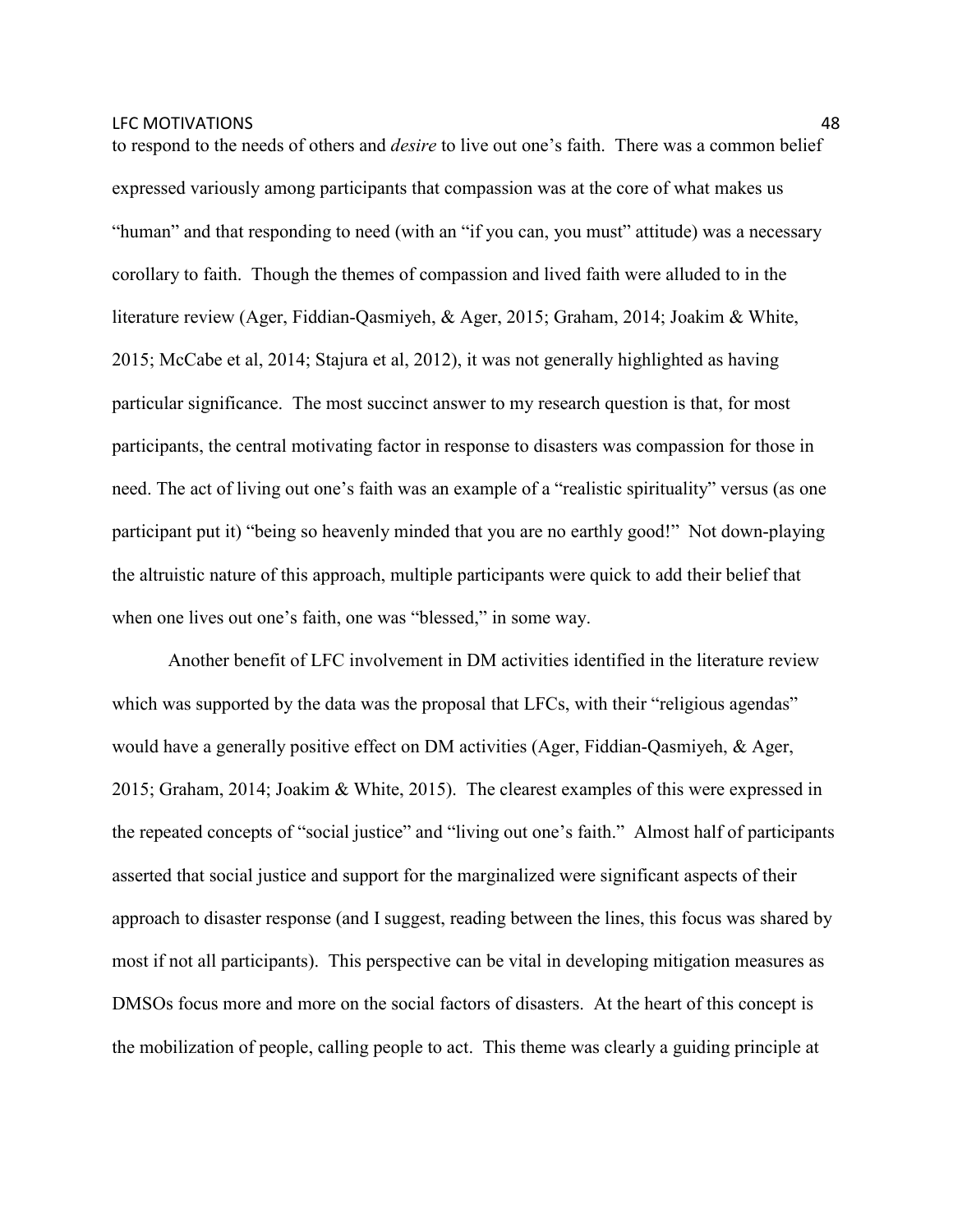to respond to the needs of others and *desire* to live out one's faith. There was a common belief expressed variously among participants that compassion was at the core of what makes us "human" and that responding to need (with an "if you can, you must" attitude) was a necessary corollary to faith. Though the themes of compassion and lived faith were alluded to in the literature review (Ager, Fiddian-Qasmiyeh, & Ager, 2015; Graham, 2014; Joakim & White, 2015; McCabe et al, 2014; Stajura et al, 2012), it was not generally highlighted as having particular significance. The most succinct answer to my research question is that, for most participants, the central motivating factor in response to disasters was compassion for those in need. The act of living out one's faith was an example of a "realistic spirituality" versus (as one participant put it) "being so heavenly minded that you are no earthly good!" Not down-playing the altruistic nature of this approach, multiple participants were quick to add their belief that when one lives out one's faith, one was "blessed," in some way.

Another benefit of LFC involvement in DM activities identified in the literature review which was supported by the data was the proposal that LFCs, with their "religious agendas" would have a generally positive effect on DM activities (Ager, Fiddian-Qasmiyeh, & Ager, 2015; Graham, 2014; Joakim & White, 2015). The clearest examples of this were expressed in the repeated concepts of "social justice" and "living out one's faith." Almost half of participants asserted that social justice and support for the marginalized were significant aspects of their approach to disaster response (and I suggest, reading between the lines, this focus was shared by most if not all participants). This perspective can be vital in developing mitigation measures as DMSOs focus more and more on the social factors of disasters. At the heart of this concept is the mobilization of people, calling people to act. This theme was clearly a guiding principle at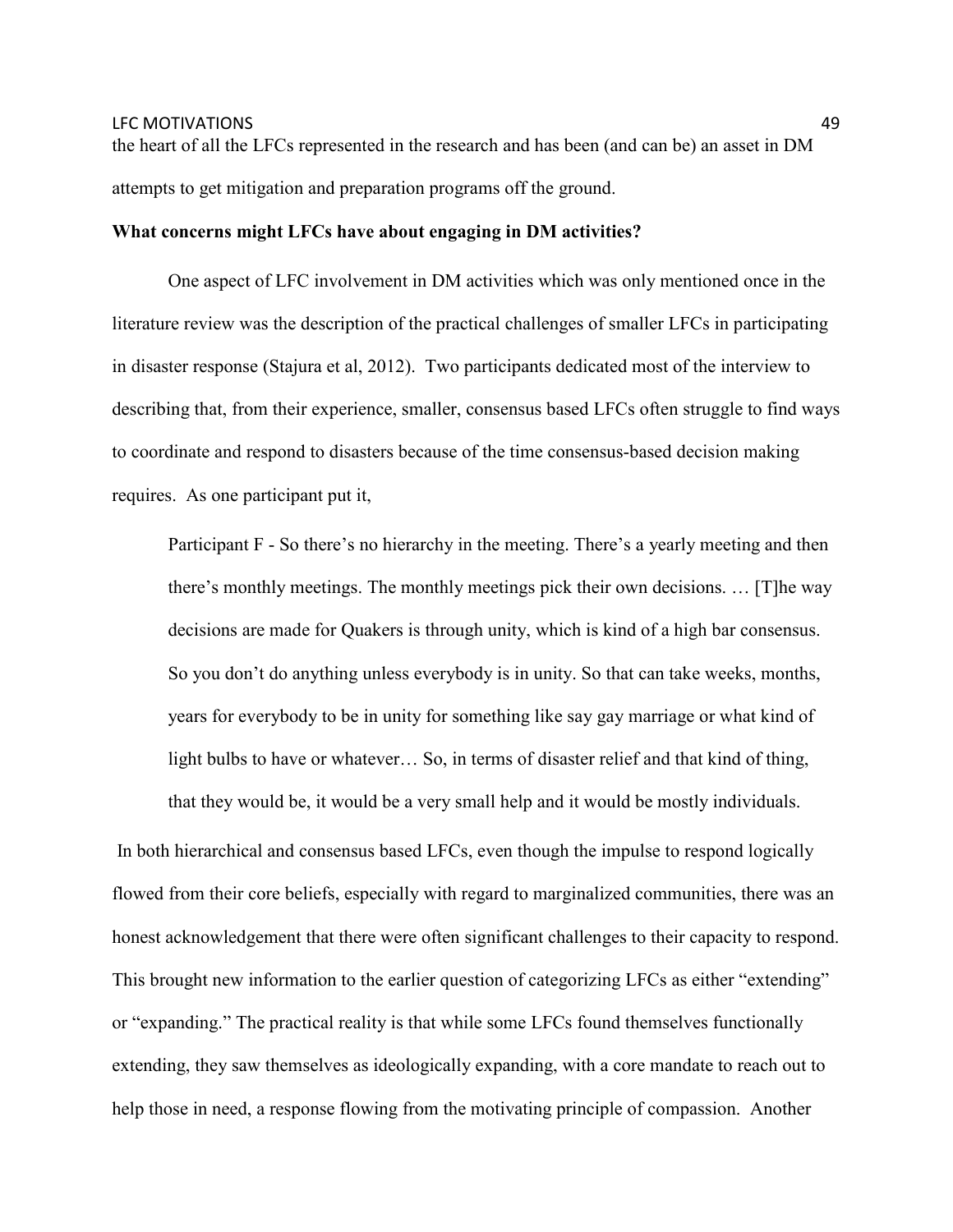the heart of all the LFCs represented in the research and has been (and can be) an asset in DM attempts to get mitigation and preparation programs off the ground.

**What concerns might LFCs have about engaging in DM activities?**

One aspect of LFC involvement in DM activities which was only mentioned once in the literature review was the description of the practical challenges of smaller LFCs in participating in disaster response (Stajura et al, 2012). Two participants dedicated most of the interview to describing that, from their experience, smaller, consensus based LFCs often struggle to find ways to coordinate and respond to disasters because of the time consensus-based decision making requires. As one participant put it,

> Participant F - So there's no hierarchy in the meeting. There's a yearly meeting and then there's monthly meetings. The monthly meetings pick their own decisions. … [T]he way decisions are made for Quakers is through unity, which is kind of a high bar consensus. So you don't do anything unless everybody is in unity. So that can take weeks, months, years for everybody to be in unity for something like say gay marriage or what kind of light bulbs to have or whatever… So, in terms of disaster relief and that kind of thing, that they would be, it would be a very small help and it would be mostly individuals.

In both hierarchical and consensus based LFCs, even though the impulse to respond logically flowed from their core beliefs, especially with regard to marginalized communities, there was an honest acknowledgement that there were often significant challenges to their capacity to respond. This brought new information to the earlier question of categorizing LFCs as either "extending" or "expanding." The practical reality is that while some LFCs found themselves functionally extending, they saw themselves as ideologically expanding, with a core mandate to reach out to help those in need, a response flowing from the motivating principle of compassion. Another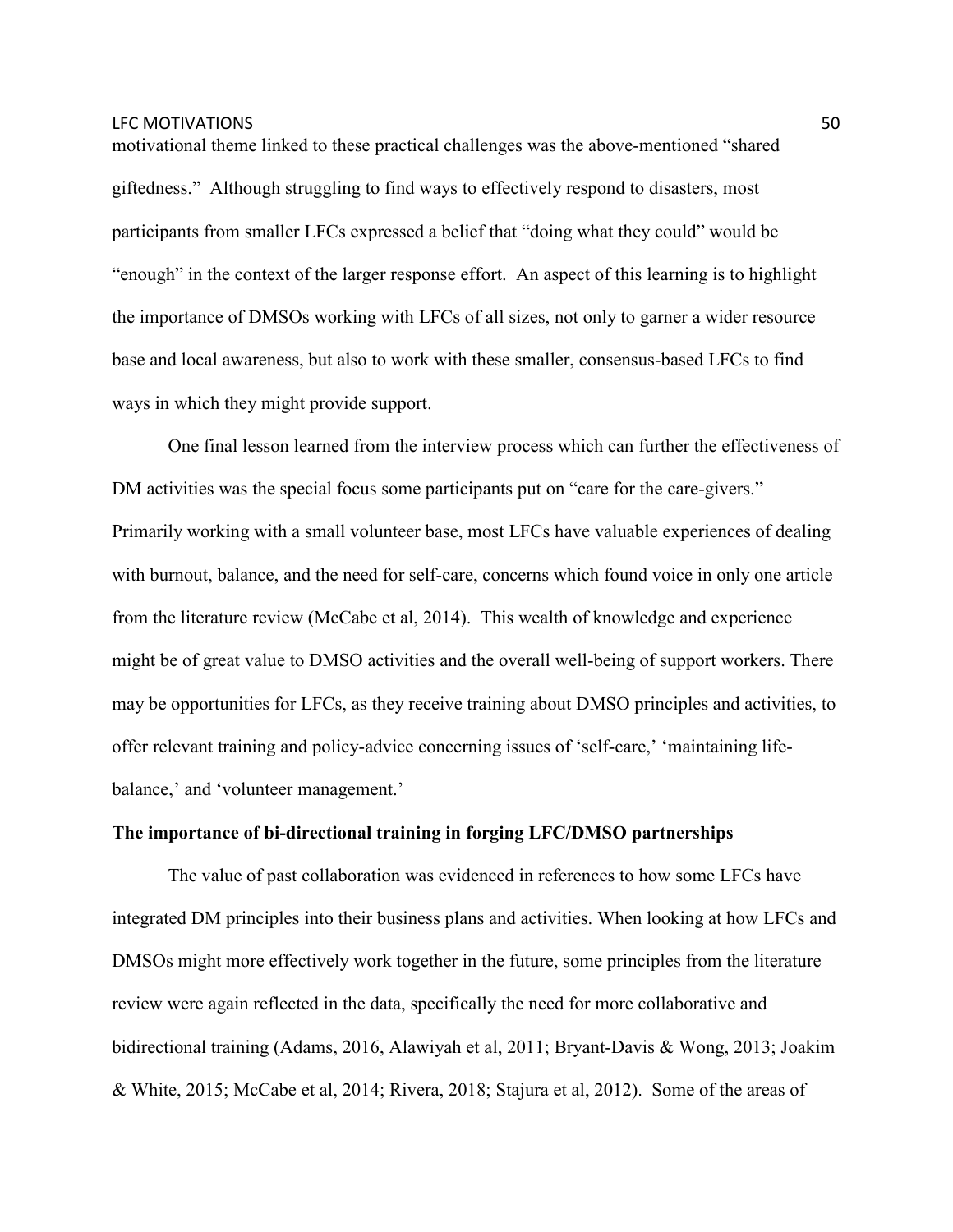motivational theme linked to these practical challenges was the above-mentioned "shared giftedness." Although struggling to find ways to effectively respond to disasters, most participants from smaller LFCs expressed a belief that "doing what they could" would be "enough" in the context of the larger response effort. An aspect of this learning is to highlight the importance of DMSOs working with LFCs of all sizes, not only to garner a wider resource base and local awareness, but also to work with these smaller, consensus-based LFCs to find ways in which they might provide support.

One final lesson learned from the interview process which can further the effectiveness of DM activities was the special focus some participants put on "care for the care-givers." Primarily working with a small volunteer base, most LFCs have valuable experiences of dealing with burnout, balance, and the need for self-care, concerns which found voice in only one article from the literature review (McCabe et al, 2014). This wealth of knowledge and experience might be of great value to DMSO activities and the overall well-being of support workers. There may be opportunities for LFCs, as they receive training about DMSO principles and activities, to offer relevant training and policy-advice concerning issues of 'self-care,' 'maintaining life-balance,' and 'volunteer management.'

**The importance of bi-directional training in forging LFC/DMSO partnerships**

The value of past collaboration was evidenced in references to how some LFCs have integrated DM principles into their business plans and activities. When looking at how LFCs and DMSOs might more effectively work together in the future, some principles from the literature review were again reflected in the data, specifically the need for more collaborative and bidirectional training (Adams, 2016, Alawiyah et al, 2011; Bryant-Davis & Wong, 2013; Joakim & White, 2015; McCabe et al, 2014; Rivera, 2018; Stajura et al, 2012). Some of the areas of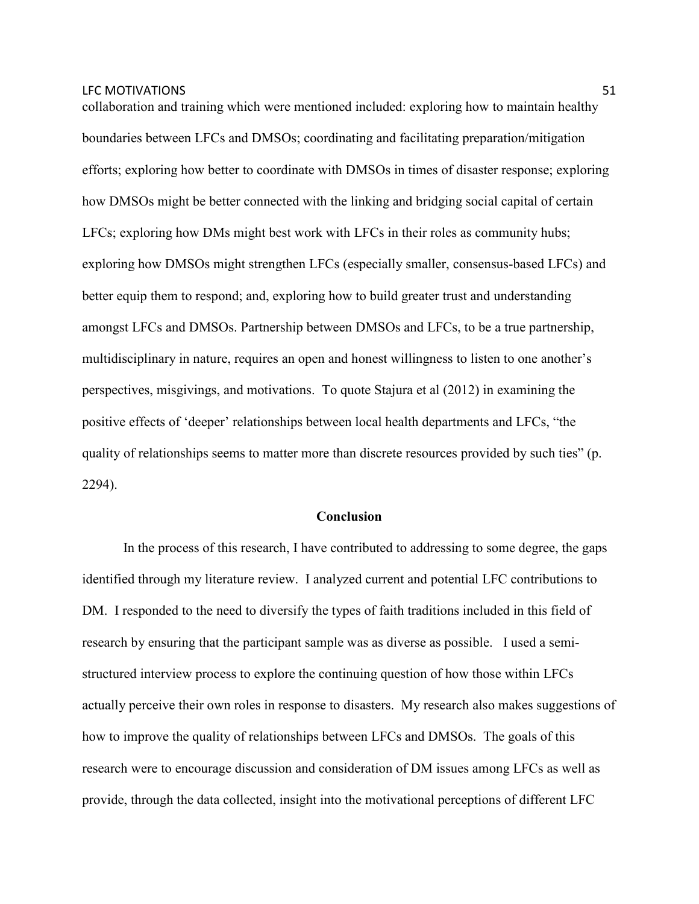collaboration and training which were mentioned included: exploring how to maintain healthy boundaries between LFCs and DMSOs; coordinating and facilitating preparation/mitigation efforts; exploring how better to coordinate with DMSOs in times of disaster response; exploring how DMSOs might be better connected with the linking and bridging social capital of certain LFCs; exploring how DMs might best work with LFCs in their roles as community hubs; exploring how DMSOs might strengthen LFCs (especially smaller, consensus-based LFCs) and better equip them to respond; and, exploring how to build greater trust and understanding amongst LFCs and DMSOs. Partnership between DMSOs and LFCs, to be a true partnership, multidisciplinary in nature, requires an open and honest willingness to listen to one another's perspectives, misgivings, and motivations. To quote Stajura et al (2012) in examining the positive effects of 'deeper' relationships between local health departments and LFCs, "the quality of relationships seems to matter more than discrete resources provided by such ties" (p. 2294).

## Conclusion

In the process of this research, I have contributed to addressing to some degree, the gaps identified through my literature review. I analyzed current and potential LFC contributions to DM. I responded to the need to diversify the types of faith traditions included in this field of research by ensuring that the participant sample was as diverse as possible. I used a semi-structured interview process to explore the continuing question of how those within LFCs actually perceive their own roles in response to disasters. My research also makes suggestions of how to improve the quality of relationships between LFCs and DMSOs. The goals of this research were to encourage discussion and consideration of DM issues among LFCs as well as provide, through the data collected, insight into the motivational perceptions of different LFC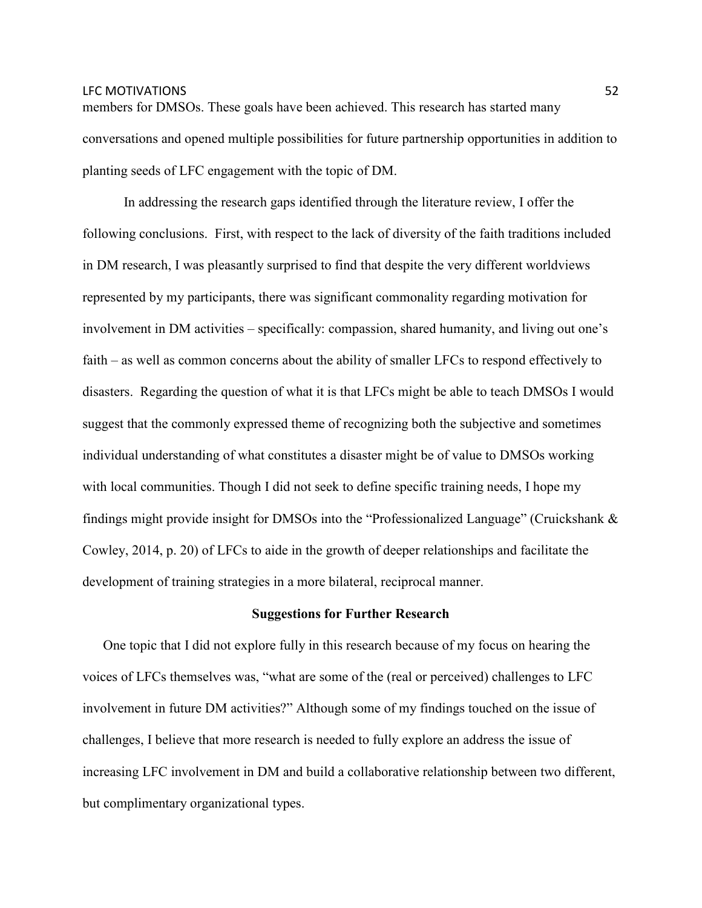members for DMSOs. These goals have been achieved. This research has started many conversations and opened multiple possibilities for future partnership opportunities in addition to planting seeds of LFC engagement with the topic of DM.

In addressing the research gaps identified through the literature review, I offer the following conclusions. First, with respect to the lack of diversity of the faith traditions included in DM research, I was pleasantly surprised to find that despite the very different worldviews represented by my participants, there was significant commonality regarding motivation for involvement in DM activities – specifically: compassion, shared humanity, and living out one's faith – as well as common concerns about the ability of smaller LFCs to respond effectively to disasters. Regarding the question of what it is that LFCs might be able to teach DMSOs I would suggest that the commonly expressed theme of recognizing both the subjective and sometimes individual understanding of what constitutes a disaster might be of value to DMSOs working with local communities. Though I did not seek to define specific training needs, I hope my findings might provide insight for DMSOs into the "Professionalized Language" (Cruickshank & Cowley, 2014, p. 20) of LFCs to aide in the growth of deeper relationships and facilitate the development of training strategies in a more bilateral, reciprocal manner.

## Suggestions for Further Research

One topic that I did not explore fully in this research because of my focus on hearing the voices of LFCs themselves was, "what are some of the (real or perceived) challenges to LFC involvement in future DM activities?" Although some of my findings touched on the issue of challenges, I believe that more research is needed to fully explore an address the issue of increasing LFC involvement in DM and build a collaborative relationship between two different, but complimentary organizational types.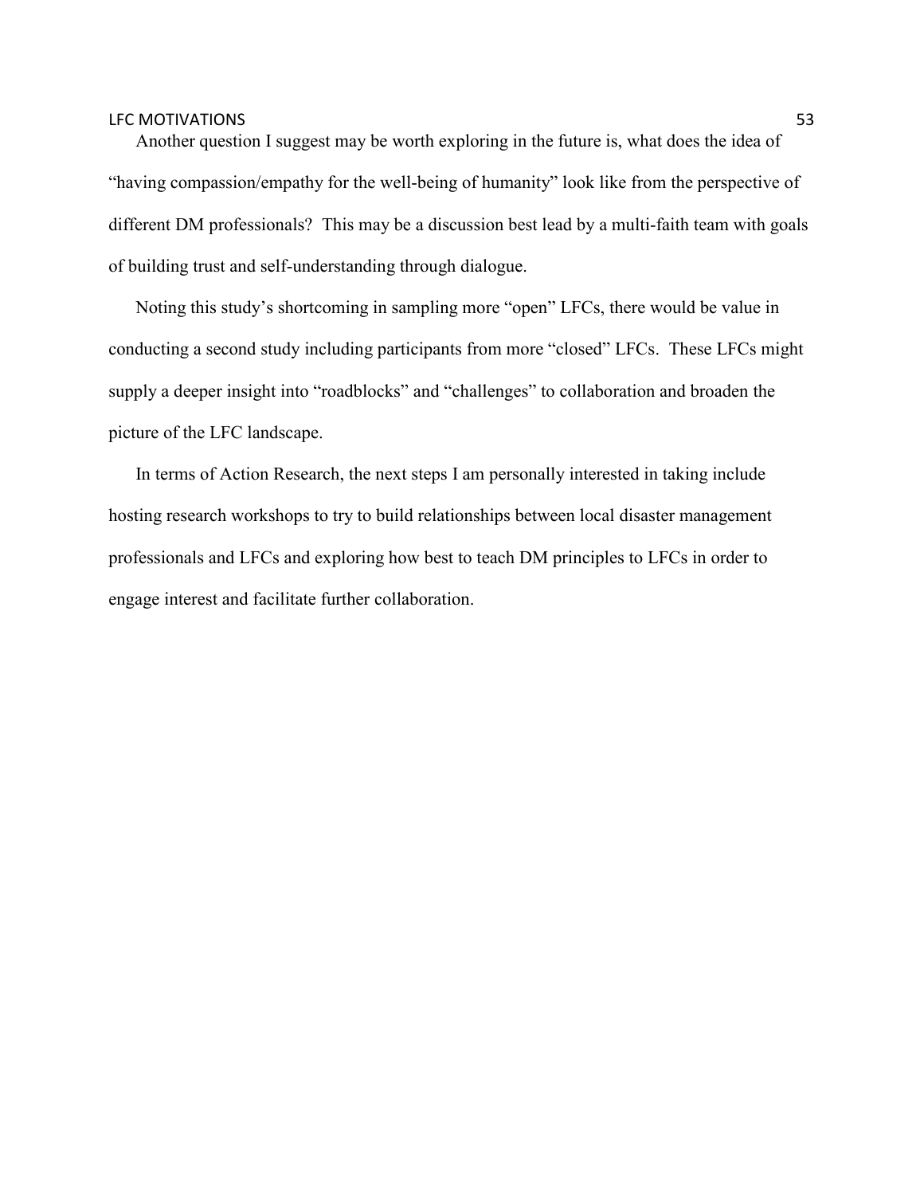Another question I suggest may be worth exploring in the future is, what does the idea of "having compassion/empathy for the well-being of humanity" look like from the perspective of different DM professionals? This may be a discussion best lead by a multi-faith team with goals of building trust and self-understanding through dialogue.

Noting this study's shortcoming in sampling more "open" LFCs, there would be value in conducting a second study including participants from more "closed" LFCs. These LFCs might supply a deeper insight into "roadblocks" and "challenges" to collaboration and broaden the picture of the LFC landscape.

In terms of Action Research, the next steps I am personally interested in taking include hosting research workshops to try to build relationships between local disaster management professionals and LFCs and exploring how best to teach DM principles to LFCs in order to engage interest and facilitate further collaboration.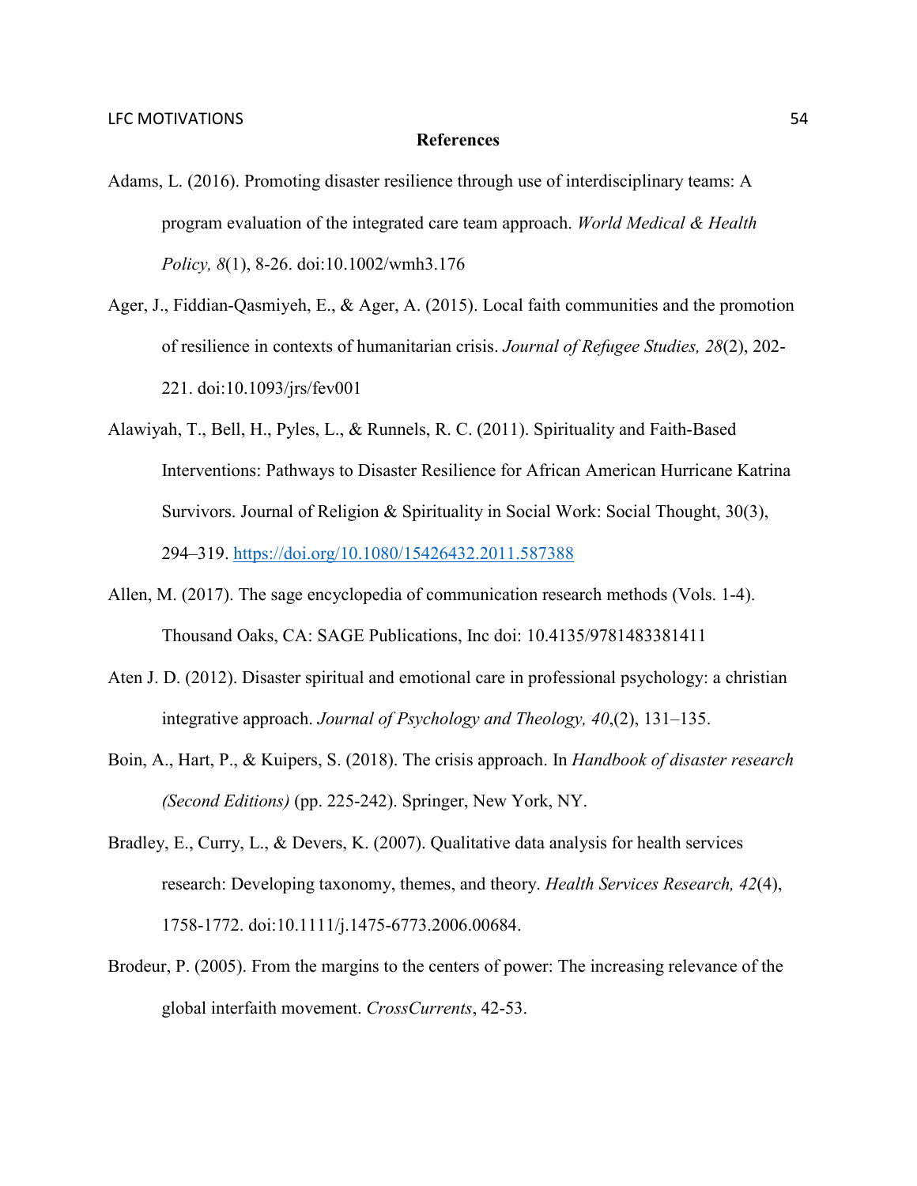# References

Adams, L. (2016). Promoting disaster resilience through use of interdisciplinary teams: A program evaluation of the integrated care team approach. *World Medical & Health Policy, 8*(1), 8-26. doi:10.1002/wmh3.176

Ager, J., Fiddian-Qasmiyeh, E., & Ager, A. (2015). Local faith communities and the promotion of resilience in contexts of humanitarian crisis. *Journal of Refugee Studies, 28*(2), 202-221. doi:10.1093/jrs/fev001

Alawiyah, T., Bell, H., Pyles, L., & Runnels, R. C. (2011). Spirituality and Faith-Based Interventions: Pathways to Disaster Resilience for African American Hurricane Katrina Survivors. Journal of Religion & Spirituality in Social Work: Social Thought, 30(3), 294–319. https://doi.org/10.1080/15426432.2011.587388

Allen, M. (2017). The sage encyclopedia of communication research methods (Vols. 1-4). Thousand Oaks, CA: SAGE Publications, Inc doi: 10.4135/9781483381411

Aten J. D. (2012). Disaster spiritual and emotional care in professional psychology: a christian integrative approach. *Journal of Psychology and Theology, 40*,(2), 131–135.

Boin, A., Hart, P., & Kuipers, S. (2018). The crisis approach. In *Handbook of disaster research (Second Editions)* (pp. 225-242). Springer, New York, NY.

Bradley, E., Curry, L., & Devers, K. (2007). Qualitative data analysis for health services research: Developing taxonomy, themes, and theory. *Health Services Research, 42*(4), 1758-1772. doi:10.1111/j.1475-6773.2006.00684.

Brodeur, P. (2005). From the margins to the centers of power: The increasing relevance of the global interfaith movement. *CrossCurrents*, 42-53.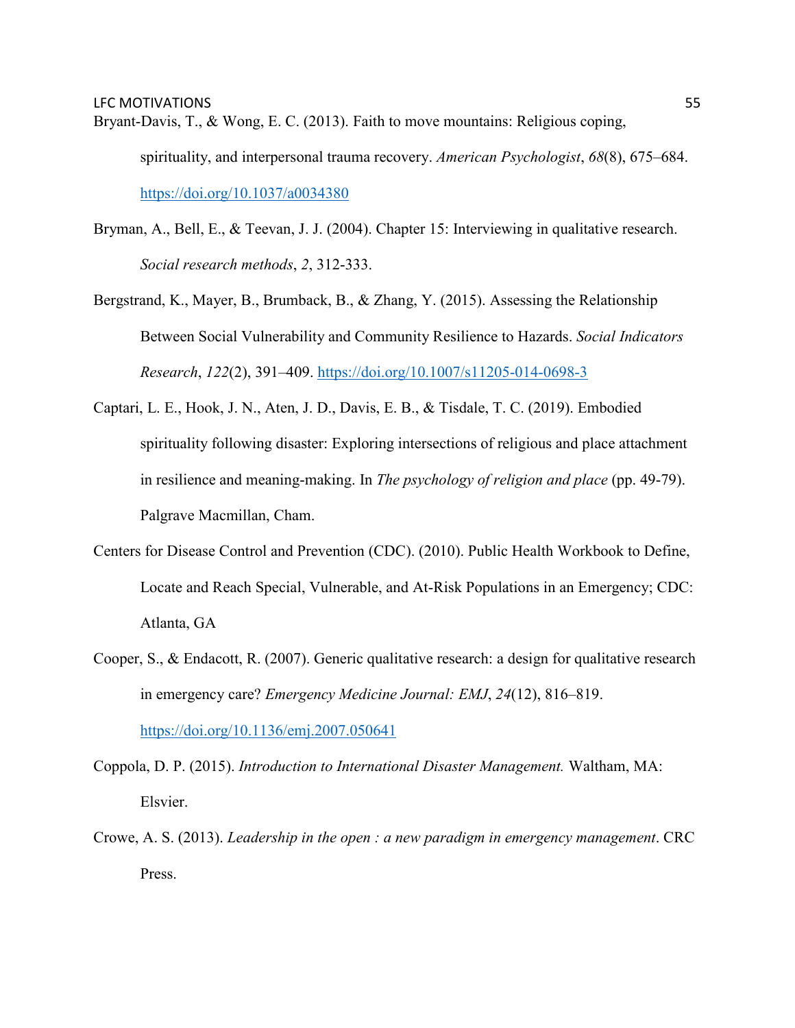Bryant-Davis, T., & Wong, E. C. (2013). Faith to move mountains: Religious coping, spirituality, and interpersonal trauma recovery. *American Psychologist*, *68*(8), 675–684. https://doi.org/10.1037/a0034380

Bryman, A., Bell, E., & Teevan, J. J. (2004). Chapter 15: Interviewing in qualitative research. *Social research methods*, *2*, 312-333.

Bergstrand, K., Mayer, B., Brumback, B., & Zhang, Y. (2015). Assessing the Relationship Between Social Vulnerability and Community Resilience to Hazards. *Social Indicators Research*, *122*(2), 391–409. https://doi.org/10.1007/s11205-014-0698-3

Captari, L. E., Hook, J. N., Aten, J. D., Davis, E. B., & Tisdale, T. C. (2019). Embodied spirituality following disaster: Exploring intersections of religious and place attachment in resilience and meaning-making. In *The psychology of religion and place* (pp. 49-79). Palgrave Macmillan, Cham.

Centers for Disease Control and Prevention (CDC). (2010). Public Health Workbook to Define, Locate and Reach Special, Vulnerable, and At-Risk Populations in an Emergency; CDC: Atlanta, GA

Cooper, S., & Endacott, R. (2007). Generic qualitative research: a design for qualitative research in emergency care? *Emergency Medicine Journal: EMJ*, *24*(12), 816–819. https://doi.org/10.1136/emj.2007.050641

Coppola, D. P. (2015). *Introduction to International Disaster Management.* Waltham, MA: Elsvier.

Crowe, A. S. (2013). *Leadership in the open : a new paradigm in emergency management*. CRC Press.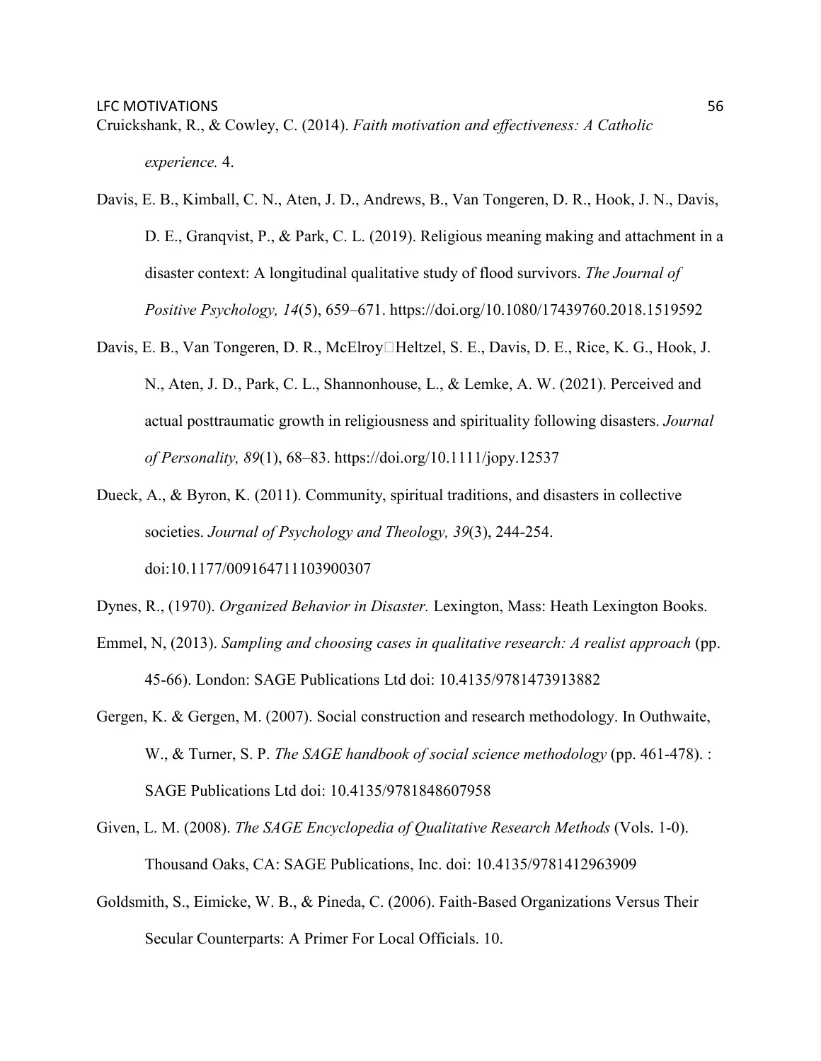Cruickshank, R., & Cowley, C. (2014). *Faith motivation and effectiveness: A Catholic experience.* 4.

Davis, E. B., Kimball, C. N., Aten, J. D., Andrews, B., Van Tongeren, D. R., Hook, J. N., Davis, D. E., Granqvist, P., & Park, C. L. (2019). Religious meaning making and attachment in a disaster context: A longitudinal qualitative study of flood survivors. *The Journal of Positive Psychology, 14*(5), 659–671. https://doi.org/10.1080/17439760.2018.1519592

Davis, E. B., Van Tongeren, D. R., McElroy‐Heltzel, S. E., Davis, D. E., Rice, K. G., Hook, J. N., Aten, J. D., Park, C. L., Shannonhouse, L., & Lemke, A. W. (2021). Perceived and actual posttraumatic growth in religiousness and spirituality following disasters. *Journal of Personality, 89*(1), 68–83. https://doi.org/10.1111/jopy.12537

Dueck, A., & Byron, K. (2011). Community, spiritual traditions, and disasters in collective societies. *Journal of Psychology and Theology, 39*(3), 244-254. doi:10.1177/009164711103900307

Dynes, R., (1970). *Organized Behavior in Disaster.* Lexington, Mass: Heath Lexington Books.

Emmel, N, (2013). *Sampling and choosing cases in qualitative research: A realist approach* (pp. 45-66). London: SAGE Publications Ltd doi: 10.4135/9781473913882

Gergen, K. & Gergen, M. (2007). Social construction and research methodology. In Outhwaite, W., & Turner, S. P. *The SAGE handbook of social science methodology* (pp. 461-478). : SAGE Publications Ltd doi: 10.4135/9781848607958

Given, L. M. (2008). *The SAGE Encyclopedia of Qualitative Research Methods* (Vols. 1-0). Thousand Oaks, CA: SAGE Publications, Inc. doi: 10.4135/9781412963909

Goldsmith, S., Eimicke, W. B., & Pineda, C. (2006). Faith-Based Organizations Versus Their Secular Counterparts: A Primer For Local Officials. 10.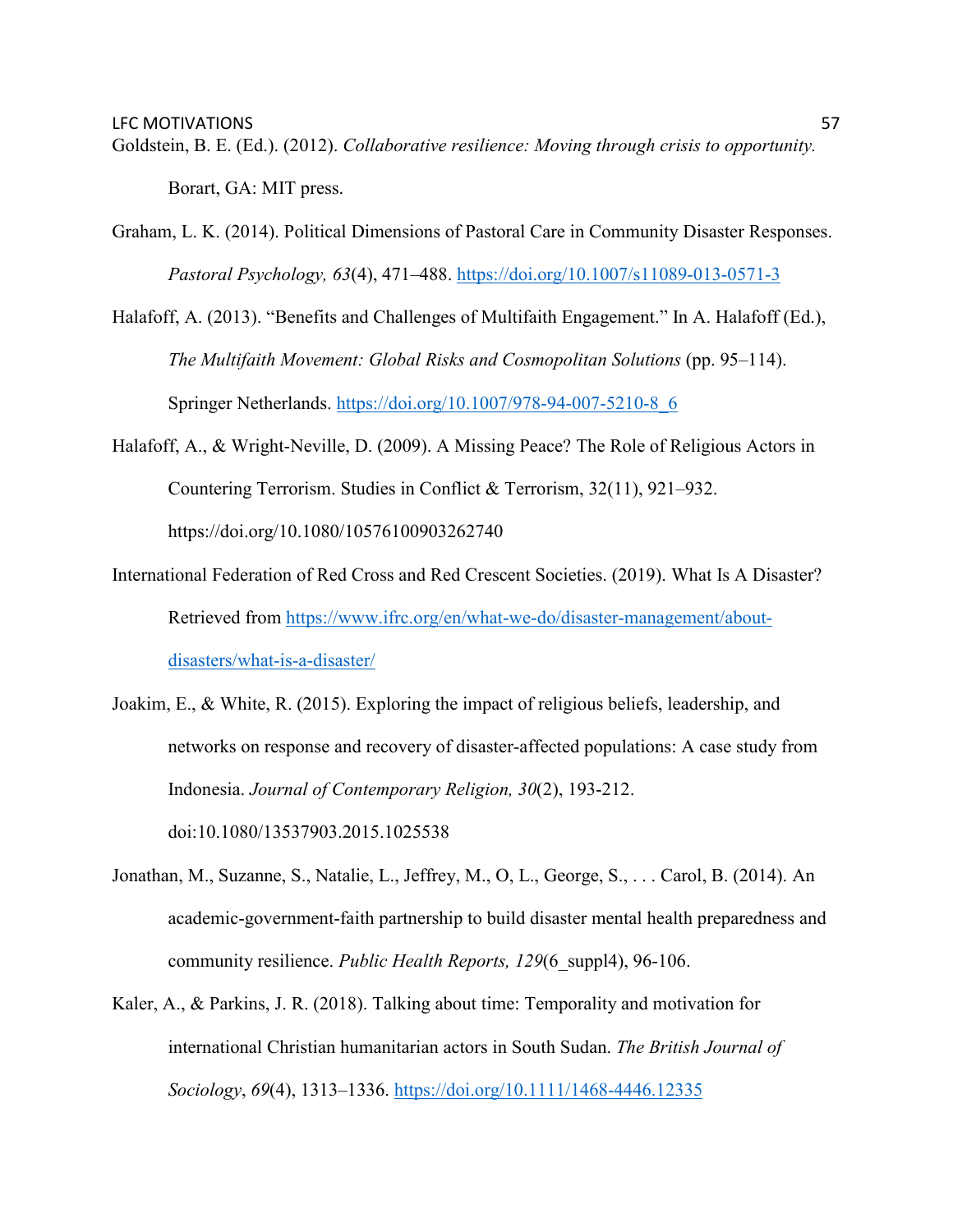Goldstein, B. E. (Ed.). (2012). *Collaborative resilience: Moving through crisis to opportunity.* Borart, GA: MIT press.

Graham, L. K. (2014). Political Dimensions of Pastoral Care in Community Disaster Responses. *Pastoral Psychology, 63*(4), 471–488. https://doi.org/10.1007/s11089-013-0571-3

Halafoff, A. (2013). "Benefits and Challenges of Multifaith Engagement." In A. Halafoff (Ed.), *The Multifaith Movement: Global Risks and Cosmopolitan Solutions* (pp. 95–114). Springer Netherlands. https://doi.org/10.1007/978-94-007-5210-8_6

Halafoff, A., & Wright-Neville, D. (2009). A Missing Peace? The Role of Religious Actors in Countering Terrorism. Studies in Conflict & Terrorism, 32(11), 921–932. https://doi.org/10.1080/10576100903262740

International Federation of Red Cross and Red Crescent Societies. (2019). What Is A Disaster? Retrieved from https://www.ifrc.org/en/what-we-do/disaster-management/about-disasters/what-is-a-disaster/

Joakim, E., & White, R. (2015). Exploring the impact of religious beliefs, leadership, and networks on response and recovery of disaster-affected populations: A case study from Indonesia. *Journal of Contemporary Religion, 30*(2), 193-212. doi:10.1080/13537903.2015.1025538

Jonathan, M., Suzanne, S., Natalie, L., Jeffrey, M., O, L., George, S., . . . Carol, B. (2014). An academic-government-faith partnership to build disaster mental health preparedness and community resilience. *Public Health Reports, 129*(6_suppl4), 96-106.

Kaler, A., & Parkins, J. R. (2018). Talking about time: Temporality and motivation for international Christian humanitarian actors in South Sudan. *The British Journal of Sociology*, *69*(4), 1313–1336. https://doi.org/10.1111/1468-4446.12335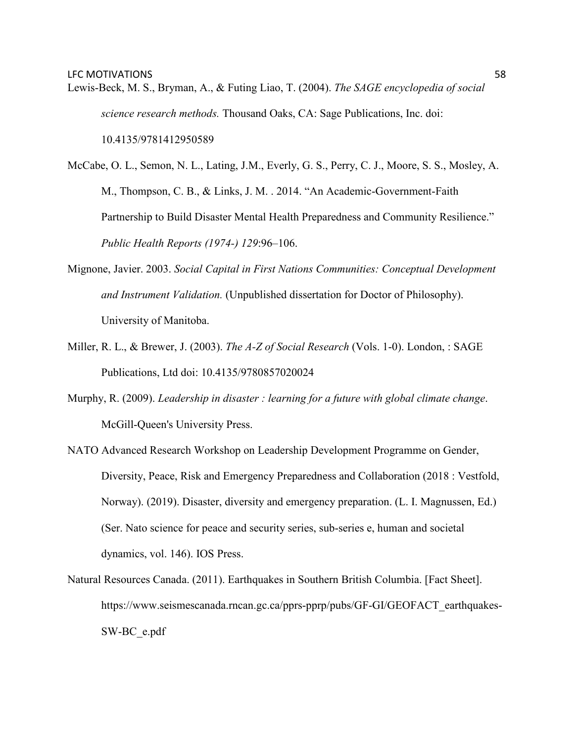Lewis-Beck, M. S., Bryman, A., & Futing Liao, T. (2004). *The SAGE encyclopedia of social science research methods.* Thousand Oaks, CA: Sage Publications, Inc. doi: 10.4135/9781412950589

McCabe, O. L., Semon, N. L., Lating, J.M., Everly, G. S., Perry, C. J., Moore, S. S., Mosley, A. M., Thompson, C. B., & Links, J. M. . 2014. "An Academic-Government-Faith Partnership to Build Disaster Mental Health Preparedness and Community Resilience." *Public Health Reports (1974-) 129*:96–106.

Mignone, Javier. 2003. *Social Capital in First Nations Communities: Conceptual Development and Instrument Validation.* (Unpublished dissertation for Doctor of Philosophy). University of Manitoba.

Miller, R. L., & Brewer, J. (2003). *The A-Z of Social Research* (Vols. 1-0). London, : SAGE Publications, Ltd doi: 10.4135/9780857020024

Murphy, R. (2009). *Leadership in disaster : learning for a future with global climate change*. McGill-Queen's University Press.

NATO Advanced Research Workshop on Leadership Development Programme on Gender, Diversity, Peace, Risk and Emergency Preparedness and Collaboration (2018 : Vestfold, Norway). (2019). Disaster, diversity and emergency preparation. (L. I. Magnussen, Ed.) (Ser. Nato science for peace and security series, sub-series e, human and societal dynamics, vol. 146). IOS Press.

Natural Resources Canada. (2011). Earthquakes in Southern British Columbia. [Fact Sheet]. https://www.seismescanada.rncan.gc.ca/pprs-pprp/pubs/GF-GI/GEOFACT_earthquakes-SW-BC_e.pdf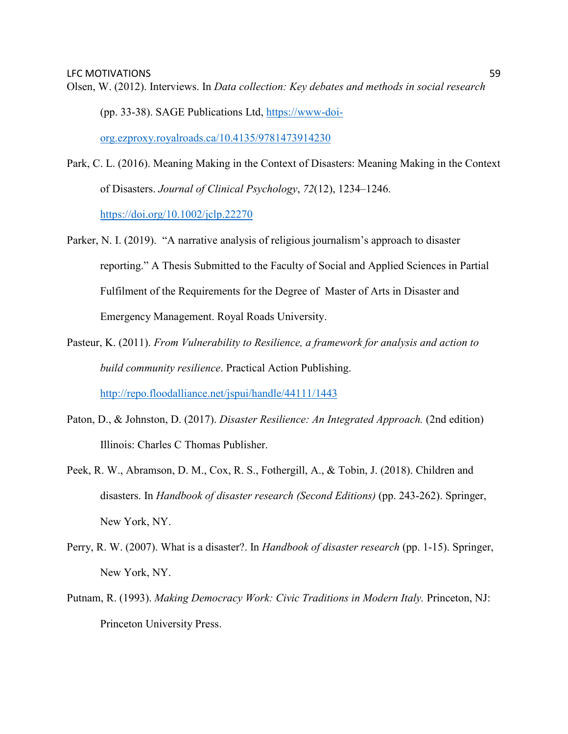Olsen, W. (2012). Interviews. In *Data collection: Key debates and methods in social research* (pp. 33-38). SAGE Publications Ltd, https://www-doi-org.ezproxy.royalroads.ca/10.4135/9781473914230

Park, C. L. (2016). Meaning Making in the Context of Disasters: Meaning Making in the Context of Disasters. *Journal of Clinical Psychology*, *72*(12), 1234–1246. https://doi.org/10.1002/jclp.22270

Parker, N. I. (2019). "A narrative analysis of religious journalism's approach to disaster reporting." A Thesis Submitted to the Faculty of Social and Applied Sciences in Partial Fulfilment of the Requirements for the Degree of Master of Arts in Disaster and Emergency Management. Royal Roads University.

Pasteur, K. (2011). *From Vulnerability to Resilience, a framework for analysis and action to build community resilience*. Practical Action Publishing. http://repo.floodalliance.net/jspui/handle/44111/1443

Paton, D., & Johnston, D. (2017). *Disaster Resilience: An Integrated Approach.* (2nd edition) Illinois: Charles C Thomas Publisher.

Peek, R. W., Abramson, D. M., Cox, R. S., Fothergill, A., & Tobin, J. (2018). Children and disasters. In *Handbook of disaster research (Second Editions)* (pp. 243-262). Springer, New York, NY.

Perry, R. W. (2007). What is a disaster?. In *Handbook of disaster research* (pp. 1-15). Springer, New York, NY.

Putnam, R. (1993). *Making Democracy Work: Civic Traditions in Modern Italy.* Princeton, NJ: Princeton University Press.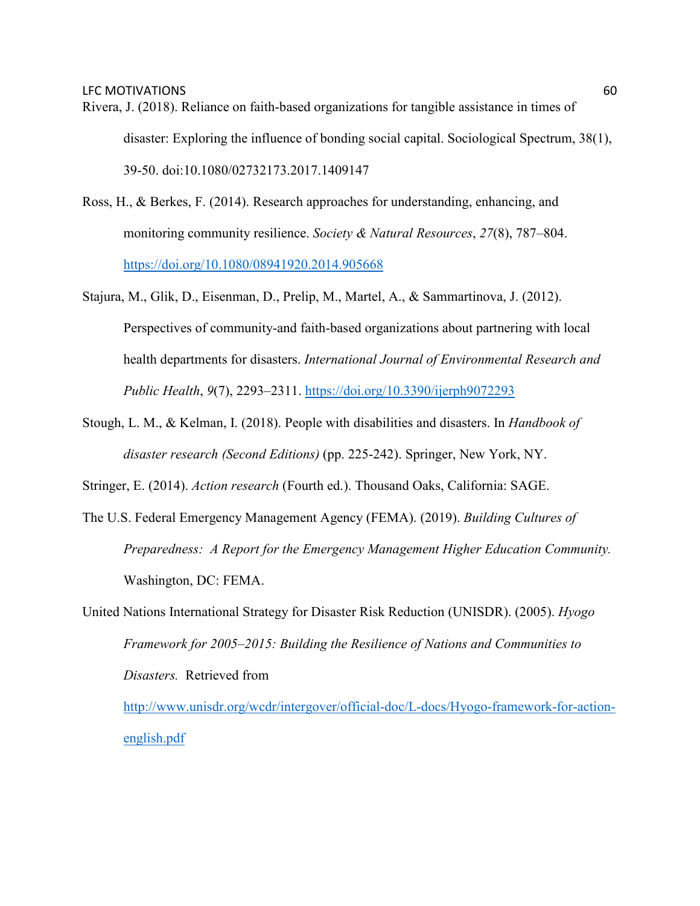Rivera, J. (2018). Reliance on faith-based organizations for tangible assistance in times of disaster: Exploring the influence of bonding social capital. Sociological Spectrum, 38(1), 39-50. doi:10.1080/02732173.2017.1409147

Ross, H., & Berkes, F. (2014). Research approaches for understanding, enhancing, and monitoring community resilience. *Society & Natural Resources*, *27*(8), 787–804. https://doi.org/10.1080/08941920.2014.905668

Stajura, M., Glik, D., Eisenman, D., Prelip, M., Martel, A., & Sammartinova, J. (2012). Perspectives of community-and faith-based organizations about partnering with local health departments for disasters. *International Journal of Environmental Research and Public Health*, *9*(7), 2293–2311. https://doi.org/10.3390/ijerph9072293

Stough, L. M., & Kelman, I. (2018). People with disabilities and disasters. In *Handbook of disaster research (Second Editions)* (pp. 225-242). Springer, New York, NY.

Stringer, E. (2014). *Action research* (Fourth ed.). Thousand Oaks, California: SAGE.

The U.S. Federal Emergency Management Agency (FEMA). (2019). *Building Cultures of Preparedness: A Report for the Emergency Management Higher Education Community.* Washington, DC: FEMA.

United Nations International Strategy for Disaster Risk Reduction (UNISDR). (2005). *Hyogo Framework for 2005–2015: Building the Resilience of Nations and Communities to Disasters.* Retrieved from http://www.unisdr.org/wcdr/intergover/official-doc/L-docs/Hyogo-framework-for-action-english.pdf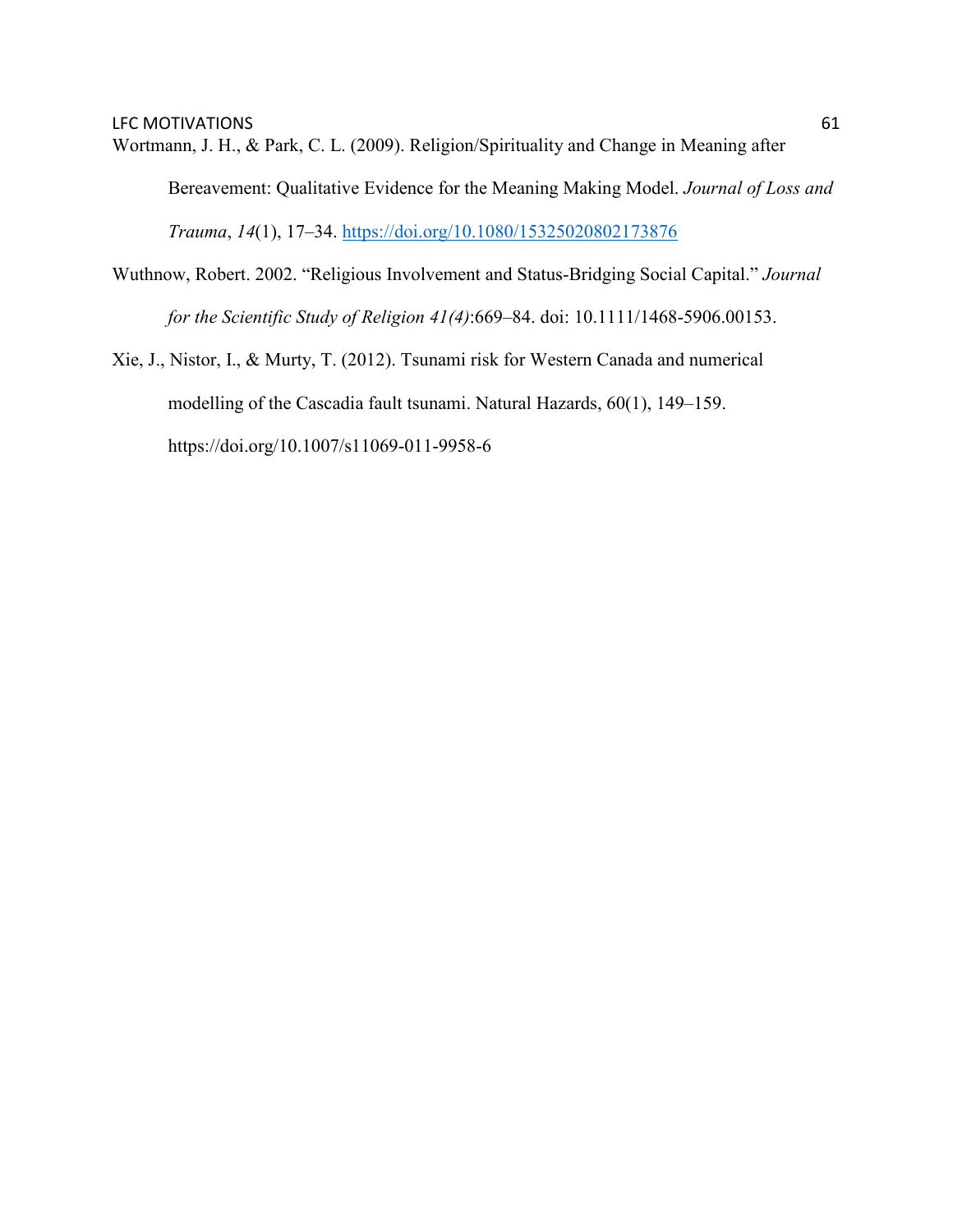Wortmann, J. H., & Park, C. L. (2009). Religion/Spirituality and Change in Meaning after Bereavement: Qualitative Evidence for the Meaning Making Model. *Journal of Loss and Trauma*, *14*(1), 17–34. https://doi.org/10.1080/15325020802173876

Wuthnow, Robert. 2002. "Religious Involvement and Status-Bridging Social Capital." *Journal for the Scientific Study of Religion 41(4)*:669–84. doi: 10.1111/1468-5906.00153.

Xie, J., Nistor, I., & Murty, T. (2012). Tsunami risk for Western Canada and numerical modelling of the Cascadia fault tsunami. Natural Hazards, 60(1), 149–159. https://doi.org/10.1007/s11069-011-9958-6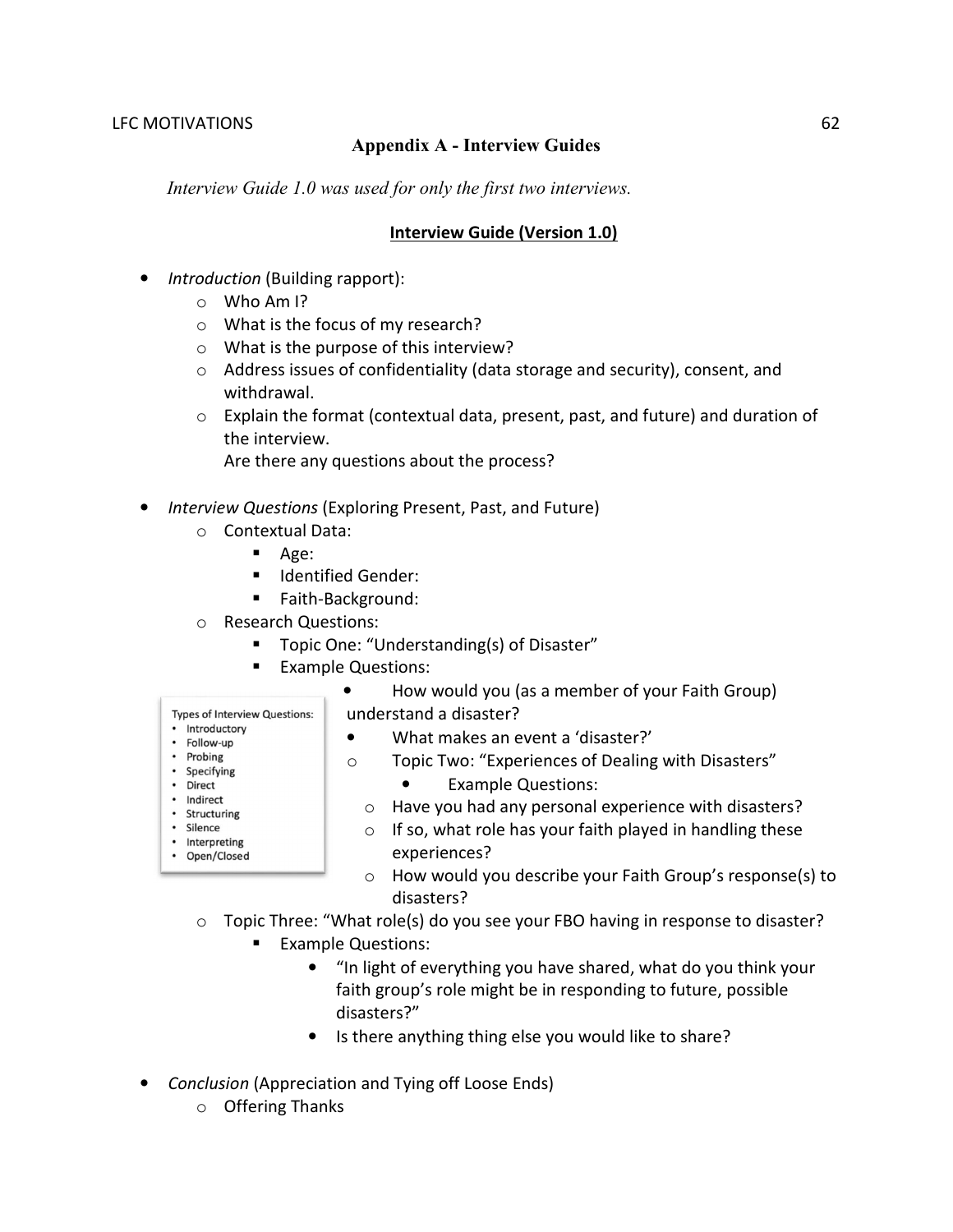## Appendix A - Interview Guides

*Interview Guide 1.0 was used for only the first two interviews.*

**Interview Guide (Version 1.0)**

- *Introduction* (Building rapport):
  - Who Am I?
  - What is the focus of my research?
  - What is the purpose of this interview?
  - Address issues of confidentiality (data storage and security), consent, and withdrawal.
  - Explain the format (contextual data, present, past, and future) and duration of the interview.
    Are there any questions about the process?

- *Interview Questions* (Exploring Present, Past, and Future)
  - Contextual Data:
    - Age:
    - Identified Gender:
    - Faith-Background:
  - Research Questions:
    - Topic One: "Understanding(s) of Disaster"
    - Example Questions:
      - How would you (as a member of your Faith Group) understand a disaster?
      - What makes an event a 'disaster?'
  - Topic Two: "Experiences of Dealing with Disasters"
    - Example Questions:
      - Have you had any personal experience with disasters?
      - If so, what role has your faith played in handling these experiences?
      - How would you describe your Faith Group's response(s) to disasters?
  - Topic Three: "What role(s) do you see your FBO having in response to disaster?
    - Example Questions:
      - "In light of everything you have shared, what do you think your faith group's role might be in responding to future, possible disasters?"
      - Is there anything thing else you would like to share?

Types of Interview Questions:
- Introductory
- Follow-up
- Probing
- Specifying
- Direct
- Indirect
- Structuring
- Silence
- Interpreting
- Open/Closed

- *Conclusion* (Appreciation and Tying off Loose Ends)
  - Offering Thanks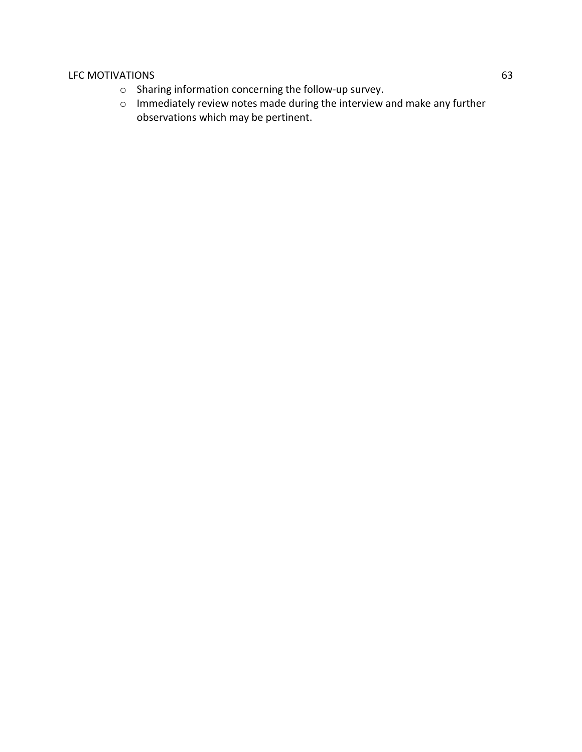- Sharing information concerning the follow-up survey.
- Immediately review notes made during the interview and make any further observations which may be pertinent.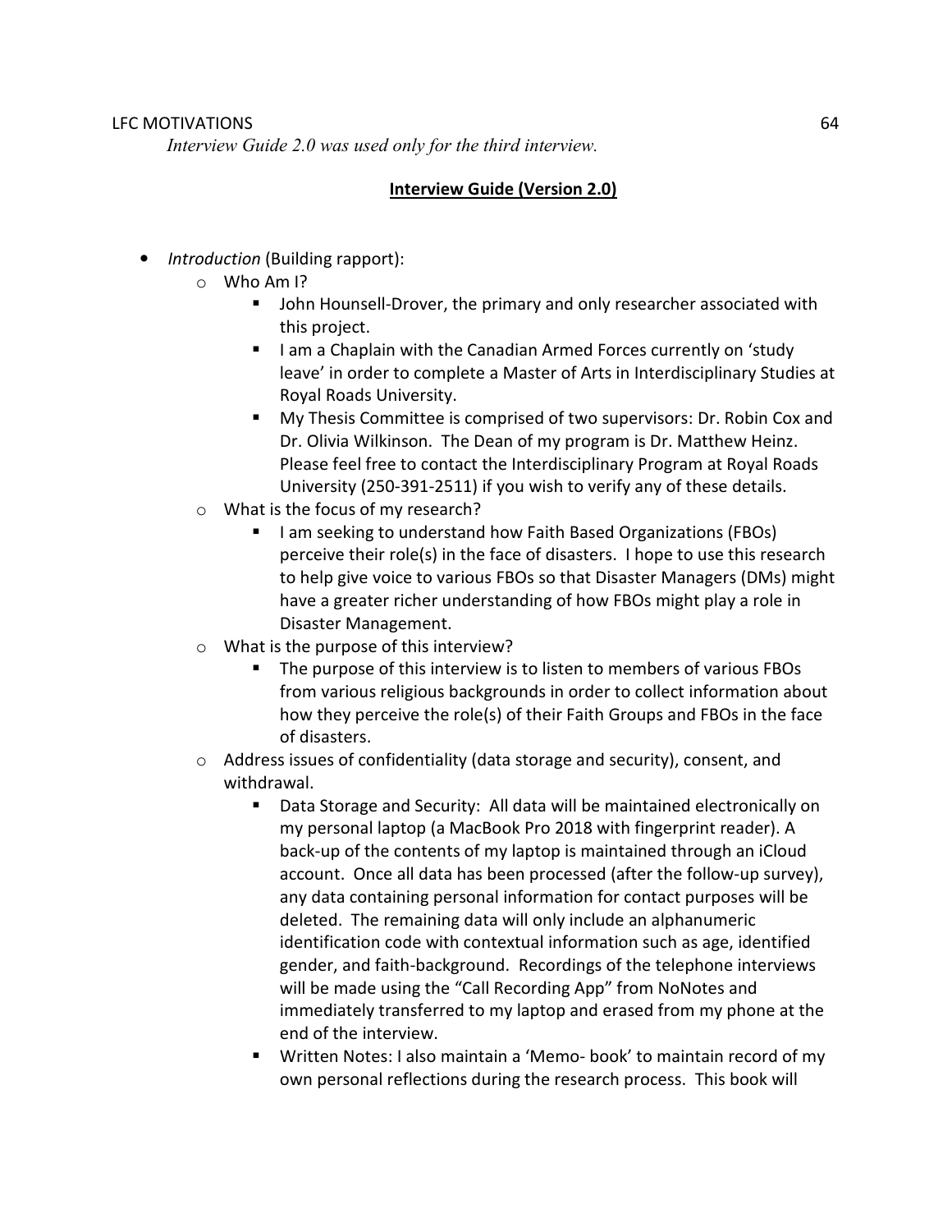*Interview Guide 2.0 was used only for the third interview.*

**Interview Guide (Version 2.0)**

- *Introduction* (Building rapport):
  - Who Am I?
    - John Hounsell-Drover, the primary and only researcher associated with this project.
    - I am a Chaplain with the Canadian Armed Forces currently on 'study leave' in order to complete a Master of Arts in Interdisciplinary Studies at Royal Roads University.
    - My Thesis Committee is comprised of two supervisors: Dr. Robin Cox and Dr. Olivia Wilkinson. The Dean of my program is Dr. Matthew Heinz. Please feel free to contact the Interdisciplinary Program at Royal Roads University (250-391-2511) if you wish to verify any of these details.
  - What is the focus of my research?
    - I am seeking to understand how Faith Based Organizations (FBOs) perceive their role(s) in the face of disasters. I hope to use this research to help give voice to various FBOs so that Disaster Managers (DMs) might have a greater richer understanding of how FBOs might play a role in Disaster Management.
  - What is the purpose of this interview?
    - The purpose of this interview is to listen to members of various FBOs from various religious backgrounds in order to collect information about how they perceive the role(s) of their Faith Groups and FBOs in the face of disasters.
  - Address issues of confidentiality (data storage and security), consent, and withdrawal.
    - Data Storage and Security: All data will be maintained electronically on my personal laptop (a MacBook Pro 2018 with fingerprint reader). A back-up of the contents of my laptop is maintained through an iCloud account. Once all data has been processed (after the follow-up survey), any data containing personal information for contact purposes will be deleted. The remaining data will only include an alphanumeric identification code with contextual information such as age, identified gender, and faith-background. Recordings of the telephone interviews will be made using the "Call Recording App" from NoNotes and immediately transferred to my laptop and erased from my phone at the end of the interview.
    - Written Notes: I also maintain a 'Memo- book' to maintain record of my own personal reflections during the research process. This book will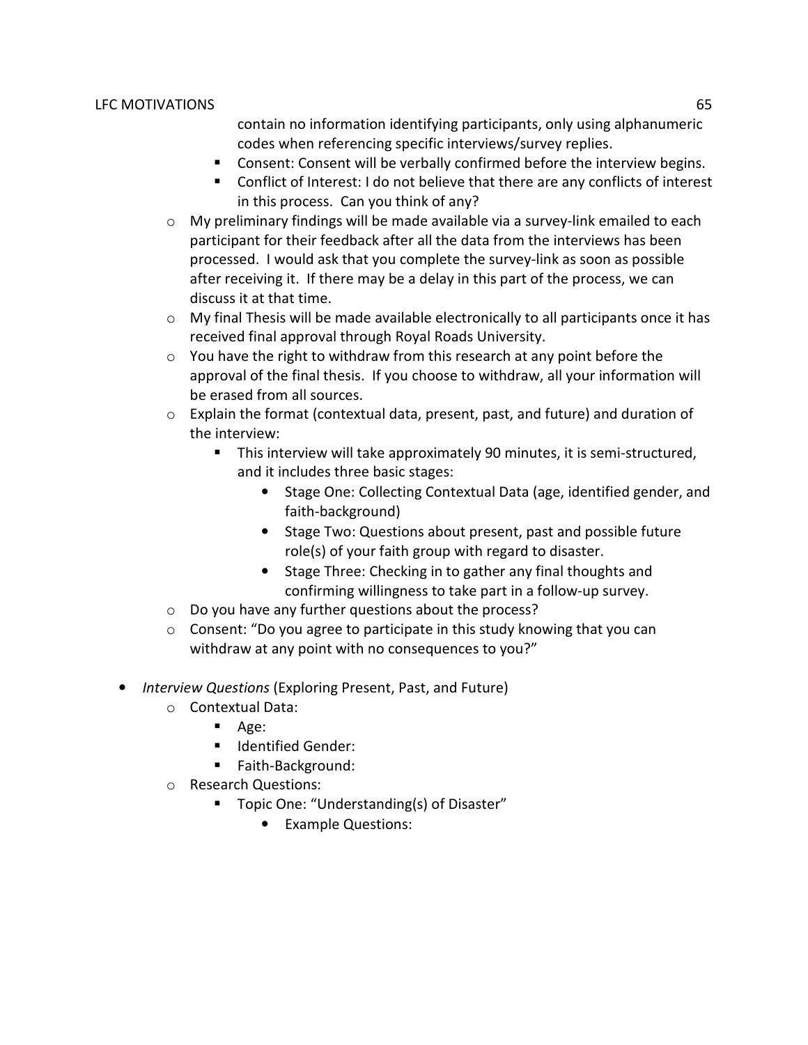- contain no information identifying participants, only using alphanumeric codes when referencing specific interviews/survey replies.
        - Consent: Consent will be verbally confirmed before the interview begins.
        - Conflict of Interest: I do not believe that there are any conflicts of interest in this process. Can you think of any?
    - My preliminary findings will be made available via a survey-link emailed to each participant for their feedback after all the data from the interviews has been processed. I would ask that you complete the survey-link as soon as possible after receiving it. If there may be a delay in this part of the process, we can discuss it at that time.
    - My final Thesis will be made available electronically to all participants once it has received final approval through Royal Roads University.
    - You have the right to withdraw from this research at any point before the approval of the final thesis. If you choose to withdraw, all your information will be erased from all sources.
    - Explain the format (contextual data, present, past, and future) and duration of the interview:
        - This interview will take approximately 90 minutes, it is semi-structured, and it includes three basic stages:
            - Stage One: Collecting Contextual Data (age, identified gender, and faith-background)
            - Stage Two: Questions about present, past and possible future role(s) of your faith group with regard to disaster.
            - Stage Three: Checking in to gather any final thoughts and confirming willingness to take part in a follow-up survey.
    - Do you have any further questions about the process?
    - Consent: "Do you agree to participate in this study knowing that you can withdraw at any point with no consequences to you?"

- *Interview Questions* (Exploring Present, Past, and Future)
    - Contextual Data:
        - Age:
        - Identified Gender:
        - Faith-Background:
    - Research Questions:
        - Topic One: "Understanding(s) of Disaster"
            - Example Questions: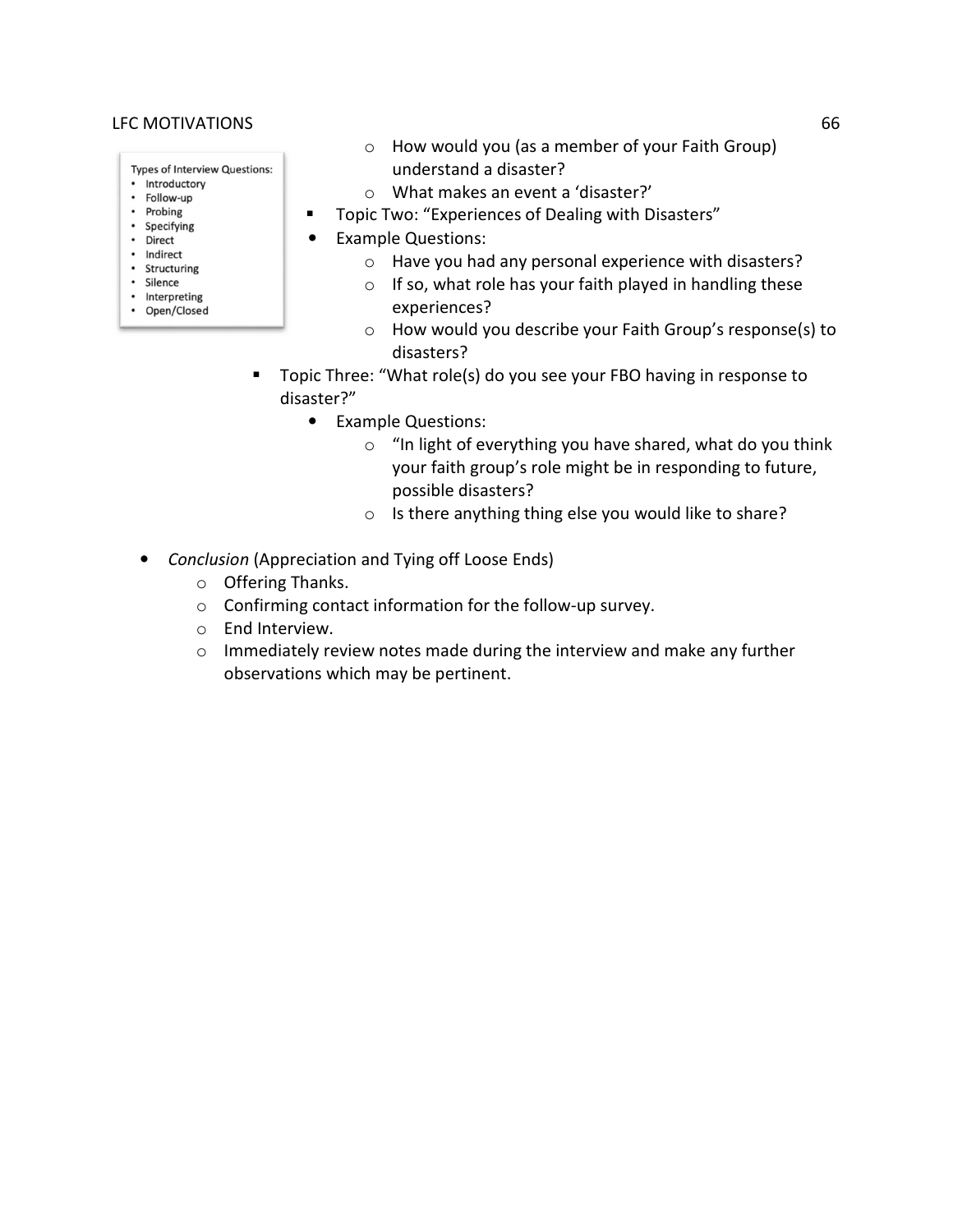Types of Interview Questions:

- Introductory
- Follow-up
- Probing
- Specifying
- Direct
- Indirect
- Structuring
- Silence
- Interpreting
- Open/Closed

        - How would you (as a member of your Faith Group) understand a disaster?
        - What makes an event a 'disaster?'
    - Topic Two: "Experiences of Dealing with Disasters"
    - Example Questions:
        - Have you had any personal experience with disasters?
        - If so, what role has your faith played in handling these experiences?
        - How would you describe your Faith Group's response(s) to disasters?
    - Topic Three: "What role(s) do you see your FBO having in response to disaster?"
        - Example Questions:
            - "In light of everything you have shared, what do you think your faith group's role might be in responding to future, possible disasters?
            - Is there anything thing else you would like to share?

- *Conclusion* (Appreciation and Tying off Loose Ends)
    - Offering Thanks.
    - Confirming contact information for the follow-up survey.
    - End Interview.
    - Immediately review notes made during the interview and make any further observations which may be pertinent.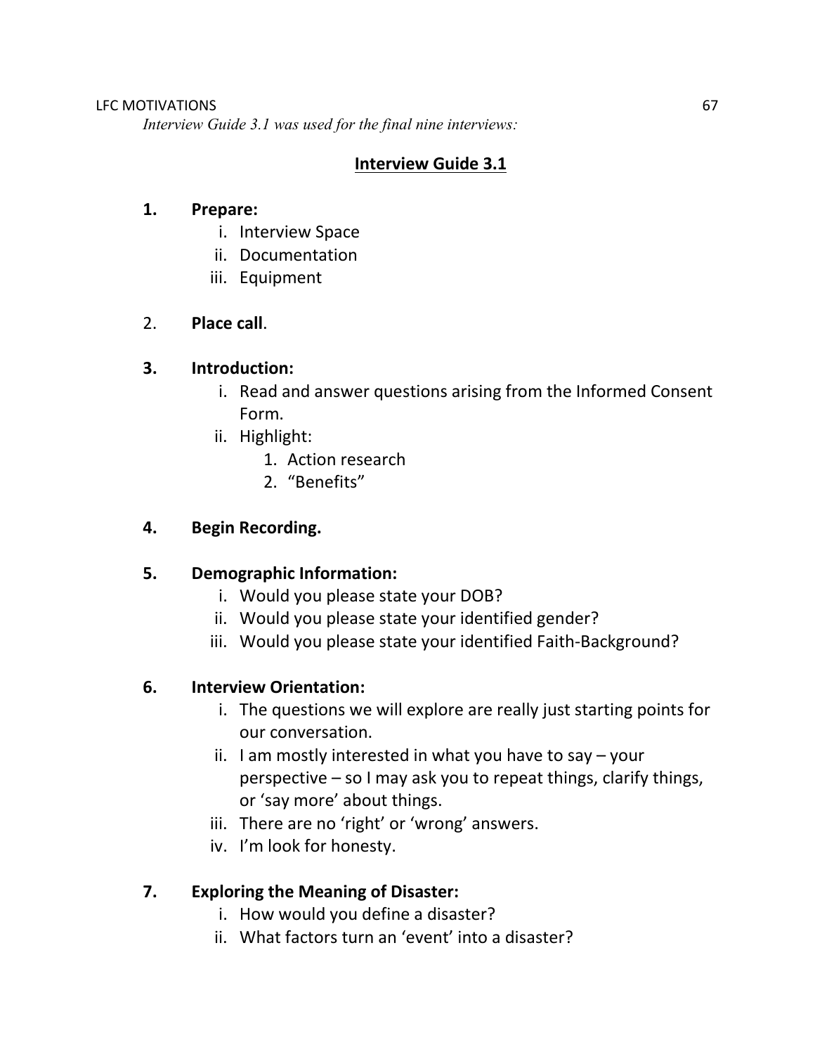*Interview Guide 3.1 was used for the final nine interviews:*

**Interview Guide 3.1**

1. **Prepare:**
   i. Interview Space
   ii. Documentation
   iii. Equipment

2. **Place call**.

3. **Introduction:**
   i. Read and answer questions arising from the Informed Consent Form.
   ii. Highlight:
      1. Action research
      2. "Benefits"

4. **Begin Recording.**

5. **Demographic Information:**
   i. Would you please state your DOB?
   ii. Would you please state your identified gender?
   iii. Would you please state your identified Faith-Background?

6. **Interview Orientation:**
   i. The questions we will explore are really just starting points for our conversation.
   ii. I am mostly interested in what you have to say – your perspective – so I may ask you to repeat things, clarify things, or 'say more' about things.
   iii. There are no 'right' or 'wrong' answers.
   iv. I'm look for honesty.

7. **Exploring the Meaning of Disaster:**
   i. How would you define a disaster?
   ii. What factors turn an 'event' into a disaster?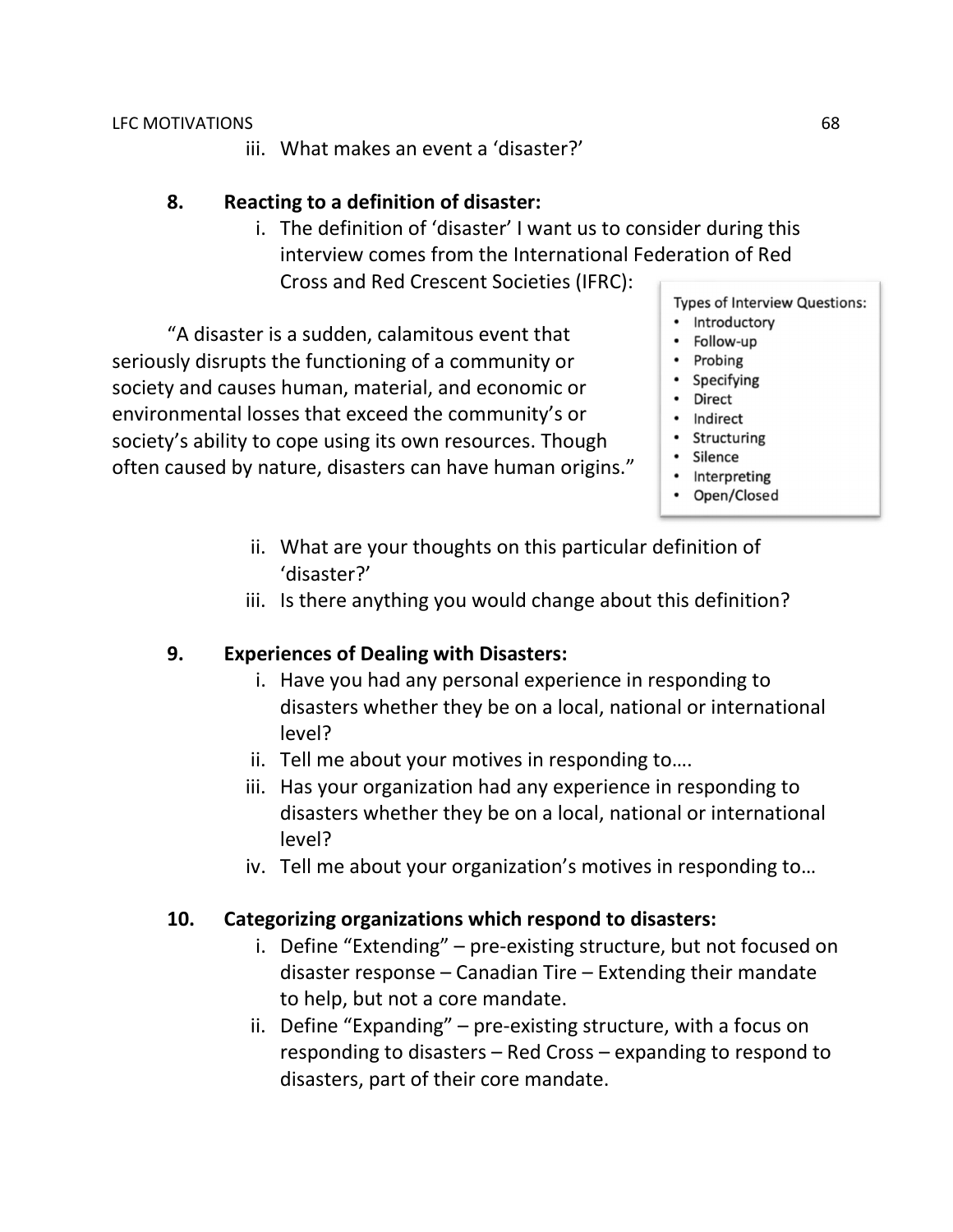iii. What makes an event a 'disaster?'

**8. Reacting to a definition of disaster:**

i. The definition of 'disaster' I want us to consider during this interview comes from the International Federation of Red Cross and Red Crescent Societies (IFRC):

"A disaster is a sudden, calamitous event that seriously disrupts the functioning of a community or society and causes human, material, and economic or environmental losses that exceed the community's or society's ability to cope using its own resources. Though often caused by nature, disasters can have human origins."

Types of Interview Questions:

- Introductory
- Follow-up
- Probing
- Specifying
- Direct
- Indirect
- Structuring
- Silence
- Interpreting
- Open/Closed

ii. What are your thoughts on this particular definition of 'disaster?'

iii. Is there anything you would change about this definition?

**9. Experiences of Dealing with Disasters:**

i. Have you had any personal experience in responding to disasters whether they be on a local, national or international level?

ii. Tell me about your motives in responding to….

iii. Has your organization had any experience in responding to disasters whether they be on a local, national or international level?

iv. Tell me about your organization's motives in responding to…

**10. Categorizing organizations which respond to disasters:**

i. Define "Extending" – pre-existing structure, but not focused on disaster response – Canadian Tire – Extending their mandate to help, but not a core mandate.

ii. Define "Expanding" – pre-existing structure, with a focus on responding to disasters – Red Cross – expanding to respond to disasters, part of their core mandate.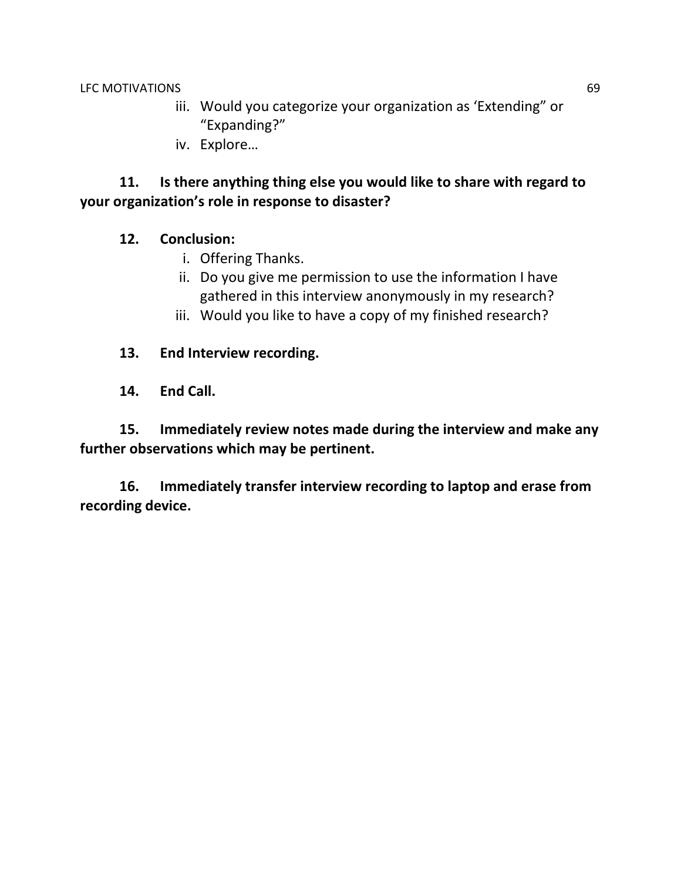iii. Would you categorize your organization as 'Extending" or "Expanding?"
iv. Explore…

**11. Is there anything thing else you would like to share with regard to your organization's role in response to disaster?**

**12. Conclusion:**

i. Offering Thanks.
ii. Do you give me permission to use the information I have gathered in this interview anonymously in my research?
iii. Would you like to have a copy of my finished research?

**13. End Interview recording.**

**14. End Call.**

**15. Immediately review notes made during the interview and make any further observations which may be pertinent.**

**16. Immediately transfer interview recording to laptop and erase from recording device.**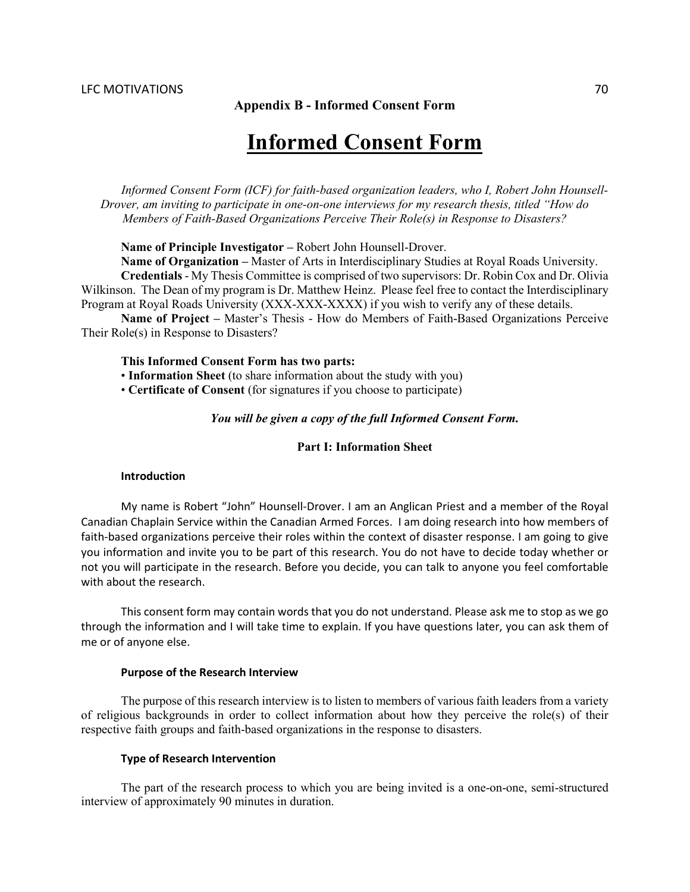**Appendix B - Informed Consent Form**

# Informed Consent Form

*Informed Consent Form (ICF) for faith-based organization leaders, who I, Robert John Hounsell-Drover, am inviting to participate in one-on-one interviews for my research thesis, titled "How do Members of Faith-Based Organizations Perceive Their Role(s) in Response to Disasters?*

**Name of Principle Investigator –** Robert John Hounsell-Drover.

**Name of Organization –** Master of Arts in Interdisciplinary Studies at Royal Roads University.

**Credentials** - My Thesis Committee is comprised of two supervisors: Dr. Robin Cox and Dr. Olivia Wilkinson. The Dean of my program is Dr. Matthew Heinz. Please feel free to contact the Interdisciplinary Program at Royal Roads University (XXX-XXX-XXXX) if you wish to verify any of these details.

**Name of Project –** Master's Thesis - How do Members of Faith-Based Organizations Perceive Their Role(s) in Response to Disasters?

**This Informed Consent Form has two parts:**

- **Information Sheet** (to share information about the study with you)
- **Certificate of Consent** (for signatures if you choose to participate)

***You will be given a copy of the full Informed Consent Form.***

**Part I: Information Sheet**

**Introduction**

My name is Robert "John" Hounsell-Drover. I am an Anglican Priest and a member of the Royal Canadian Chaplain Service within the Canadian Armed Forces. I am doing research into how members of faith-based organizations perceive their roles within the context of disaster response. I am going to give you information and invite you to be part of this research. You do not have to decide today whether or not you will participate in the research. Before you decide, you can talk to anyone you feel comfortable with about the research.

This consent form may contain words that you do not understand. Please ask me to stop as we go through the information and I will take time to explain. If you have questions later, you can ask them of me or of anyone else.

**Purpose of the Research Interview**

The purpose of this research interview is to listen to members of various faith leaders from a variety of religious backgrounds in order to collect information about how they perceive the role(s) of their respective faith groups and faith-based organizations in the response to disasters.

**Type of Research Intervention**

The part of the research process to which you are being invited is a one-on-one, semi-structured interview of approximately 90 minutes in duration.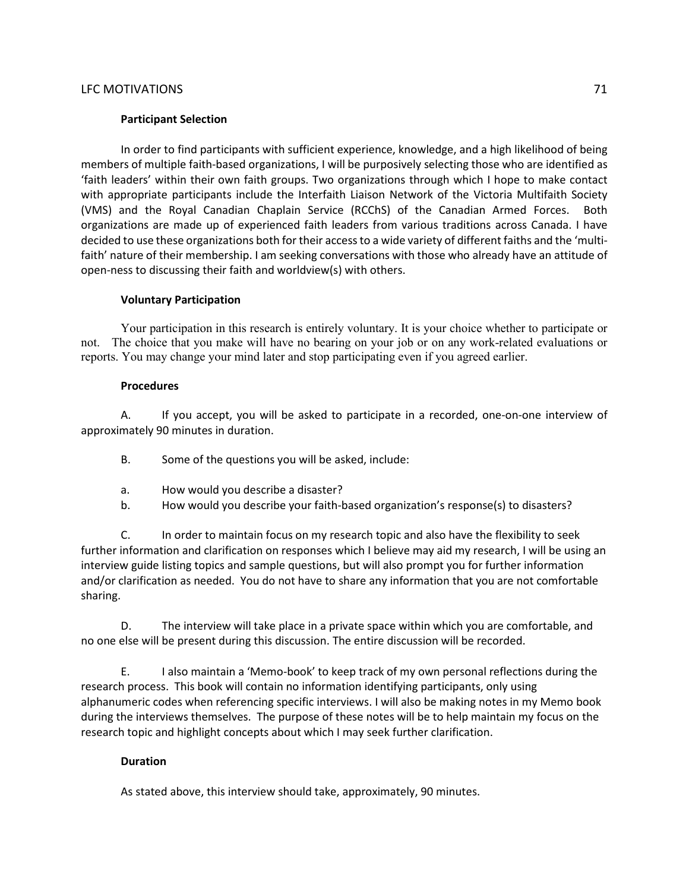**Participant Selection**

In order to find participants with sufficient experience, knowledge, and a high likelihood of being members of multiple faith-based organizations, I will be purposively selecting those who are identified as 'faith leaders' within their own faith groups. Two organizations through which I hope to make contact with appropriate participants include the Interfaith Liaison Network of the Victoria Multifaith Society (VMS) and the Royal Canadian Chaplain Service (RCChS) of the Canadian Armed Forces. Both organizations are made up of experienced faith leaders from various traditions across Canada. I have decided to use these organizations both for their access to a wide variety of different faiths and the 'multi-faith' nature of their membership. I am seeking conversations with those who already have an attitude of open-ness to discussing their faith and worldview(s) with others.

**Voluntary Participation**

Your participation in this research is entirely voluntary. It is your choice whether to participate or not. The choice that you make will have no bearing on your job or on any work-related evaluations or reports. You may change your mind later and stop participating even if you agreed earlier.

**Procedures**

A. If you accept, you will be asked to participate in a recorded, one-on-one interview of approximately 90 minutes in duration.

B. Some of the questions you will be asked, include:

a. How would you describe a disaster?

b. How would you describe your faith-based organization's response(s) to disasters?

C. In order to maintain focus on my research topic and also have the flexibility to seek further information and clarification on responses which I believe may aid my research, I will be using an interview guide listing topics and sample questions, but will also prompt you for further information and/or clarification as needed. You do not have to share any information that you are not comfortable sharing.

D. The interview will take place in a private space within which you are comfortable, and no one else will be present during this discussion. The entire discussion will be recorded.

E. I also maintain a 'Memo-book' to keep track of my own personal reflections during the research process. This book will contain no information identifying participants, only using alphanumeric codes when referencing specific interviews. I will also be making notes in my Memo book during the interviews themselves. The purpose of these notes will be to help maintain my focus on the research topic and highlight concepts about which I may seek further clarification.

**Duration**

As stated above, this interview should take, approximately, 90 minutes.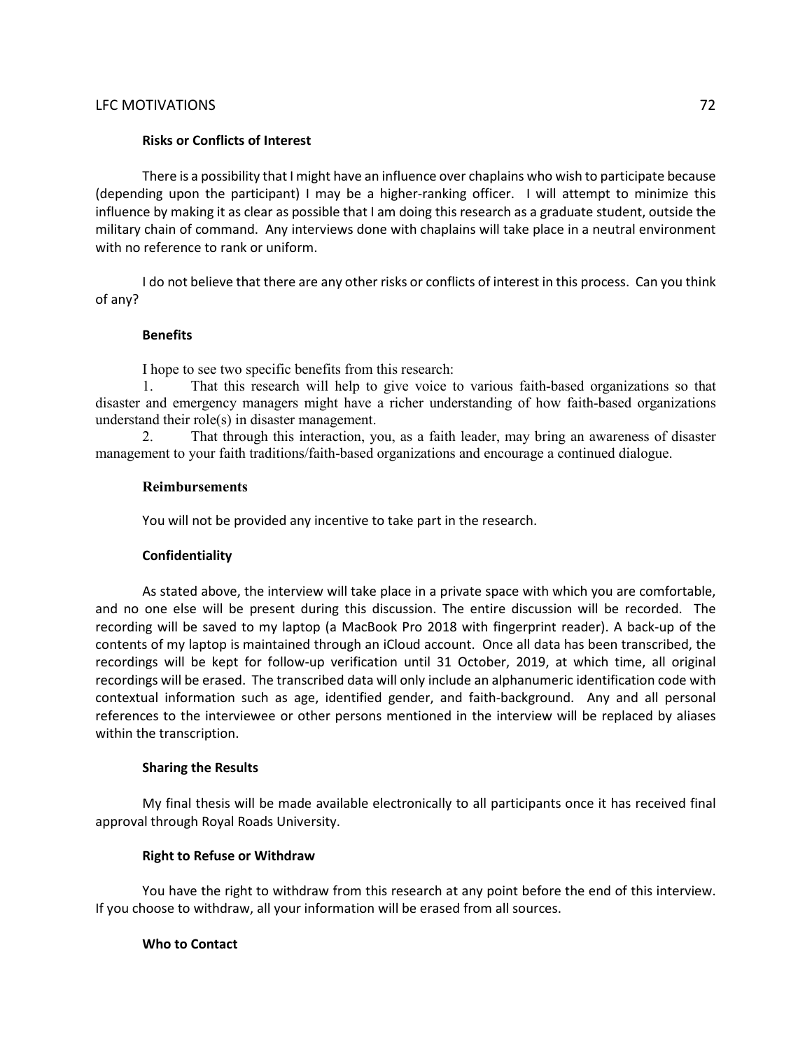**Risks or Conflicts of Interest**

There is a possibility that I might have an influence over chaplains who wish to participate because (depending upon the participant) I may be a higher-ranking officer. I will attempt to minimize this influence by making it as clear as possible that I am doing this research as a graduate student, outside the military chain of command. Any interviews done with chaplains will take place in a neutral environment with no reference to rank or uniform.

I do not believe that there are any other risks or conflicts of interest in this process. Can you think of any?

**Benefits**

I hope to see two specific benefits from this research:

1. That this research will help to give voice to various faith-based organizations so that disaster and emergency managers might have a richer understanding of how faith-based organizations understand their role(s) in disaster management.
2. That through this interaction, you, as a faith leader, may bring an awareness of disaster management to your faith traditions/faith-based organizations and encourage a continued dialogue.

**Reimbursements**

You will not be provided any incentive to take part in the research.

**Confidentiality**

As stated above, the interview will take place in a private space with which you are comfortable, and no one else will be present during this discussion. The entire discussion will be recorded. The recording will be saved to my laptop (a MacBook Pro 2018 with fingerprint reader). A back-up of the contents of my laptop is maintained through an iCloud account. Once all data has been transcribed, the recordings will be kept for follow-up verification until 31 October, 2019, at which time, all original recordings will be erased. The transcribed data will only include an alphanumeric identification code with contextual information such as age, identified gender, and faith-background. Any and all personal references to the interviewee or other persons mentioned in the interview will be replaced by aliases within the transcription.

**Sharing the Results**

My final thesis will be made available electronically to all participants once it has received final approval through Royal Roads University.

**Right to Refuse or Withdraw**

You have the right to withdraw from this research at any point before the end of this interview. If you choose to withdraw, all your information will be erased from all sources.

**Who to Contact**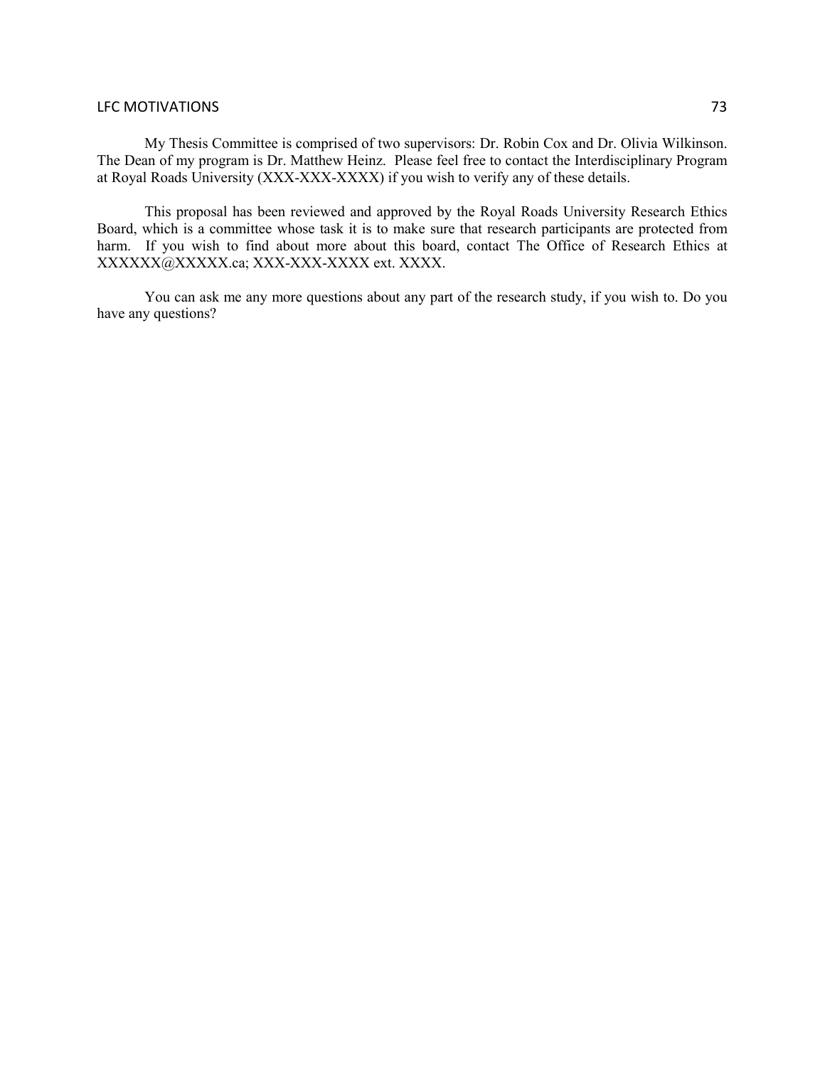My Thesis Committee is comprised of two supervisors: Dr. Robin Cox and Dr. Olivia Wilkinson. The Dean of my program is Dr. Matthew Heinz. Please feel free to contact the Interdisciplinary Program at Royal Roads University (XXX-XXX-XXXX) if you wish to verify any of these details.

This proposal has been reviewed and approved by the Royal Roads University Research Ethics Board, which is a committee whose task it is to make sure that research participants are protected from harm. If you wish to find about more about this board, contact The Office of Research Ethics at XXXXXX@XXXXX.ca; XXX-XXX-XXXX ext. XXXX.

You can ask me any more questions about any part of the research study, if you wish to. Do you have any questions?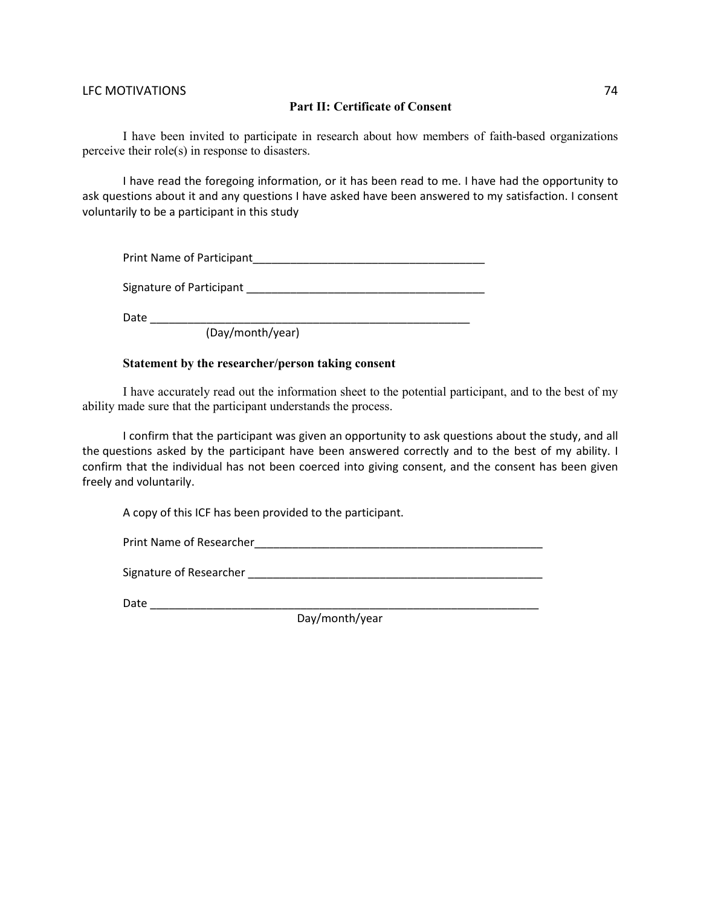## Part II: Certificate of Consent

I have been invited to participate in research about how members of faith-based organizations perceive their role(s) in response to disasters.

I have read the foregoing information, or it has been read to me. I have had the opportunity to ask questions about it and any questions I have asked have been answered to my satisfaction. I consent voluntarily to be a participant in this study

Print Name of Participant_____________________________________

Signature of Participant _____________________________________

Date ____________________________________________________
(Day/month/year)

**Statement by the researcher/person taking consent**

I have accurately read out the information sheet to the potential participant, and to the best of my ability made sure that the participant understands the process.

I confirm that the participant was given an opportunity to ask questions about the study, and all the questions asked by the participant have been answered correctly and to the best of my ability. I confirm that the individual has not been coerced into giving consent, and the consent has been given freely and voluntarily.

A copy of this ICF has been provided to the participant.

Print Name of Researcher______________________________________________

Signature of Researcher ______________________________________________

Date ______________________________________________________________
Day/month/year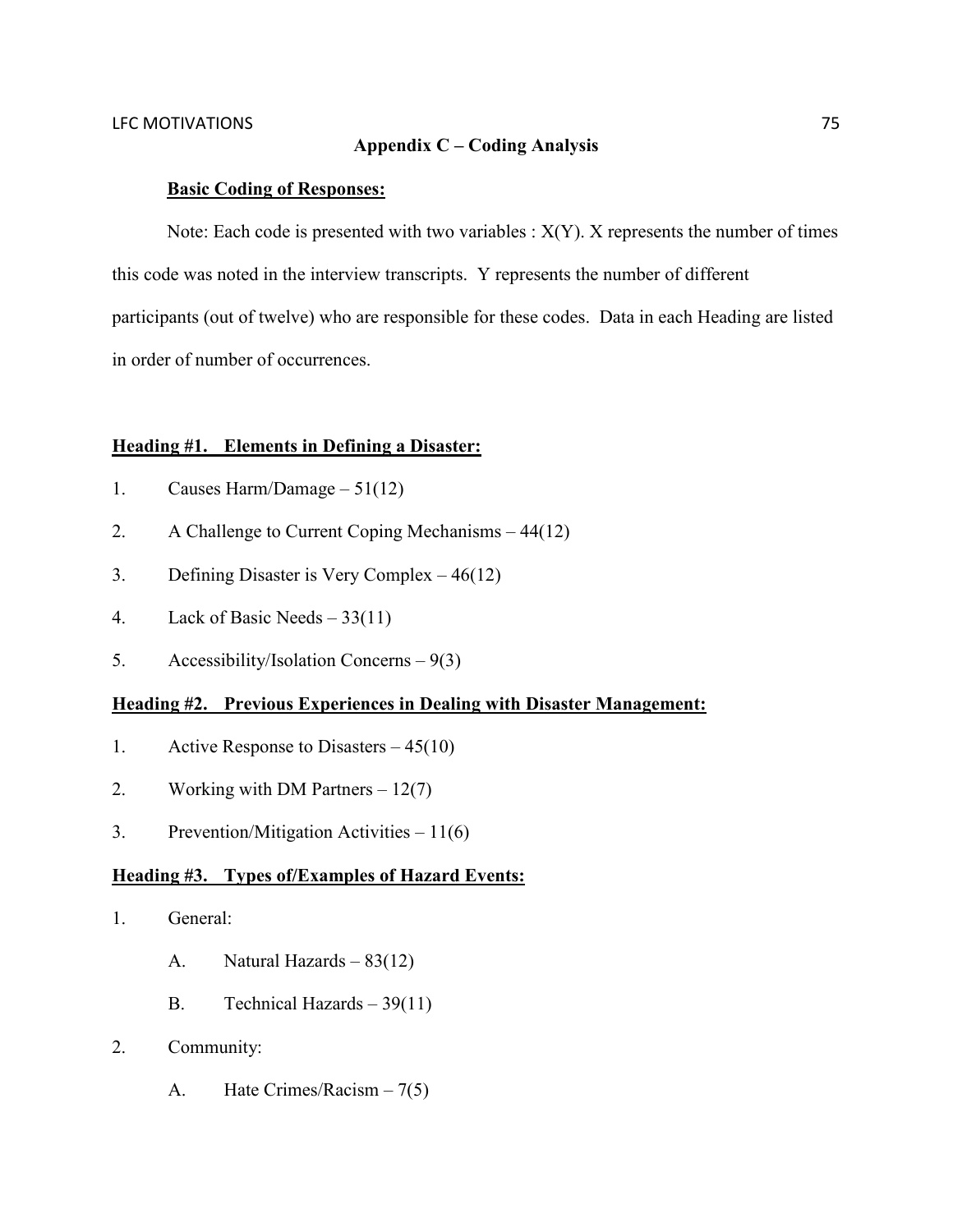## Appendix C – Coding Analysis

**Basic Coding of Responses:**

Note: Each code is presented with two variables : X(Y). X represents the number of times this code was noted in the interview transcripts. Y represents the number of different participants (out of twelve) who are responsible for these codes. Data in each Heading are listed in order of number of occurrences.

**Heading #1. Elements in Defining a Disaster:**

1. Causes Harm/Damage – 51(12)
2. A Challenge to Current Coping Mechanisms – 44(12)
3. Defining Disaster is Very Complex – 46(12)
4. Lack of Basic Needs – 33(11)
5. Accessibility/Isolation Concerns – 9(3)

**Heading #2. Previous Experiences in Dealing with Disaster Management:**

1. Active Response to Disasters – 45(10)
2. Working with DM Partners – 12(7)
3. Prevention/Mitigation Activities – 11(6)

**Heading #3. Types of/Examples of Hazard Events:**

1. General:
   - A. Natural Hazards – 83(12)
   - B. Technical Hazards – 39(11)
2. Community:
   - A. Hate Crimes/Racism – 7(5)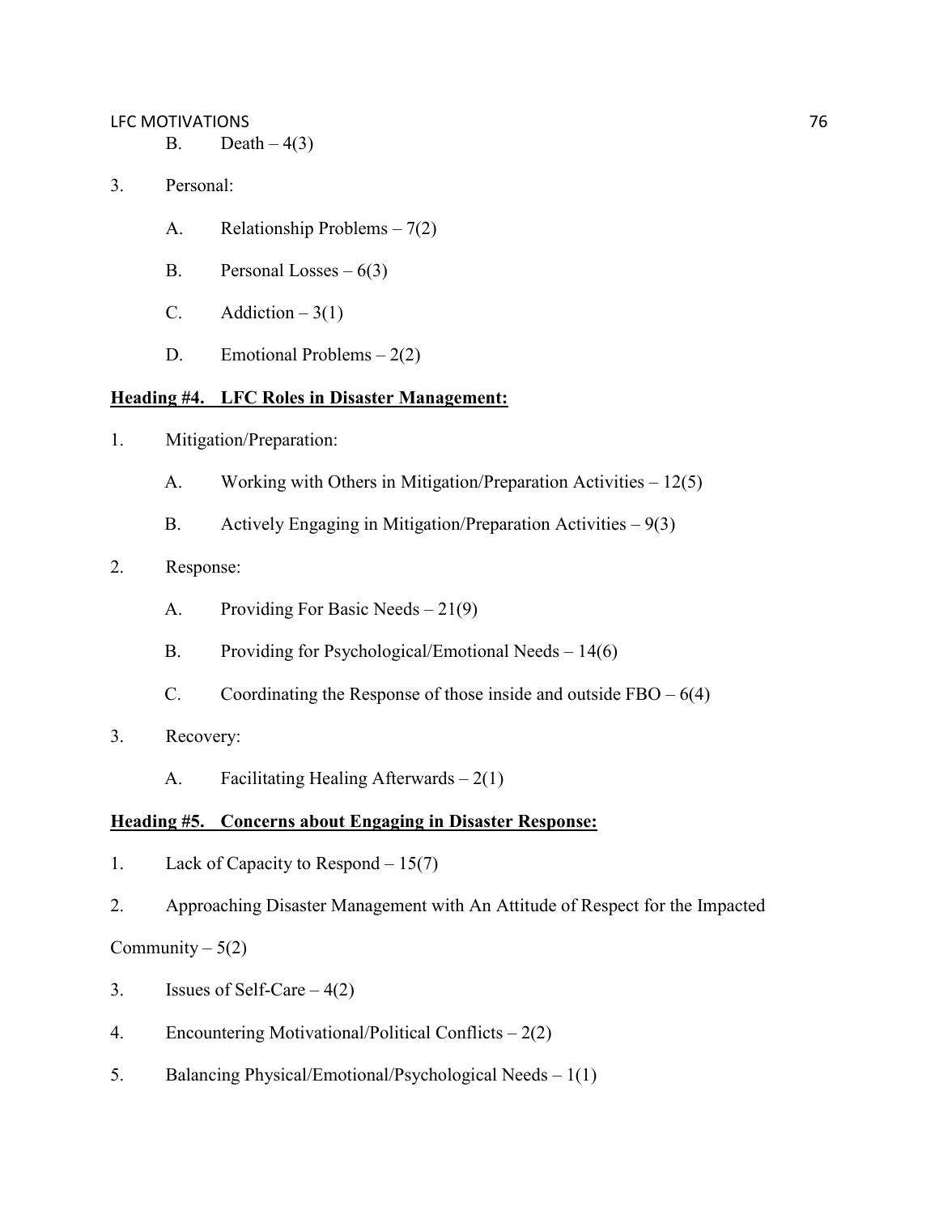B. Death – 4(3)

3. Personal:

   A. Relationship Problems – 7(2)

   B. Personal Losses – 6(3)

   C. Addiction – 3(1)

   D. Emotional Problems – 2(2)

**Heading #4. LFC Roles in Disaster Management:**

1. Mitigation/Preparation:

   A. Working with Others in Mitigation/Preparation Activities – 12(5)

   B. Actively Engaging in Mitigation/Preparation Activities – 9(3)

2. Response:

   A. Providing For Basic Needs – 21(9)

   B. Providing for Psychological/Emotional Needs – 14(6)

   C. Coordinating the Response of those inside and outside FBO – 6(4)

3. Recovery:

   A. Facilitating Healing Afterwards – 2(1)

**Heading #5. Concerns about Engaging in Disaster Response:**

1. Lack of Capacity to Respond – 15(7)

2. Approaching Disaster Management with An Attitude of Respect for the Impacted Community – 5(2)

3. Issues of Self-Care – 4(2)

4. Encountering Motivational/Political Conflicts – 2(2)

5. Balancing Physical/Emotional/Psychological Needs – 1(1)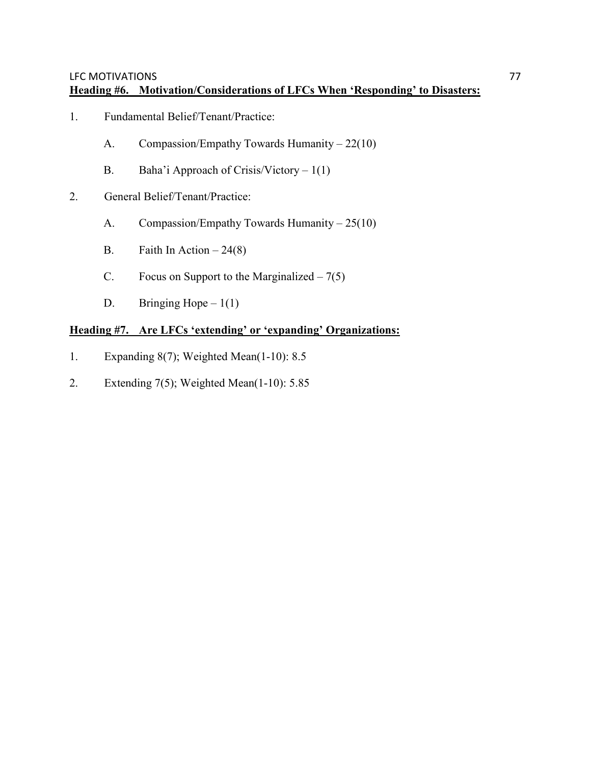**Heading #6. Motivation/Considerations of LFCs When 'Responding' to Disasters:**

1. Fundamental Belief/Tenant/Practice:

   A. Compassion/Empathy Towards Humanity – 22(10)

   B. Baha'i Approach of Crisis/Victory – 1(1)

2. General Belief/Tenant/Practice:

   A. Compassion/Empathy Towards Humanity – 25(10)

   B. Faith In Action – 24(8)

   C. Focus on Support to the Marginalized – 7(5)

   D. Bringing Hope – 1(1)

**Heading #7. Are LFCs 'extending' or 'expanding' Organizations:**

1. Expanding 8(7); Weighted Mean(1-10): 8.5

2. Extending 7(5); Weighted Mean(1-10): 5.85